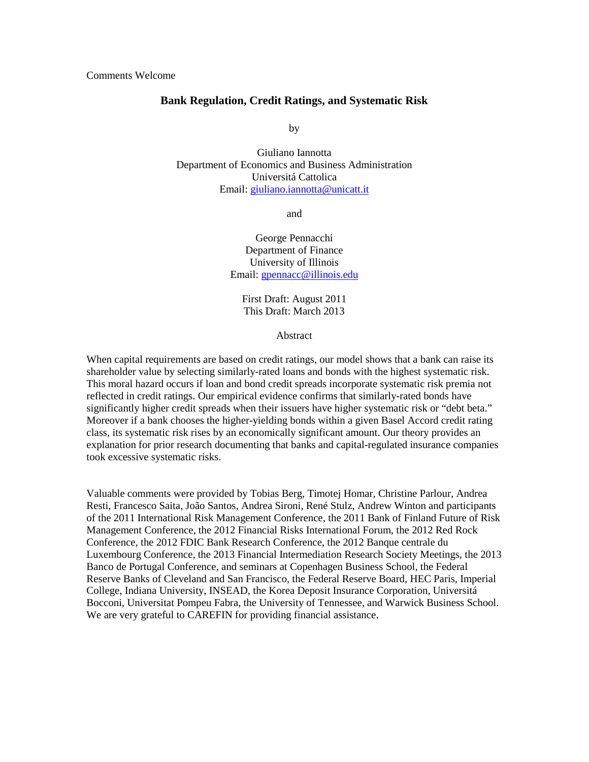Comments Welcome

# Bank Regulation, Credit Ratings, and Systematic Risk

by

Giuliano Iannotta
Department of Economics and Business Administration
Universitá Cattolica
Email: giuliano.iannotta@unicatt.it

and

George Pennacchi
Department of Finance
University of Illinois
Email: gpennacc@illinois.edu

First Draft: August 2011
This Draft: March 2013

## Abstract

When capital requirements are based on credit ratings, our model shows that a bank can raise its shareholder value by selecting similarly-rated loans and bonds with the highest systematic risk. This moral hazard occurs if loan and bond credit spreads incorporate systematic risk premia not reflected in credit ratings. Our empirical evidence confirms that similarly-rated bonds have significantly higher credit spreads when their issuers have higher systematic risk or "debt beta." Moreover if a bank chooses the higher-yielding bonds within a given Basel Accord credit rating class, its systematic risk rises by an economically significant amount. Our theory provides an explanation for prior research documenting that banks and capital-regulated insurance companies took excessive systematic risks.

Valuable comments were provided by Tobias Berg, Timotej Homar, Christine Parlour, Andrea Resti, Francesco Saita, João Santos, Andrea Sironi, René Stulz, Andrew Winton and participants of the 2011 International Risk Management Conference, the 2011 Bank of Finland Future of Risk Management Conference, the 2012 Financial Risks International Forum, the 2012 Red Rock Conference, the 2012 FDIC Bank Research Conference, the 2012 Banque centrale du Luxembourg Conference, the 2013 Financial Intermediation Research Society Meetings, the 2013 Banco de Portugal Conference, and seminars at Copenhagen Business School, the Federal Reserve Banks of Cleveland and San Francisco, the Federal Reserve Board, HEC Paris, Imperial College, Indiana University, INSEAD, the Korea Deposit Insurance Corporation, Universitá Bocconi, Universitat Pompeu Fabra, the University of Tennessee, and Warwick Business School. We are very grateful to CAREFIN for providing financial assistance.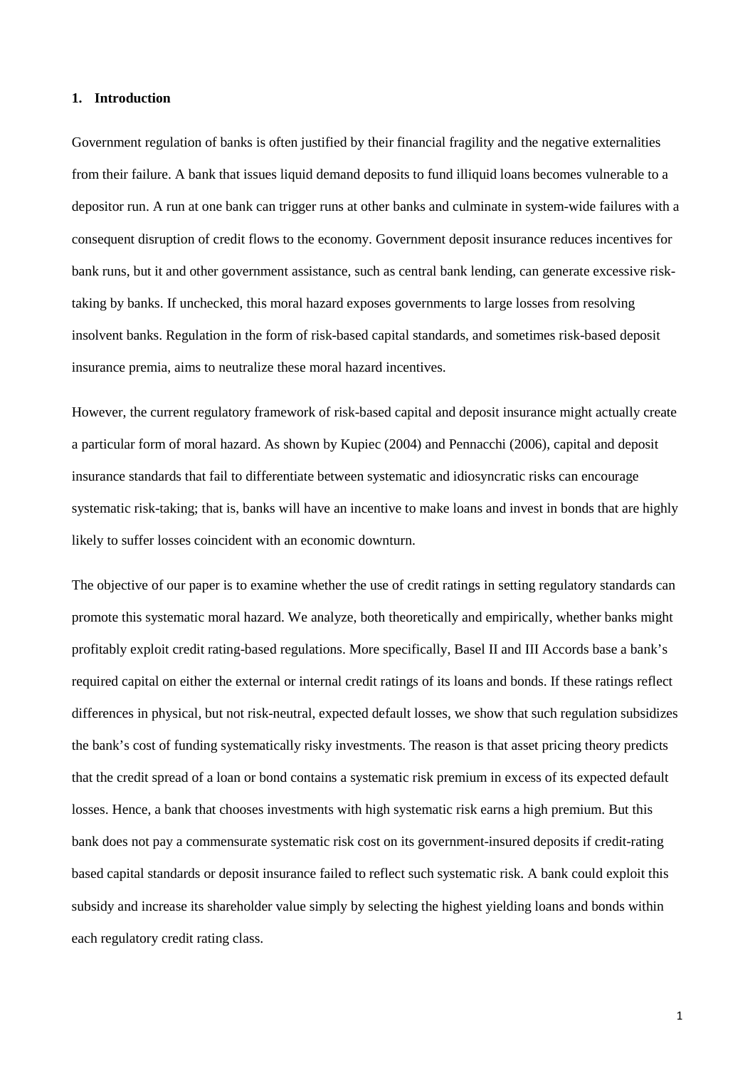## 1. Introduction

Government regulation of banks is often justified by their financial fragility and the negative externalities from their failure. A bank that issues liquid demand deposits to fund illiquid loans becomes vulnerable to a depositor run. A run at one bank can trigger runs at other banks and culminate in system-wide failures with a consequent disruption of credit flows to the economy. Government deposit insurance reduces incentives for bank runs, but it and other government assistance, such as central bank lending, can generate excessive risk-taking by banks. If unchecked, this moral hazard exposes governments to large losses from resolving insolvent banks. Regulation in the form of risk-based capital standards, and sometimes risk-based deposit insurance premia, aims to neutralize these moral hazard incentives.

However, the current regulatory framework of risk-based capital and deposit insurance might actually create a particular form of moral hazard. As shown by Kupiec (2004) and Pennacchi (2006), capital and deposit insurance standards that fail to differentiate between systematic and idiosyncratic risks can encourage systematic risk-taking; that is, banks will have an incentive to make loans and invest in bonds that are highly likely to suffer losses coincident with an economic downturn.

The objective of our paper is to examine whether the use of credit ratings in setting regulatory standards can promote this systematic moral hazard. We analyze, both theoretically and empirically, whether banks might profitably exploit credit rating-based regulations. More specifically, Basel II and III Accords base a bank's required capital on either the external or internal credit ratings of its loans and bonds. If these ratings reflect differences in physical, but not risk-neutral, expected default losses, we show that such regulation subsidizes the bank's cost of funding systematically risky investments. The reason is that asset pricing theory predicts that the credit spread of a loan or bond contains a systematic risk premium in excess of its expected default losses. Hence, a bank that chooses investments with high systematic risk earns a high premium. But this bank does not pay a commensurate systematic risk cost on its government-insured deposits if credit-rating based capital standards or deposit insurance failed to reflect such systematic risk. A bank could exploit this subsidy and increase its shareholder value simply by selecting the highest yielding loans and bonds within each regulatory credit rating class.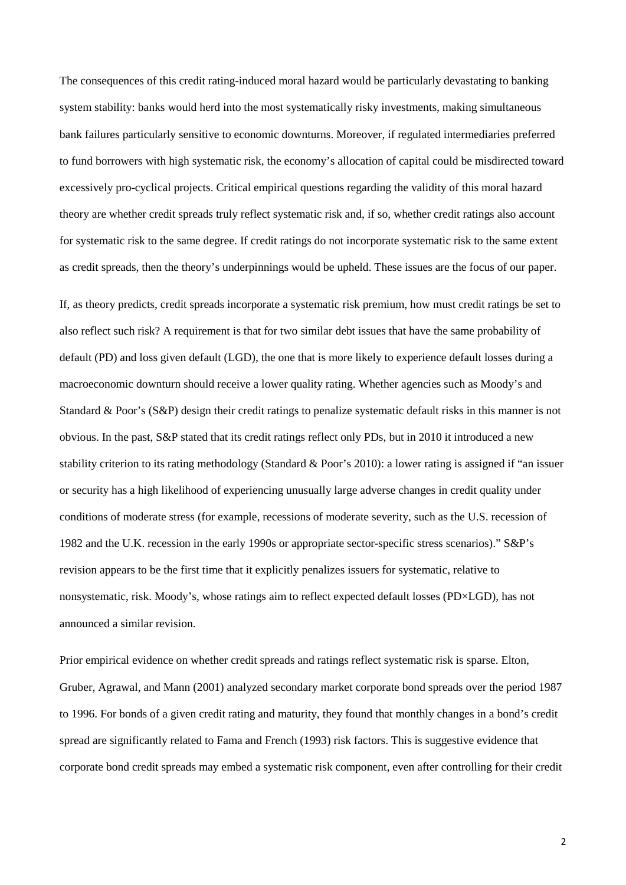The consequences of this credit rating-induced moral hazard would be particularly devastating to banking system stability: banks would herd into the most systematically risky investments, making simultaneous bank failures particularly sensitive to economic downturns. Moreover, if regulated intermediaries preferred to fund borrowers with high systematic risk, the economy's allocation of capital could be misdirected toward excessively pro-cyclical projects. Critical empirical questions regarding the validity of this moral hazard theory are whether credit spreads truly reflect systematic risk and, if so, whether credit ratings also account for systematic risk to the same degree. If credit ratings do not incorporate systematic risk to the same extent as credit spreads, then the theory's underpinnings would be upheld. These issues are the focus of our paper.

If, as theory predicts, credit spreads incorporate a systematic risk premium, how must credit ratings be set to also reflect such risk? A requirement is that for two similar debt issues that have the same probability of default (PD) and loss given default (LGD), the one that is more likely to experience default losses during a macroeconomic downturn should receive a lower quality rating. Whether agencies such as Moody's and Standard & Poor's (S&P) design their credit ratings to penalize systematic default risks in this manner is not obvious. In the past, S&P stated that its credit ratings reflect only PDs, but in 2010 it introduced a new stability criterion to its rating methodology (Standard & Poor's 2010): a lower rating is assigned if "an issuer or security has a high likelihood of experiencing unusually large adverse changes in credit quality under conditions of moderate stress (for example, recessions of moderate severity, such as the U.S. recession of 1982 and the U.K. recession in the early 1990s or appropriate sector-specific stress scenarios)." S&P's revision appears to be the first time that it explicitly penalizes issuers for systematic, relative to nonsystematic, risk. Moody's, whose ratings aim to reflect expected default losses (PD×LGD), has not announced a similar revision.

Prior empirical evidence on whether credit spreads and ratings reflect systematic risk is sparse. Elton, Gruber, Agrawal, and Mann (2001) analyzed secondary market corporate bond spreads over the period 1987 to 1996. For bonds of a given credit rating and maturity, they found that monthly changes in a bond's credit spread are significantly related to Fama and French (1993) risk factors. This is suggestive evidence that corporate bond credit spreads may embed a systematic risk component, even after controlling for their credit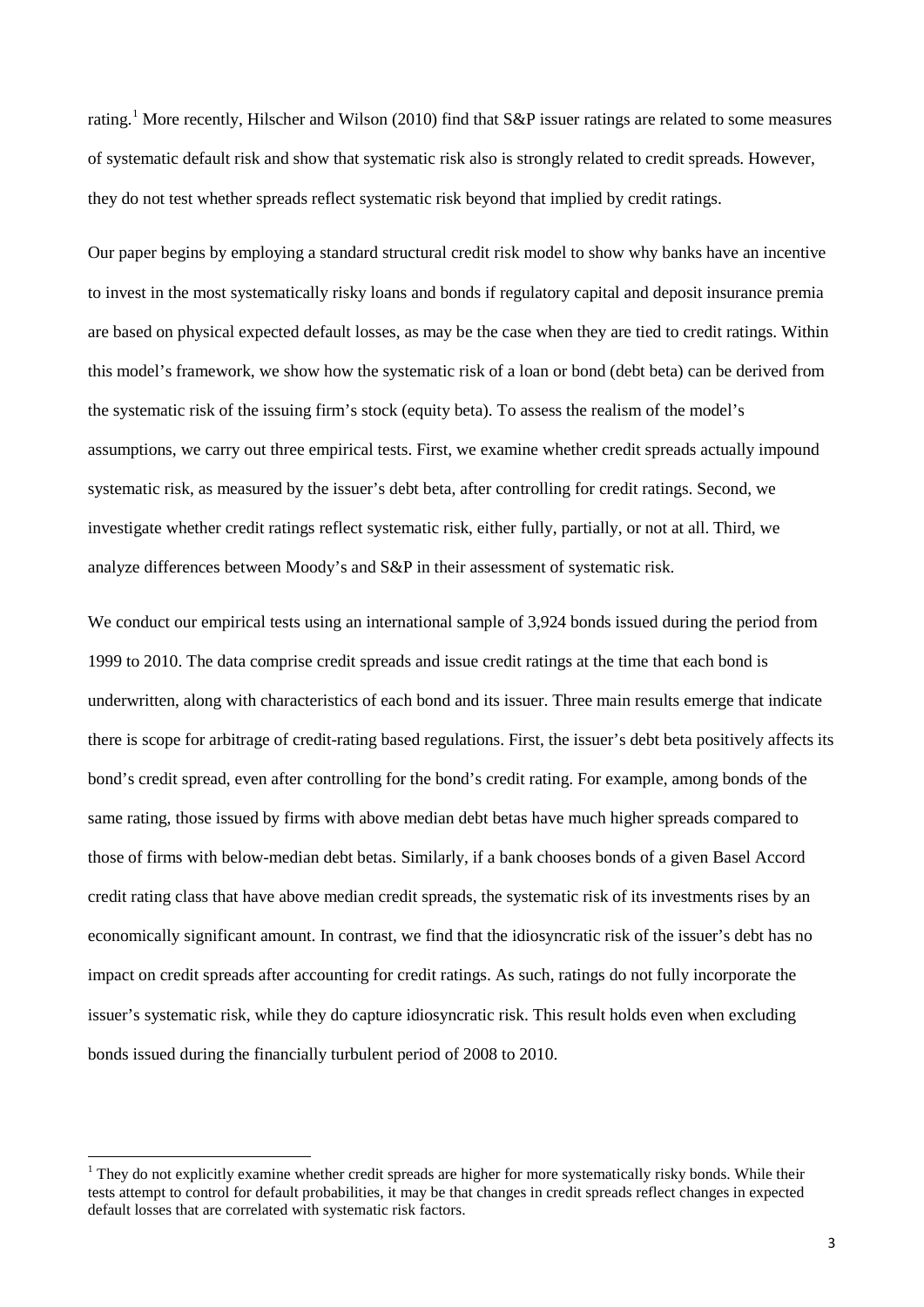rating.[1] More recently, Hilscher and Wilson (2010) find that S&P issuer ratings are related to some measures of systematic default risk and show that systematic risk also is strongly related to credit spreads. However, they do not test whether spreads reflect systematic risk beyond that implied by credit ratings.

Our paper begins by employing a standard structural credit risk model to show why banks have an incentive to invest in the most systematically risky loans and bonds if regulatory capital and deposit insurance premia are based on physical expected default losses, as may be the case when they are tied to credit ratings. Within this model's framework, we show how the systematic risk of a loan or bond (debt beta) can be derived from the systematic risk of the issuing firm's stock (equity beta). To assess the realism of the model's assumptions, we carry out three empirical tests. First, we examine whether credit spreads actually impound systematic risk, as measured by the issuer's debt beta, after controlling for credit ratings. Second, we investigate whether credit ratings reflect systematic risk, either fully, partially, or not at all. Third, we analyze differences between Moody's and S&P in their assessment of systematic risk.

We conduct our empirical tests using an international sample of 3,924 bonds issued during the period from 1999 to 2010. The data comprise credit spreads and issue credit ratings at the time that each bond is underwritten, along with characteristics of each bond and its issuer. Three main results emerge that indicate there is scope for arbitrage of credit-rating based regulations. First, the issuer's debt beta positively affects its bond's credit spread, even after controlling for the bond's credit rating. For example, among bonds of the same rating, those issued by firms with above median debt betas have much higher spreads compared to those of firms with below-median debt betas. Similarly, if a bank chooses bonds of a given Basel Accord credit rating class that have above median credit spreads, the systematic risk of its investments rises by an economically significant amount. In contrast, we find that the idiosyncratic risk of the issuer's debt has no impact on credit spreads after accounting for credit ratings. As such, ratings do not fully incorporate the issuer's systematic risk, while they do capture idiosyncratic risk. This result holds even when excluding bonds issued during the financially turbulent period of 2008 to 2010.

[1] They do not explicitly examine whether credit spreads are higher for more systematically risky bonds. While their tests attempt to control for default probabilities, it may be that changes in credit spreads reflect changes in expected default losses that are correlated with systematic risk factors.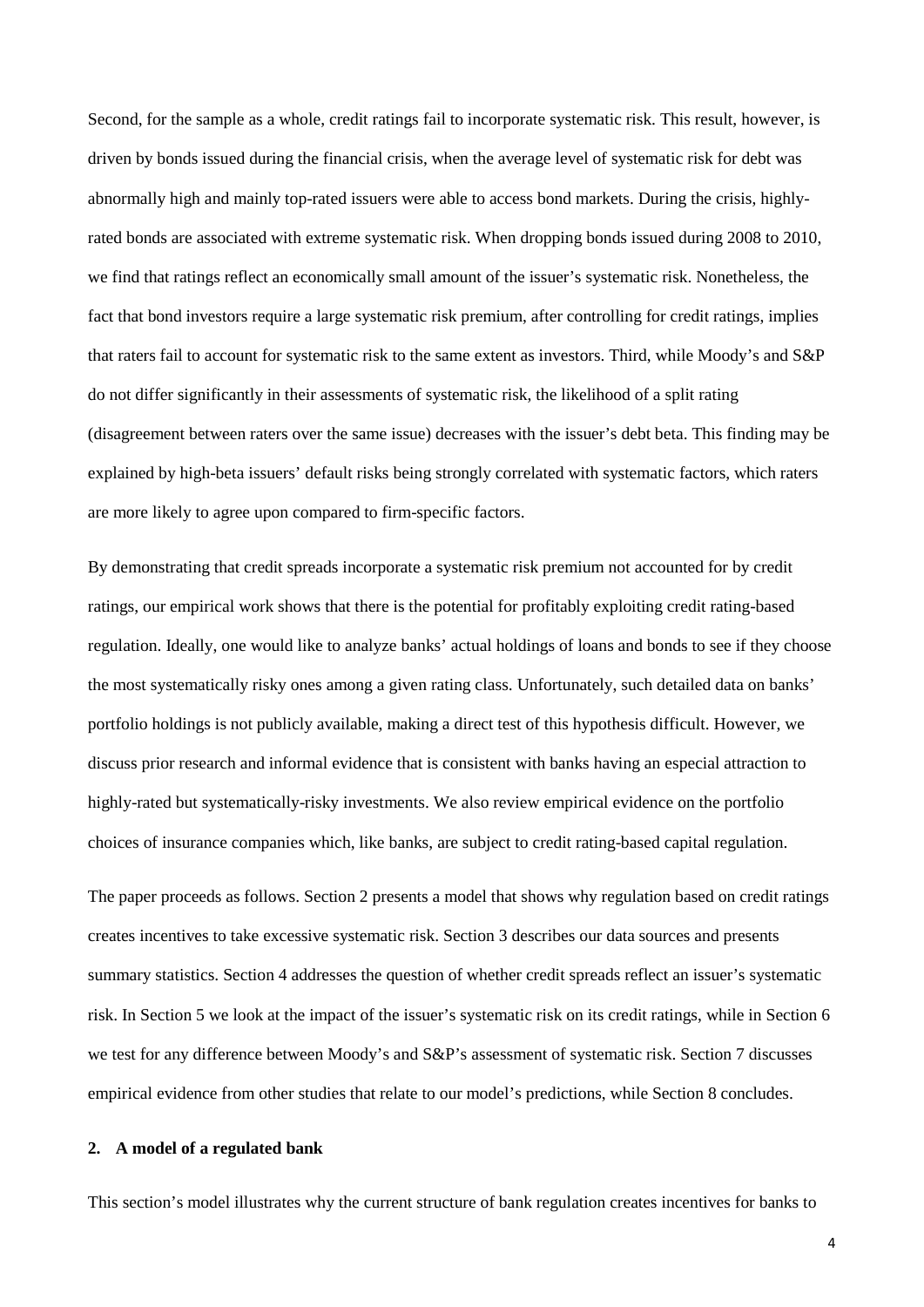Second, for the sample as a whole, credit ratings fail to incorporate systematic risk. This result, however, is driven by bonds issued during the financial crisis, when the average level of systematic risk for debt was abnormally high and mainly top-rated issuers were able to access bond markets. During the crisis, highly-rated bonds are associated with extreme systematic risk. When dropping bonds issued during 2008 to 2010, we find that ratings reflect an economically small amount of the issuer's systematic risk. Nonetheless, the fact that bond investors require a large systematic risk premium, after controlling for credit ratings, implies that raters fail to account for systematic risk to the same extent as investors. Third, while Moody's and S&P do not differ significantly in their assessments of systematic risk, the likelihood of a split rating (disagreement between raters over the same issue) decreases with the issuer's debt beta. This finding may be explained by high-beta issuers' default risks being strongly correlated with systematic factors, which raters are more likely to agree upon compared to firm-specific factors.

By demonstrating that credit spreads incorporate a systematic risk premium not accounted for by credit ratings, our empirical work shows that there is the potential for profitably exploiting credit rating-based regulation. Ideally, one would like to analyze banks' actual holdings of loans and bonds to see if they choose the most systematically risky ones among a given rating class. Unfortunately, such detailed data on banks' portfolio holdings is not publicly available, making a direct test of this hypothesis difficult. However, we discuss prior research and informal evidence that is consistent with banks having an especial attraction to highly-rated but systematically-risky investments. We also review empirical evidence on the portfolio choices of insurance companies which, like banks, are subject to credit rating-based capital regulation.

The paper proceeds as follows. Section 2 presents a model that shows why regulation based on credit ratings creates incentives to take excessive systematic risk. Section 3 describes our data sources and presents summary statistics. Section 4 addresses the question of whether credit spreads reflect an issuer's systematic risk. In Section 5 we look at the impact of the issuer's systematic risk on its credit ratings, while in Section 6 we test for any difference between Moody's and S&P's assessment of systematic risk. Section 7 discusses empirical evidence from other studies that relate to our model's predictions, while Section 8 concludes.

## 2. A model of a regulated bank

This section's model illustrates why the current structure of bank regulation creates incentives for banks to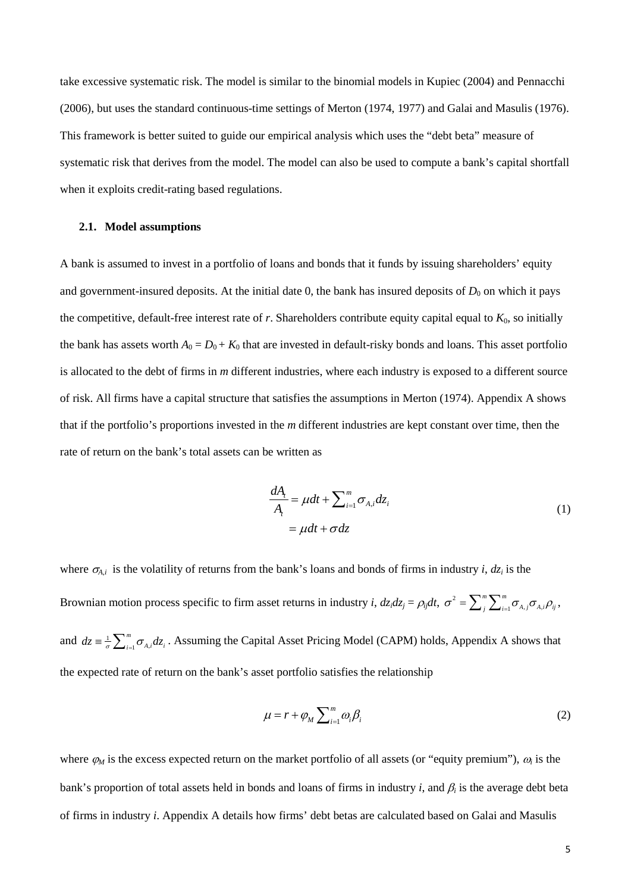take excessive systematic risk. The model is similar to the binomial models in Kupiec (2004) and Pennacchi (2006), but uses the standard continuous-time settings of Merton (1974, 1977) and Galai and Masulis (1976). This framework is better suited to guide our empirical analysis which uses the "debt beta" measure of systematic risk that derives from the model. The model can also be used to compute a bank's capital shortfall when it exploits credit-rating based regulations.

### 2.1. Model assumptions

A bank is assumed to invest in a portfolio of loans and bonds that it funds by issuing shareholders' equity and government-insured deposits. At the initial date 0, the bank has insured deposits of $D_0$ on which it pays the competitive, default-free interest rate of $r$. Shareholders contribute equity capital equal to $K_0$, so initially the bank has assets worth $A_0 = D_0 + K_0$ that are invested in default-risky bonds and loans. This asset portfolio is allocated to the debt of firms in $m$ different industries, where each industry is exposed to a different source of risk. All firms have a capital structure that satisfies the assumptions in Merton (1974). Appendix A shows that if the portfolio's proportions invested in the $m$ different industries are kept constant over time, then the rate of return on the bank's total assets can be written as

$$\begin{aligned} \frac{dA_t}{A_t} &= \mu dt + \sum_{i=1}^{m} \sigma_{A,i} dz_i \\ &= \mu dt + \sigma dz \end{aligned} \tag{1}$$

where $\sigma_{A,i}$ is the volatility of returns from the bank's loans and bonds of firms in industry $i$, $dz_i$ is the Brownian motion process specific to firm asset returns in industry $i$, $dz_i dz_j = \rho_{ij} dt$, $\sigma^2 = \sum_{j}^{m} \sum_{i=1}^{m} \sigma_{A,j} \sigma_{A,i} \rho_{ij}$, and $dz \equiv \frac{1}{\sigma} \sum_{i=1}^{m} \sigma_{A,i} dz_i$. Assuming the Capital Asset Pricing Model (CAPM) holds, Appendix A shows that the expected rate of return on the bank's asset portfolio satisfies the relationship

$$\mu = r + \varphi_M \sum_{i=1}^{m} \omega_i \beta_i \tag{2}$$

where $\varphi_M$ is the excess expected return on the market portfolio of all assets (or "equity premium"), $\omega_i$ is the bank's proportion of total assets held in bonds and loans of firms in industry $i$, and $\beta_i$ is the average debt beta of firms in industry $i$. Appendix A details how firms' debt betas are calculated based on Galai and Masulis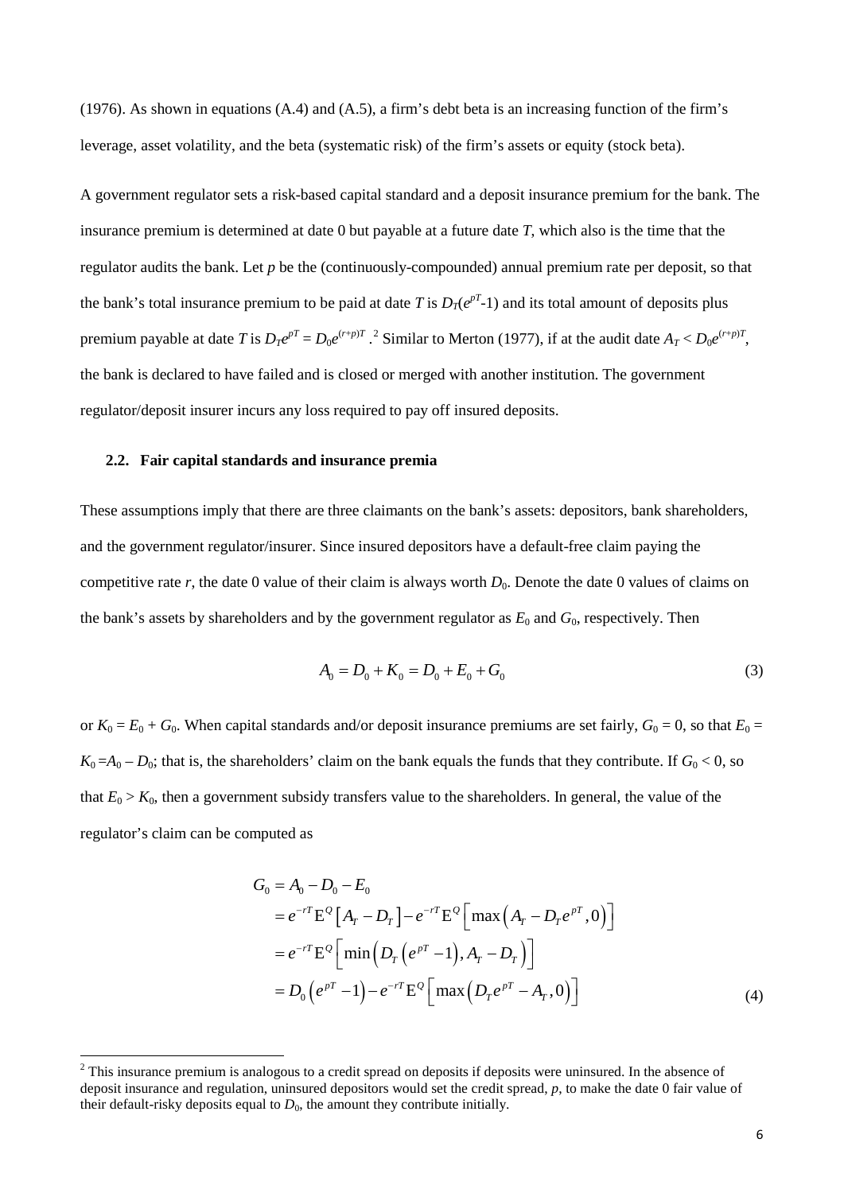(1976). As shown in equations (A.4) and (A.5), a firm's debt beta is an increasing function of the firm's leverage, asset volatility, and the beta (systematic risk) of the firm's assets or equity (stock beta).

A government regulator sets a risk-based capital standard and a deposit insurance premium for the bank. The insurance premium is determined at date 0 but payable at a future date $T$, which also is the time that the regulator audits the bank. Let $p$ be the (continuously-compounded) annual premium rate per deposit, so that the bank's total insurance premium to be paid at date $T$ is $D_T(e^{pT}-1)$ and its total amount of deposits plus premium payable at date $T$ is $D_Te^{pT} = D_0e^{(r+p)T}$.[2] Similar to Merton (1977), if at the audit date $A_T < D_0e^{(r+p)T}$, the bank is declared to have failed and is closed or merged with another institution. The government regulator/deposit insurer incurs any loss required to pay off insured deposits.

### 2.2. Fair capital standards and insurance premia

These assumptions imply that there are three claimants on the bank's assets: depositors, bank shareholders, and the government regulator/insurer. Since insured depositors have a default-free claim paying the competitive rate $r$, the date 0 value of their claim is always worth $D_0$. Denote the date 0 values of claims on the bank's assets by shareholders and by the government regulator as $E_0$ and $G_0$, respectively. Then

$$A_0 = D_0 + K_0 = D_0 + E_0 + G_0 \tag{3}$$

or $K_0 = E_0 + G_0$. When capital standards and/or deposit insurance premiums are set fairly, $G_0 = 0$, so that $E_0 = K_0 = A_0 - D_0$; that is, the shareholders' claim on the bank equals the funds that they contribute. If $G_0 < 0$, so that $E_0 > K_0$, then a government subsidy transfers value to the shareholders. In general, the value of the regulator's claim can be computed as

$$\begin{aligned}
G_0 &= A_0 - D_0 - E_0 \\
&= e^{-rT}\mathrm{E}^Q\left[A_T - D_T\right] - e^{-rT}\mathrm{E}^Q\left[\max\left(A_T - D_Te^{pT}, 0\right)\right] \\
&= e^{-rT}\mathrm{E}^Q\left[\min\left(D_T\left(e^{pT}-1\right), A_T - D_T\right)\right] \\
&= D_0\left(e^{pT}-1\right) - e^{-rT}\mathrm{E}^Q\left[\max\left(D_Te^{pT} - A_T, 0\right)\right]
\end{aligned} \tag{4}$$

[2] This insurance premium is analogous to a credit spread on deposits if deposits were uninsured. In the absence of deposit insurance and regulation, uninsured depositors would set the credit spread, $p$, to make the date 0 fair value of their default-risky deposits equal to $D_0$, the amount they contribute initially.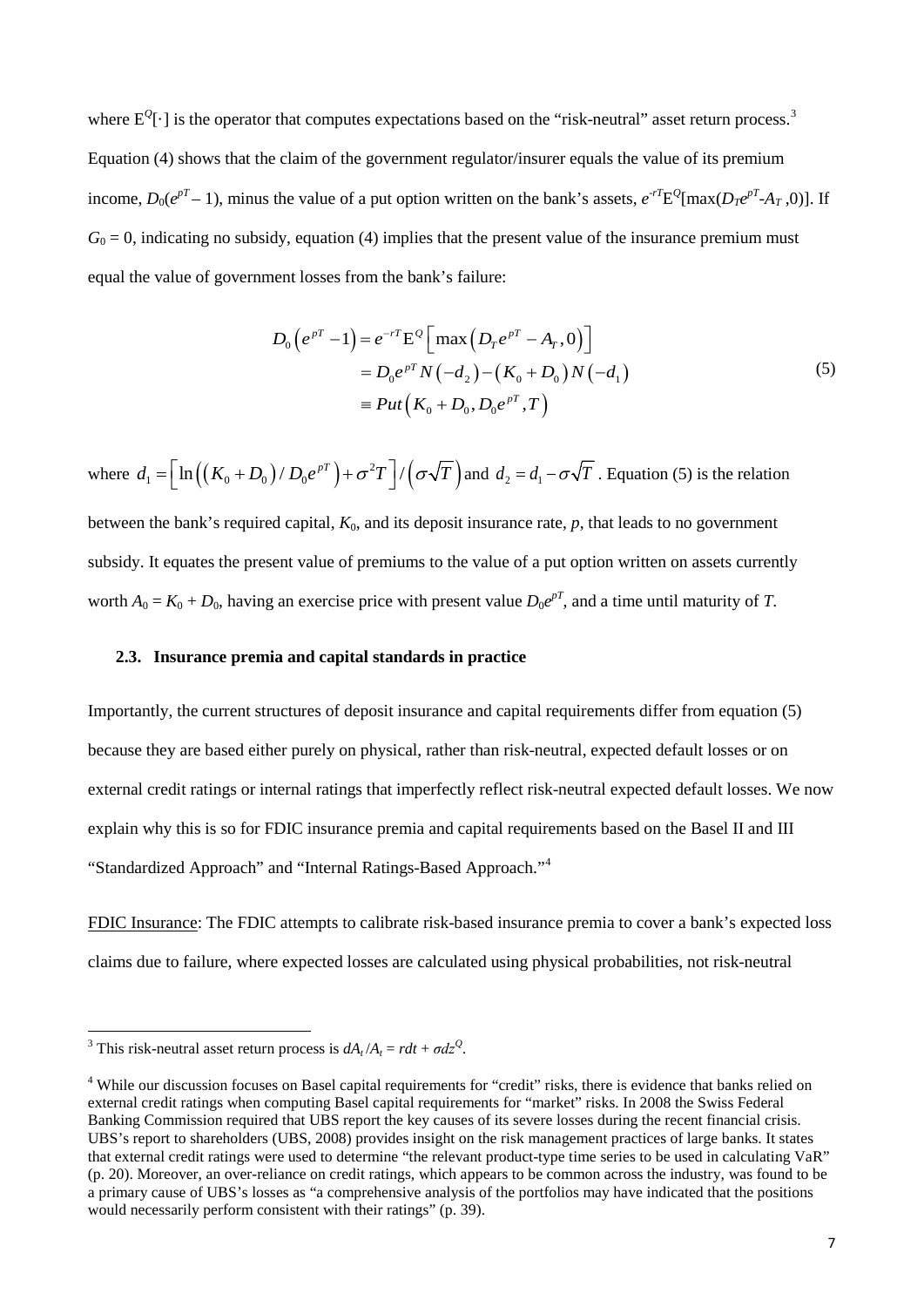where $E^Q[\cdot]$ is the operator that computes expectations based on the "risk-neutral" asset return process.[3] Equation (4) shows that the claim of the government regulator/insurer equals the value of its premium income, $D_0(e^{pT} - 1)$, minus the value of a put option written on the bank's assets, $e^{-rT}E^Q[\max(D_Te^{pT}-A_T, 0)]$. If $G_0 = 0$, indicating no subsidy, equation (4) implies that the present value of the insurance premium must equal the value of government losses from the bank's failure:

$$
\begin{aligned}
D_0\left(e^{pT}-1\right) &= e^{-rT}\mathrm{E}^Q\left[\max\left(D_T e^{pT}-A_T,0\right)\right] \\
&= D_0 e^{pT} N\left(-d_2\right)-\left(K_0+D_0\right)N\left(-d_1\right) \\
&\equiv Put\left(K_0+D_0, D_0 e^{pT}, T\right)
\end{aligned}
\tag{5}
$$

where $d_1 = \left[\ln\left(\left(K_0+D_0\right)/D_0e^{pT}\right)+\sigma^2T\right]/\left(\sigma\sqrt{T}\right)$ and $d_2 = d_1 - \sigma\sqrt{T}$. Equation (5) is the relation between the bank's required capital, $K_0$, and its deposit insurance rate, $p$, that leads to no government subsidy. It equates the present value of premiums to the value of a put option written on assets currently worth $A_0 = K_0 + D_0$, having an exercise price with present value $D_0e^{pT}$, and a time until maturity of $T$.

### 2.3. Insurance premia and capital standards in practice

Importantly, the current structures of deposit insurance and capital requirements differ from equation (5) because they are based either purely on physical, rather than risk-neutral, expected default losses or on external credit ratings or internal ratings that imperfectly reflect risk-neutral expected default losses. We now explain why this is so for FDIC insurance premia and capital requirements based on the Basel II and III "Standardized Approach" and "Internal Ratings-Based Approach."[4]

FDIC Insurance: The FDIC attempts to calibrate risk-based insurance premia to cover a bank's expected loss claims due to failure, where expected losses are calculated using physical probabilities, not risk-neutral

[3] This risk-neutral asset return process is $dA_t/A_t = rdt + \sigma dz^Q$.

[4] While our discussion focuses on Basel capital requirements for "credit" risks, there is evidence that banks relied on external credit ratings when computing Basel capital requirements for "market" risks. In 2008 the Swiss Federal Banking Commission required that UBS report the key causes of its severe losses during the recent financial crisis. UBS's report to shareholders (UBS, 2008) provides insight on the risk management practices of large banks. It states that external credit ratings were used to determine "the relevant product-type time series to be used in calculating VaR" (p. 20). Moreover, an over-reliance on credit ratings, which appears to be common across the industry, was found to be a primary cause of UBS's losses as "a comprehensive analysis of the portfolios may have indicated that the positions would necessarily perform consistent with their ratings" (p. 39).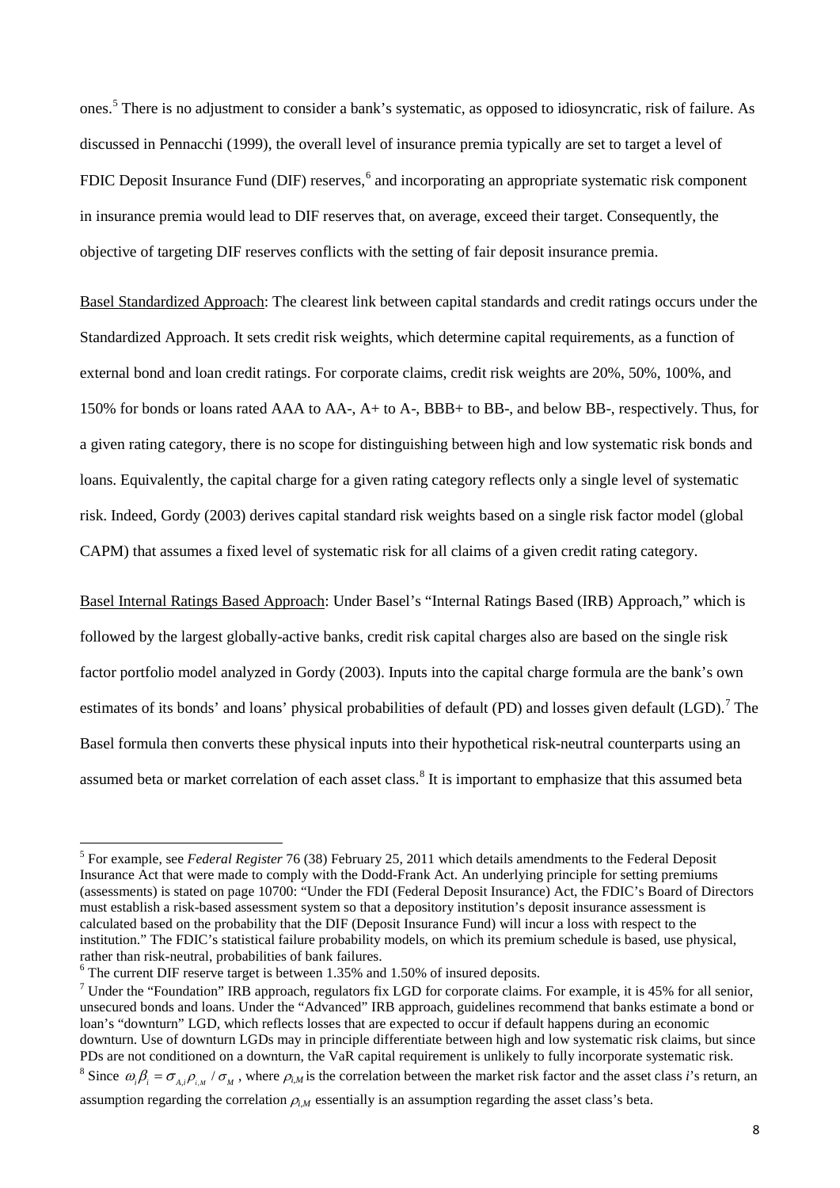ones.[5] There is no adjustment to consider a bank's systematic, as opposed to idiosyncratic, risk of failure. As discussed in Pennacchi (1999), the overall level of insurance premia typically are set to target a level of FDIC Deposit Insurance Fund (DIF) reserves,[6] and incorporating an appropriate systematic risk component in insurance premia would lead to DIF reserves that, on average, exceed their target. Consequently, the objective of targeting DIF reserves conflicts with the setting of fair deposit insurance premia.

Basel Standardized Approach: The clearest link between capital standards and credit ratings occurs under the Standardized Approach. It sets credit risk weights, which determine capital requirements, as a function of external bond and loan credit ratings. For corporate claims, credit risk weights are 20%, 50%, 100%, and 150% for bonds or loans rated AAA to AA-, A+ to A-, BBB+ to BB-, and below BB-, respectively. Thus, for a given rating category, there is no scope for distinguishing between high and low systematic risk bonds and loans. Equivalently, the capital charge for a given rating category reflects only a single level of systematic risk. Indeed, Gordy (2003) derives capital standard risk weights based on a single risk factor model (global CAPM) that assumes a fixed level of systematic risk for all claims of a given credit rating category.

Basel Internal Ratings Based Approach: Under Basel's "Internal Ratings Based (IRB) Approach," which is followed by the largest globally-active banks, credit risk capital charges also are based on the single risk factor portfolio model analyzed in Gordy (2003). Inputs into the capital charge formula are the bank's own estimates of its bonds' and loans' physical probabilities of default (PD) and losses given default (LGD).[7] The Basel formula then converts these physical inputs into their hypothetical risk-neutral counterparts using an assumed beta or market correlation of each asset class.[8] It is important to emphasize that this assumed beta

[5] For example, see *Federal Register* 76 (38) February 25, 2011 which details amendments to the Federal Deposit Insurance Act that were made to comply with the Dodd-Frank Act. An underlying principle for setting premiums (assessments) is stated on page 10700: "Under the FDI (Federal Deposit Insurance) Act, the FDIC's Board of Directors must establish a risk-based assessment system so that a depository institution's deposit insurance assessment is calculated based on the probability that the DIF (Deposit Insurance Fund) will incur a loss with respect to the institution." The FDIC's statistical failure probability models, on which its premium schedule is based, use physical, rather than risk-neutral, probabilities of bank failures.

[6] The current DIF reserve target is between 1.35% and 1.50% of insured deposits.

[7] Under the "Foundation" IRB approach, regulators fix LGD for corporate claims. For example, it is 45% for all senior, unsecured bonds and loans. Under the "Advanced" IRB approach, guidelines recommend that banks estimate a bond or loan's "downturn" LGD, which reflects losses that are expected to occur if default happens during an economic downturn. Use of downturn LGDs may in principle differentiate between high and low systematic risk claims, but since PDs are not conditioned on a downturn, the VaR capital requirement is unlikely to fully incorporate systematic risk.

[8] Since $\omega_i \beta_i = \sigma_{A,i} \rho_{i,M} / \sigma_M$, where $\rho_{i,M}$ is the correlation between the market risk factor and the asset class *i*'s return, an assumption regarding the correlation $\rho_{i,M}$ essentially is an assumption regarding the asset class's beta.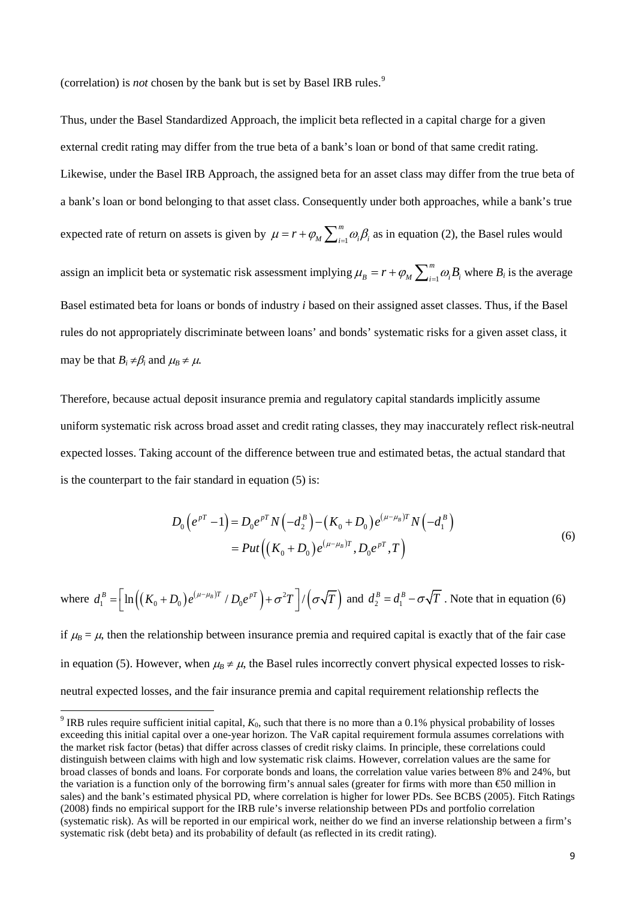(correlation) is *not* chosen by the bank but is set by Basel IRB rules.[9]

Thus, under the Basel Standardized Approach, the implicit beta reflected in a capital charge for a given external credit rating may differ from the true beta of a bank's loan or bond of that same credit rating. Likewise, under the Basel IRB Approach, the assigned beta for an asset class may differ from the true beta of a bank's loan or bond belonging to that asset class. Consequently under both approaches, while a bank's true expected rate of return on assets is given by $\mu = r + \varphi_M \sum_{i=1}^{m} \omega_i \beta_i$ as in equation (2), the Basel rules would assign an implicit beta or systematic risk assessment implying $\mu_B = r + \varphi_M \sum_{i=1}^{m} \omega_i B_i$ where $B_i$ is the average Basel estimated beta for loans or bonds of industry *i* based on their assigned asset classes. Thus, if the Basel rules do not appropriately discriminate between loans' and bonds' systematic risks for a given asset class, it may be that $B_i \neq \beta_i$ and $\mu_B \neq \mu$.

Therefore, because actual deposit insurance premia and regulatory capital standards implicitly assume uniform systematic risk across broad asset and credit rating classes, they may inaccurately reflect risk-neutral expected losses. Taking account of the difference between true and estimated betas, the actual standard that is the counterpart to the fair standard in equation (5) is:

$$
\begin{aligned}
D_0\left(e^{pT}-1\right) &= D_0 e^{pT} N\left(-d_2^B\right) - \left(K_0 + D_0\right) e^{(\mu-\mu_B)T} N\left(-d_1^B\right) \\
&= Put\left(\left(K_0 + D_0\right) e^{(\mu-\mu_B)T}, D_0 e^{pT}, T\right)
\end{aligned}
\tag{6}
$$

where $d_1^B = \left[\ln\left(\left(K_0 + D_0\right) e^{(\mu-\mu_B)T} / D_0 e^{pT}\right) + \sigma^2 T\right] / \left(\sigma\sqrt{T}\right)$ and $d_2^B = d_1^B - \sigma\sqrt{T}$. Note that in equation (6) if $\mu_B = \mu$, then the relationship between insurance premia and required capital is exactly that of the fair case in equation (5). However, when $\mu_B \neq \mu$, the Basel rules incorrectly convert physical expected losses to risk-neutral expected losses, and the fair insurance premia and capital requirement relationship reflects the

[9] IRB rules require sufficient initial capital, $K_0$, such that there is no more than a 0.1% physical probability of losses exceeding this initial capital over a one-year horizon. The VaR capital requirement formula assumes correlations with the market risk factor (betas) that differ across classes of credit risky claims. In principle, these correlations could distinguish between claims with high and low systematic risk claims. However, correlation values are the same for broad classes of bonds and loans. For corporate bonds and loans, the correlation value varies between 8% and 24%, but the variation is a function only of the borrowing firm's annual sales (greater for firms with more than €50 million in sales) and the bank's estimated physical PD, where correlation is higher for lower PDs. See BCBS (2005). Fitch Ratings (2008) finds no empirical support for the IRB rule's inverse relationship between PDs and portfolio correlation (systematic risk). As will be reported in our empirical work, neither do we find an inverse relationship between a firm's systematic risk (debt beta) and its probability of default (as reflected in its credit rating).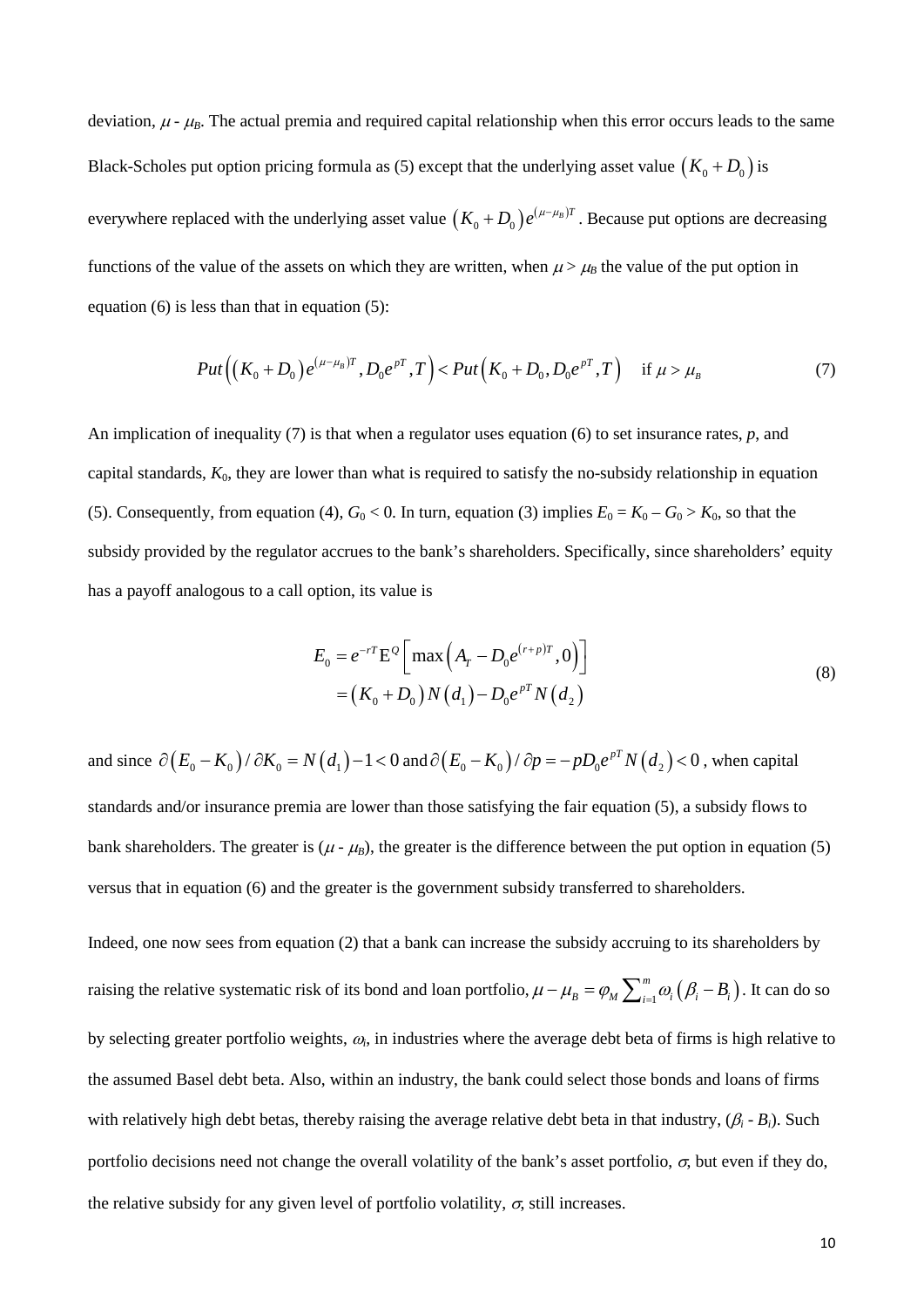deviation, $\mu$ - $\mu_B$. The actual premia and required capital relationship when this error occurs leads to the same Black-Scholes put option pricing formula as (5) except that the underlying asset value $\left(K_0 + D_0\right)$ is everywhere replaced with the underlying asset value $\left(K_0 + D_0\right)e^{(\mu-\mu_B)T}$. Because put options are decreasing functions of the value of the assets on which they are written, when $\mu > \mu_B$ the value of the put option in equation (6) is less than that in equation (5):

$$Put\left(\left(K_0 + D_0\right)e^{(\mu-\mu_B)T}, D_0 e^{pT}, T\right) < Put\left(K_0 + D_0, D_0 e^{pT}, T\right) \quad \text{if } \mu > \mu_B \tag{7}$$

An implication of inequality (7) is that when a regulator uses equation (6) to set insurance rates, $p$, and capital standards, $K_0$, they are lower than what is required to satisfy the no-subsidy relationship in equation (5). Consequently, from equation (4), $G_0 < 0$. In turn, equation (3) implies $E_0 = K_0 - G_0 > K_0$, so that the subsidy provided by the regulator accrues to the bank's shareholders. Specifically, since shareholders' equity has a payoff analogous to a call option, its value is

$$\begin{aligned} E_0 &= e^{-rT}\mathrm{E}^Q\left[\max\left(A_T - D_0 e^{(r+p)T}, 0\right)\right] \\ &= \left(K_0 + D_0\right)N\left(d_1\right) - D_0 e^{pT}N\left(d_2\right) \end{aligned} \tag{8}$$

and since $\partial\left(E_0 - K_0\right)/\partial K_0 = N\left(d_1\right) - 1 < 0$ and $\partial\left(E_0 - K_0\right)/\partial p = -pD_0 e^{pT}N\left(d_2\right) < 0$, when capital standards and/or insurance premia are lower than those satisfying the fair equation (5), a subsidy flows to bank shareholders. The greater is ($\mu$ - $\mu_B$), the greater is the difference between the put option in equation (5) versus that in equation (6) and the greater is the government subsidy transferred to shareholders.

Indeed, one now sees from equation (2) that a bank can increase the subsidy accruing to its shareholders by raising the relative systematic risk of its bond and loan portfolio, $\mu - \mu_B = \varphi_M \sum_{i=1}^{m} \omega_i \left(\beta_i - B_i\right)$. It can do so by selecting greater portfolio weights, $\omega_i$, in industries where the average debt beta of firms is high relative to the assumed Basel debt beta. Also, within an industry, the bank could select those bonds and loans of firms with relatively high debt betas, thereby raising the average relative debt beta in that industry, ($\beta_i$ - $B_i$). Such portfolio decisions need not change the overall volatility of the bank's asset portfolio, $\sigma$, but even if they do, the relative subsidy for any given level of portfolio volatility, $\sigma$, still increases.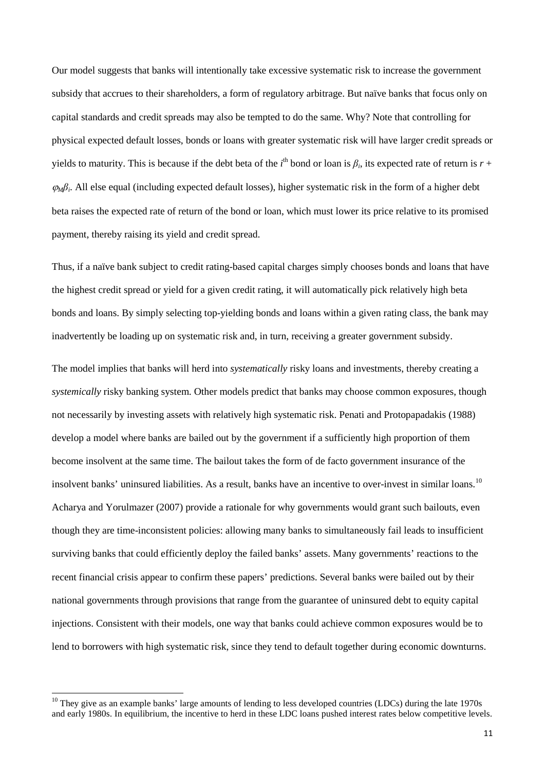Our model suggests that banks will intentionally take excessive systematic risk to increase the government subsidy that accrues to their shareholders, a form of regulatory arbitrage. But naïve banks that focus only on capital standards and credit spreads may also be tempted to do the same. Why? Note that controlling for physical expected default losses, bonds or loans with greater systematic risk will have larger credit spreads or yields to maturity. This is because if the debt beta of the $i^{\text{th}}$ bond or loan is $\beta_i$, its expected rate of return is $r + \varphi_M \beta_i$. All else equal (including expected default losses), higher systematic risk in the form of a higher debt beta raises the expected rate of return of the bond or loan, which must lower its price relative to its promised payment, thereby raising its yield and credit spread.

Thus, if a naïve bank subject to credit rating-based capital charges simply chooses bonds and loans that have the highest credit spread or yield for a given credit rating, it will automatically pick relatively high beta bonds and loans. By simply selecting top-yielding bonds and loans within a given rating class, the bank may inadvertently be loading up on systematic risk and, in turn, receiving a greater government subsidy.

The model implies that banks will herd into *systematically* risky loans and investments, thereby creating a *systemically* risky banking system. Other models predict that banks may choose common exposures, though not necessarily by investing assets with relatively high systematic risk. Penati and Protopapadakis (1988) develop a model where banks are bailed out by the government if a sufficiently high proportion of them become insolvent at the same time. The bailout takes the form of de facto government insurance of the insolvent banks' uninsured liabilities. As a result, banks have an incentive to over-invest in similar loans.[10] Acharya and Yorulmazer (2007) provide a rationale for why governments would grant such bailouts, even though they are time-inconsistent policies: allowing many banks to simultaneously fail leads to insufficient surviving banks that could efficiently deploy the failed banks' assets. Many governments' reactions to the recent financial crisis appear to confirm these papers' predictions. Several banks were bailed out by their national governments through provisions that range from the guarantee of uninsured debt to equity capital injections. Consistent with their models, one way that banks could achieve common exposures would be to lend to borrowers with high systematic risk, since they tend to default together during economic downturns.

[10] They give as an example banks' large amounts of lending to less developed countries (LDCs) during the late 1970s and early 1980s. In equilibrium, the incentive to herd in these LDC loans pushed interest rates below competitive levels.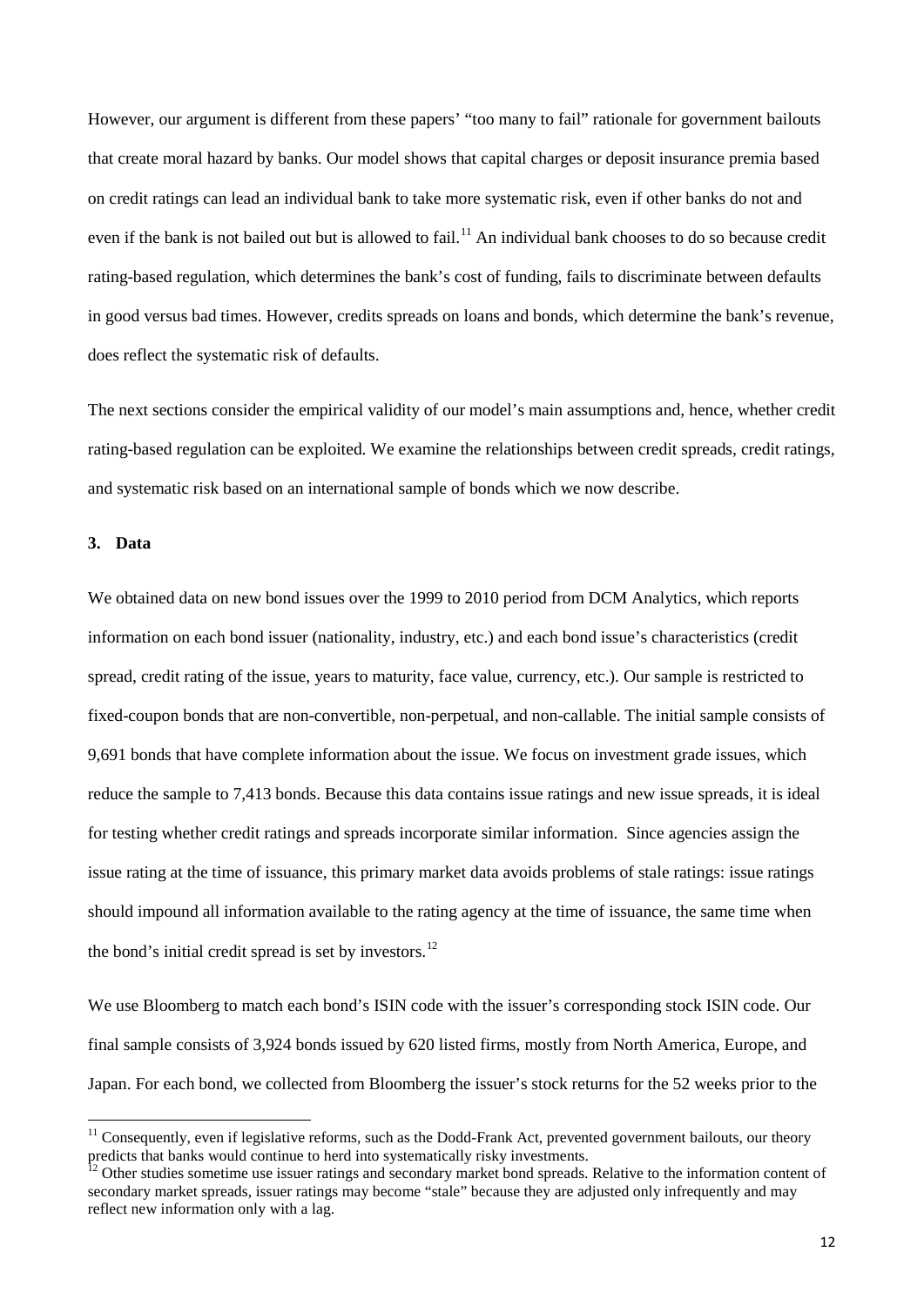However, our argument is different from these papers' "too many to fail" rationale for government bailouts that create moral hazard by banks. Our model shows that capital charges or deposit insurance premia based on credit ratings can lead an individual bank to take more systematic risk, even if other banks do not and even if the bank is not bailed out but is allowed to fail.[11] An individual bank chooses to do so because credit rating-based regulation, which determines the bank's cost of funding, fails to discriminate between defaults in good versus bad times. However, credits spreads on loans and bonds, which determine the bank's revenue, does reflect the systematic risk of defaults.

The next sections consider the empirical validity of our model's main assumptions and, hence, whether credit rating-based regulation can be exploited. We examine the relationships between credit spreads, credit ratings, and systematic risk based on an international sample of bonds which we now describe.

## 3. Data

We obtained data on new bond issues over the 1999 to 2010 period from DCM Analytics, which reports information on each bond issuer (nationality, industry, etc.) and each bond issue's characteristics (credit spread, credit rating of the issue, years to maturity, face value, currency, etc.). Our sample is restricted to fixed-coupon bonds that are non-convertible, non-perpetual, and non-callable. The initial sample consists of 9,691 bonds that have complete information about the issue. We focus on investment grade issues, which reduce the sample to 7,413 bonds. Because this data contains issue ratings and new issue spreads, it is ideal for testing whether credit ratings and spreads incorporate similar information. Since agencies assign the issue rating at the time of issuance, this primary market data avoids problems of stale ratings: issue ratings should impound all information available to the rating agency at the time of issuance, the same time when the bond's initial credit spread is set by investors.[12]

We use Bloomberg to match each bond's ISIN code with the issuer's corresponding stock ISIN code. Our final sample consists of 3,924 bonds issued by 620 listed firms, mostly from North America, Europe, and Japan. For each bond, we collected from Bloomberg the issuer's stock returns for the 52 weeks prior to the

[11] Consequently, even if legislative reforms, such as the Dodd-Frank Act, prevented government bailouts, our theory predicts that banks would continue to herd into systematically risky investments.

[12] Other studies sometime use issuer ratings and secondary market bond spreads. Relative to the information content of secondary market spreads, issuer ratings may become "stale" because they are adjusted only infrequently and may reflect new information only with a lag.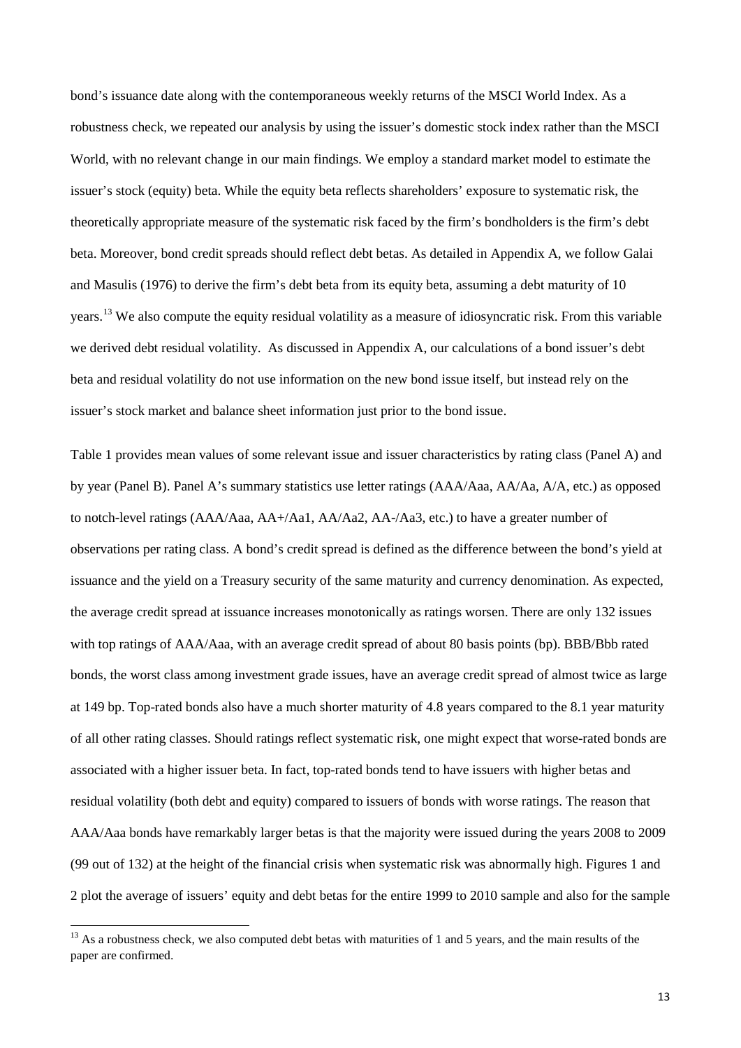bond's issuance date along with the contemporaneous weekly returns of the MSCI World Index. As a robustness check, we repeated our analysis by using the issuer's domestic stock index rather than the MSCI World, with no relevant change in our main findings. We employ a standard market model to estimate the issuer's stock (equity) beta. While the equity beta reflects shareholders' exposure to systematic risk, the theoretically appropriate measure of the systematic risk faced by the firm's bondholders is the firm's debt beta. Moreover, bond credit spreads should reflect debt betas. As detailed in Appendix A, we follow Galai and Masulis (1976) to derive the firm's debt beta from its equity beta, assuming a debt maturity of 10 years.[13] We also compute the equity residual volatility as a measure of idiosyncratic risk. From this variable we derived debt residual volatility. As discussed in Appendix A, our calculations of a bond issuer's debt beta and residual volatility do not use information on the new bond issue itself, but instead rely on the issuer's stock market and balance sheet information just prior to the bond issue.

Table 1 provides mean values of some relevant issue and issuer characteristics by rating class (Panel A) and by year (Panel B). Panel A's summary statistics use letter ratings (AAA/Aaa, AA/Aa, A/A, etc.) as opposed to notch-level ratings (AAA/Aaa, AA+/Aa1, AA/Aa2, AA-/Aa3, etc.) to have a greater number of observations per rating class. A bond's credit spread is defined as the difference between the bond's yield at issuance and the yield on a Treasury security of the same maturity and currency denomination. As expected, the average credit spread at issuance increases monotonically as ratings worsen. There are only 132 issues with top ratings of AAA/Aaa, with an average credit spread of about 80 basis points (bp). BBB/Bbb rated bonds, the worst class among investment grade issues, have an average credit spread of almost twice as large at 149 bp. Top-rated bonds also have a much shorter maturity of 4.8 years compared to the 8.1 year maturity of all other rating classes. Should ratings reflect systematic risk, one might expect that worse-rated bonds are associated with a higher issuer beta. In fact, top-rated bonds tend to have issuers with higher betas and residual volatility (both debt and equity) compared to issuers of bonds with worse ratings. The reason that AAA/Aaa bonds have remarkably larger betas is that the majority were issued during the years 2008 to 2009 (99 out of 132) at the height of the financial crisis when systematic risk was abnormally high. Figures 1 and 2 plot the average of issuers' equity and debt betas for the entire 1999 to 2010 sample and also for the sample

[13] As a robustness check, we also computed debt betas with maturities of 1 and 5 years, and the main results of the paper are confirmed.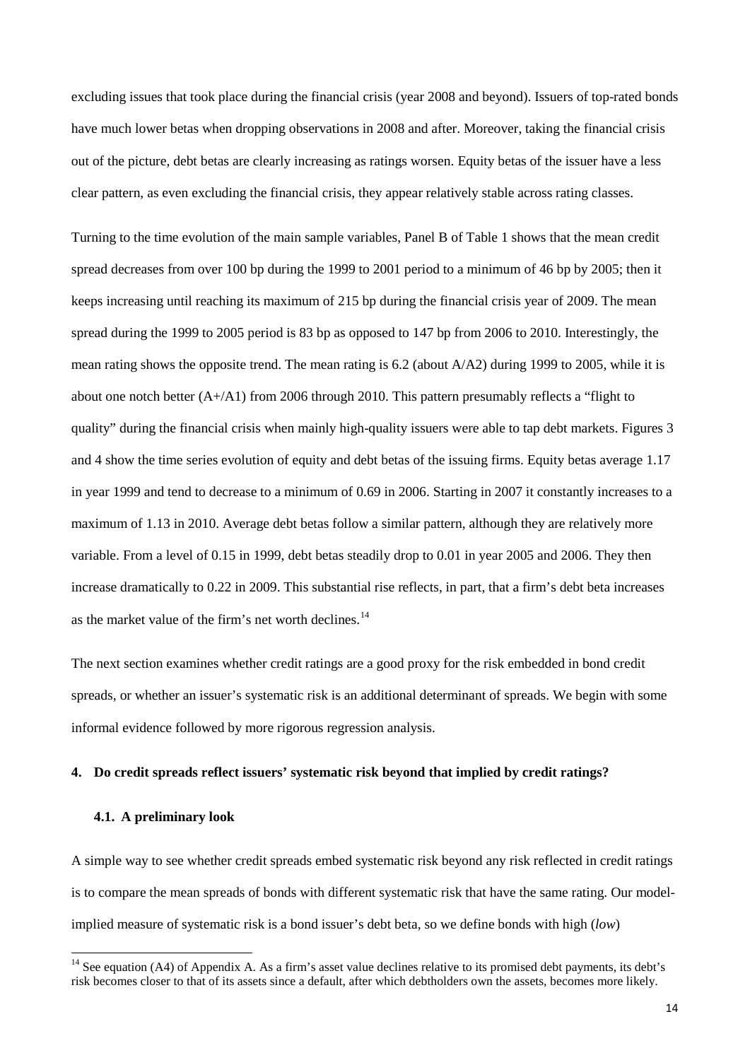excluding issues that took place during the financial crisis (year 2008 and beyond). Issuers of top-rated bonds have much lower betas when dropping observations in 2008 and after. Moreover, taking the financial crisis out of the picture, debt betas are clearly increasing as ratings worsen. Equity betas of the issuer have a less clear pattern, as even excluding the financial crisis, they appear relatively stable across rating classes.

Turning to the time evolution of the main sample variables, Panel B of Table 1 shows that the mean credit spread decreases from over 100 bp during the 1999 to 2001 period to a minimum of 46 bp by 2005; then it keeps increasing until reaching its maximum of 215 bp during the financial crisis year of 2009. The mean spread during the 1999 to 2005 period is 83 bp as opposed to 147 bp from 2006 to 2010. Interestingly, the mean rating shows the opposite trend. The mean rating is 6.2 (about A/A2) during 1999 to 2005, while it is about one notch better (A+/A1) from 2006 through 2010. This pattern presumably reflects a "flight to quality" during the financial crisis when mainly high-quality issuers were able to tap debt markets. Figures 3 and 4 show the time series evolution of equity and debt betas of the issuing firms. Equity betas average 1.17 in year 1999 and tend to decrease to a minimum of 0.69 in 2006. Starting in 2007 it constantly increases to a maximum of 1.13 in 2010. Average debt betas follow a similar pattern, although they are relatively more variable. From a level of 0.15 in 1999, debt betas steadily drop to 0.01 in year 2005 and 2006. They then increase dramatically to 0.22 in 2009. This substantial rise reflects, in part, that a firm's debt beta increases as the market value of the firm's net worth declines.[14]

The next section examines whether credit ratings are a good proxy for the risk embedded in bond credit spreads, or whether an issuer's systematic risk is an additional determinant of spreads. We begin with some informal evidence followed by more rigorous regression analysis.

## 4. Do credit spreads reflect issuers' systematic risk beyond that implied by credit ratings?

### 4.1. A preliminary look

A simple way to see whether credit spreads embed systematic risk beyond any risk reflected in credit ratings is to compare the mean spreads of bonds with different systematic risk that have the same rating. Our model-implied measure of systematic risk is a bond issuer's debt beta, so we define bonds with high (*low*)

[14] See equation (A4) of Appendix A. As a firm's asset value declines relative to its promised debt payments, its debt's risk becomes closer to that of its assets since a default, after which debtholders own the assets, becomes more likely.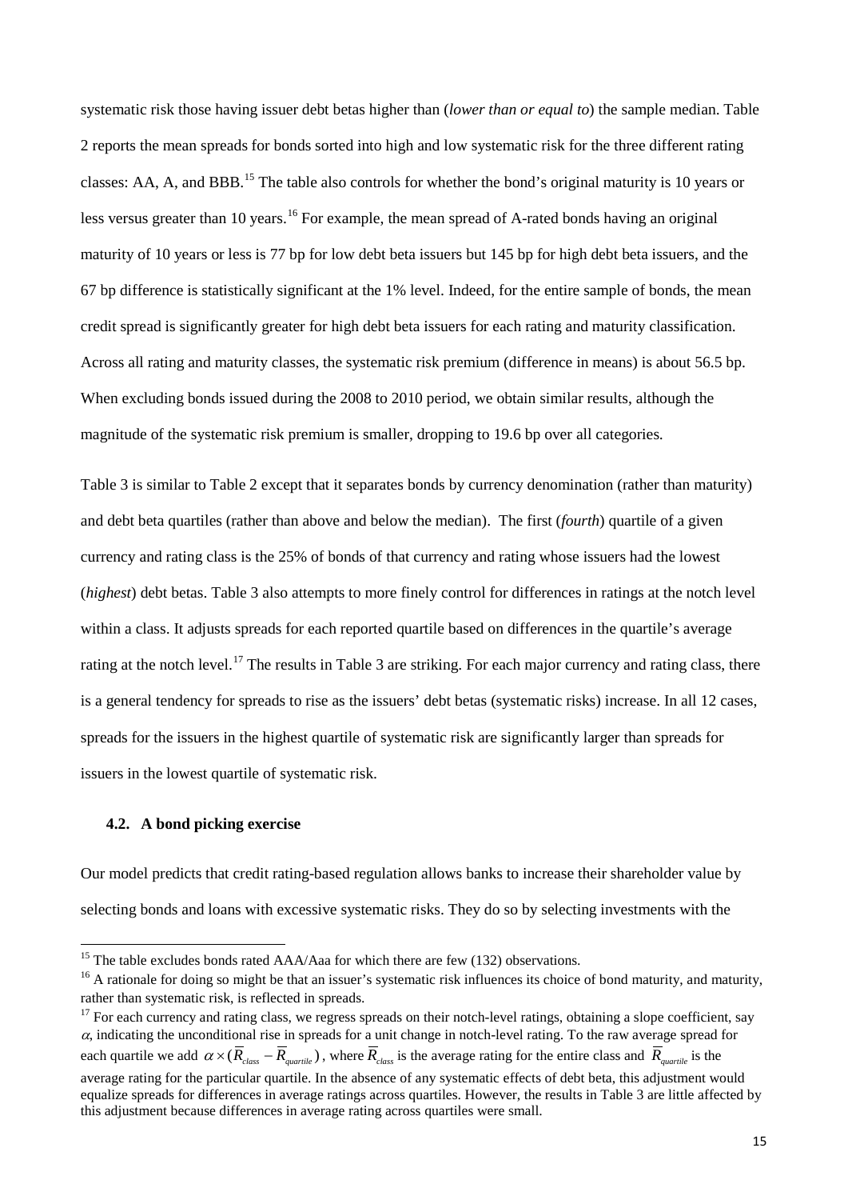systematic risk those having issuer debt betas higher than (*lower than or equal to*) the sample median. Table 2 reports the mean spreads for bonds sorted into high and low systematic risk for the three different rating classes: AA, A, and BBB.[15] The table also controls for whether the bond's original maturity is 10 years or less versus greater than 10 years.[16] For example, the mean spread of A-rated bonds having an original maturity of 10 years or less is 77 bp for low debt beta issuers but 145 bp for high debt beta issuers, and the 67 bp difference is statistically significant at the 1% level. Indeed, for the entire sample of bonds, the mean credit spread is significantly greater for high debt beta issuers for each rating and maturity classification. Across all rating and maturity classes, the systematic risk premium (difference in means) is about 56.5 bp. When excluding bonds issued during the 2008 to 2010 period, we obtain similar results, although the magnitude of the systematic risk premium is smaller, dropping to 19.6 bp over all categories.

Table 3 is similar to Table 2 except that it separates bonds by currency denomination (rather than maturity) and debt beta quartiles (rather than above and below the median). The first (*fourth*) quartile of a given currency and rating class is the 25% of bonds of that currency and rating whose issuers had the lowest (*highest*) debt betas. Table 3 also attempts to more finely control for differences in ratings at the notch level within a class. It adjusts spreads for each reported quartile based on differences in the quartile's average rating at the notch level.[17] The results in Table 3 are striking. For each major currency and rating class, there is a general tendency for spreads to rise as the issuers' debt betas (systematic risks) increase. In all 12 cases, spreads for the issuers in the highest quartile of systematic risk are significantly larger than spreads for issuers in the lowest quartile of systematic risk.

### 4.2. A bond picking exercise

Our model predicts that credit rating-based regulation allows banks to increase their shareholder value by selecting bonds and loans with excessive systematic risks. They do so by selecting investments with the

---

[15] The table excludes bonds rated AAA/Aaa for which there are few (132) observations.

[16] A rationale for doing so might be that an issuer's systematic risk influences its choice of bond maturity, and maturity, rather than systematic risk, is reflected in spreads.

[17] For each currency and rating class, we regress spreads on their notch-level ratings, obtaining a slope coefficient, say $\alpha$, indicating the unconditional rise in spreads for a unit change in notch-level rating. To the raw average spread for each quartile we add $\alpha \times (\overline{R}_{class} - \overline{R}_{quartile})$, where $\overline{R}_{class}$ is the average rating for the entire class and $\overline{R}_{quartile}$ is the average rating for the particular quartile. In the absence of any systematic effects of debt beta, this adjustment would equalize spreads for differences in average ratings across quartiles. However, the results in Table 3 are little affected by this adjustment because differences in average rating across quartiles were small.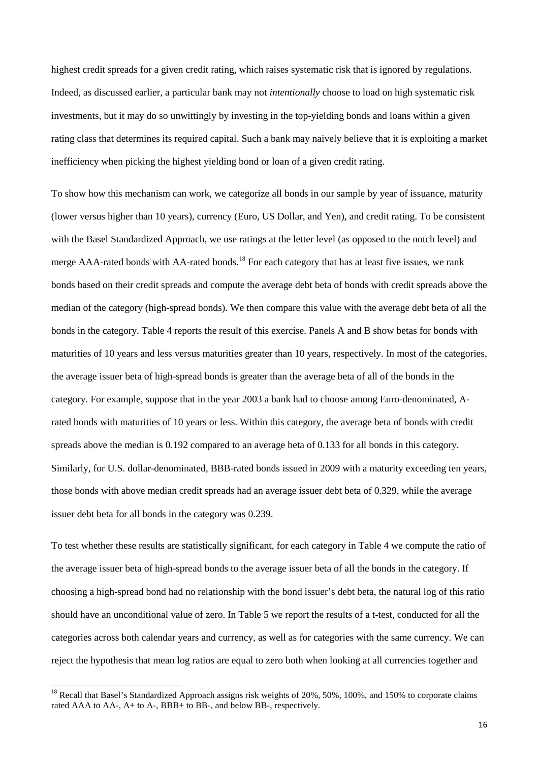highest credit spreads for a given credit rating, which raises systematic risk that is ignored by regulations. Indeed, as discussed earlier, a particular bank may not *intentionally* choose to load on high systematic risk investments, but it may do so unwittingly by investing in the top-yielding bonds and loans within a given rating class that determines its required capital. Such a bank may naively believe that it is exploiting a market inefficiency when picking the highest yielding bond or loan of a given credit rating.

To show how this mechanism can work, we categorize all bonds in our sample by year of issuance, maturity (lower versus higher than 10 years), currency (Euro, US Dollar, and Yen), and credit rating. To be consistent with the Basel Standardized Approach, we use ratings at the letter level (as opposed to the notch level) and merge AAA-rated bonds with AA-rated bonds.[18] For each category that has at least five issues, we rank bonds based on their credit spreads and compute the average debt beta of bonds with credit spreads above the median of the category (high-spread bonds). We then compare this value with the average debt beta of all the bonds in the category. Table 4 reports the result of this exercise. Panels A and B show betas for bonds with maturities of 10 years and less versus maturities greater than 10 years, respectively. In most of the categories, the average issuer beta of high-spread bonds is greater than the average beta of all of the bonds in the category. For example, suppose that in the year 2003 a bank had to choose among Euro-denominated, A-rated bonds with maturities of 10 years or less. Within this category, the average beta of bonds with credit spreads above the median is 0.192 compared to an average beta of 0.133 for all bonds in this category. Similarly, for U.S. dollar-denominated, BBB-rated bonds issued in 2009 with a maturity exceeding ten years, those bonds with above median credit spreads had an average issuer debt beta of 0.329, while the average issuer debt beta for all bonds in the category was 0.239.

To test whether these results are statistically significant, for each category in Table 4 we compute the ratio of the average issuer beta of high-spread bonds to the average issuer beta of all the bonds in the category. If choosing a high-spread bond had no relationship with the bond issuer's debt beta, the natural log of this ratio should have an unconditional value of zero. In Table 5 we report the results of a t-test, conducted for all the categories across both calendar years and currency, as well as for categories with the same currency. We can reject the hypothesis that mean log ratios are equal to zero both when looking at all currencies together and

[18] Recall that Basel's Standardized Approach assigns risk weights of 20%, 50%, 100%, and 150% to corporate claims rated AAA to AA-, A+ to A-, BBB+ to BB-, and below BB-, respectively.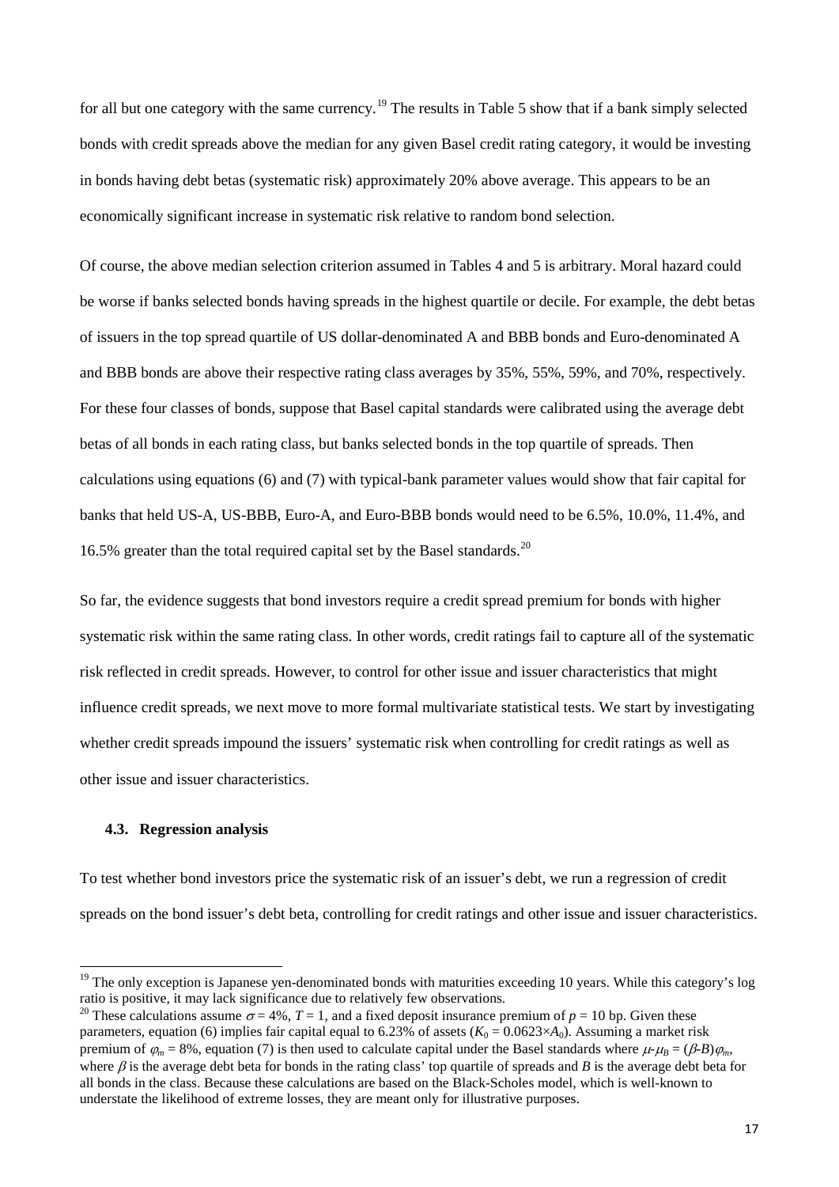for all but one category with the same currency.[19] The results in Table 5 show that if a bank simply selected bonds with credit spreads above the median for any given Basel credit rating category, it would be investing in bonds having debt betas (systematic risk) approximately 20% above average. This appears to be an economically significant increase in systematic risk relative to random bond selection.

Of course, the above median selection criterion assumed in Tables 4 and 5 is arbitrary. Moral hazard could be worse if banks selected bonds having spreads in the highest quartile or decile. For example, the debt betas of issuers in the top spread quartile of US dollar-denominated A and BBB bonds and Euro-denominated A and BBB bonds are above their respective rating class averages by 35%, 55%, 59%, and 70%, respectively. For these four classes of bonds, suppose that Basel capital standards were calibrated using the average debt betas of all bonds in each rating class, but banks selected bonds in the top quartile of spreads. Then calculations using equations (6) and (7) with typical-bank parameter values would show that fair capital for banks that held US-A, US-BBB, Euro-A, and Euro-BBB bonds would need to be 6.5%, 10.0%, 11.4%, and 16.5% greater than the total required capital set by the Basel standards.[20]

So far, the evidence suggests that bond investors require a credit spread premium for bonds with higher systematic risk within the same rating class. In other words, credit ratings fail to capture all of the systematic risk reflected in credit spreads. However, to control for other issue and issuer characteristics that might influence credit spreads, we next move to more formal multivariate statistical tests. We start by investigating whether credit spreads impound the issuers' systematic risk when controlling for credit ratings as well as other issue and issuer characteristics.

### 4.3. Regression analysis

To test whether bond investors price the systematic risk of an issuer's debt, we run a regression of credit spreads on the bond issuer's debt beta, controlling for credit ratings and other issue and issuer characteristics.

---

[19] The only exception is Japanese yen-denominated bonds with maturities exceeding 10 years. While this category's log ratio is positive, it may lack significance due to relatively few observations.

[20] These calculations assume $\sigma = 4\%$, $T = 1$, and a fixed deposit insurance premium of $p = 10$ bp. Given these parameters, equation (6) implies fair capital equal to 6.23% of assets ($K_0 = 0.0623 \times A_0$). Assuming a market risk premium of $\varphi_m = 8\%$, equation (7) is then used to calculate capital under the Basel standards where $\mu$-$\mu_B = (\beta$-$B)\varphi_m$, where $\beta$ is the average debt beta for bonds in the rating class' top quartile of spreads and $B$ is the average debt beta for all bonds in the class. Because these calculations are based on the Black-Scholes model, which is well-known to understate the likelihood of extreme losses, they are meant only for illustrative purposes.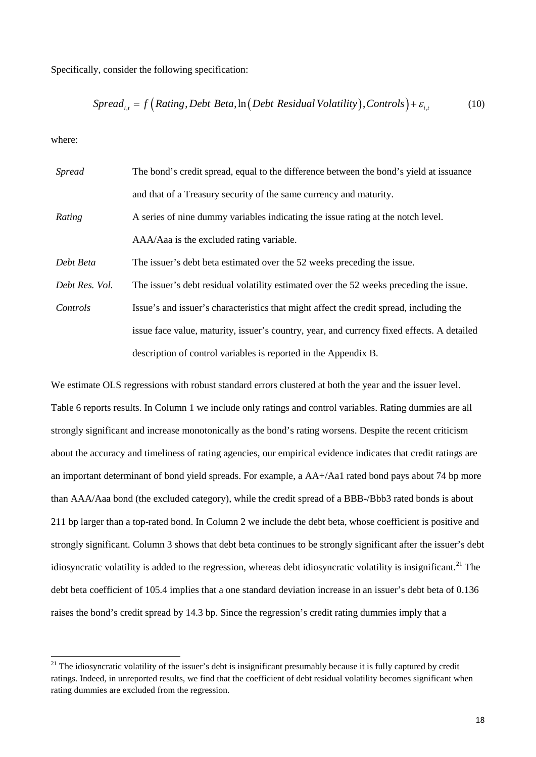Specifically, consider the following specification:

$$Spread_{i,t} = f\left(Rating, Debt\ Beta, \ln\left(Debt\ Residual\ Volatility\right), Controls\right) + \varepsilon_{i,t} \tag{10}$$

where:

| | |
|---|---|
| *Spread* | The bond's credit spread, equal to the difference between the bond's yield at issuance and that of a Treasury security of the same currency and maturity. |
| *Rating* | A series of nine dummy variables indicating the issue rating at the notch level. AAA/Aaa is the excluded rating variable. |
| *Debt Beta* | The issuer's debt beta estimated over the 52 weeks preceding the issue. |
| *Debt Res. Vol.* | The issuer's debt residual volatility estimated over the 52 weeks preceding the issue. |
| *Controls* | Issue's and issuer's characteristics that might affect the credit spread, including the issue face value, maturity, issuer's country, year, and currency fixed effects. A detailed description of control variables is reported in the Appendix B. |

We estimate OLS regressions with robust standard errors clustered at both the year and the issuer level. Table 6 reports results. In Column 1 we include only ratings and control variables. Rating dummies are all strongly significant and increase monotonically as the bond's rating worsens. Despite the recent criticism about the accuracy and timeliness of rating agencies, our empirical evidence indicates that credit ratings are an important determinant of bond yield spreads. For example, a AA+/Aa1 rated bond pays about 74 bp more than AAA/Aaa bond (the excluded category), while the credit spread of a BBB-/Bbb3 rated bonds is about 211 bp larger than a top-rated bond. In Column 2 we include the debt beta, whose coefficient is positive and strongly significant. Column 3 shows that debt beta continues to be strongly significant after the issuer's debt idiosyncratic volatility is added to the regression, whereas debt idiosyncratic volatility is insignificant.[21] The debt beta coefficient of 105.4 implies that a one standard deviation increase in an issuer's debt beta of 0.136 raises the bond's credit spread by 14.3 bp. Since the regression's credit rating dummies imply that a

[21] The idiosyncratic volatility of the issuer's debt is insignificant presumably because it is fully captured by credit ratings. Indeed, in unreported results, we find that the coefficient of debt residual volatility becomes significant when rating dummies are excluded from the regression.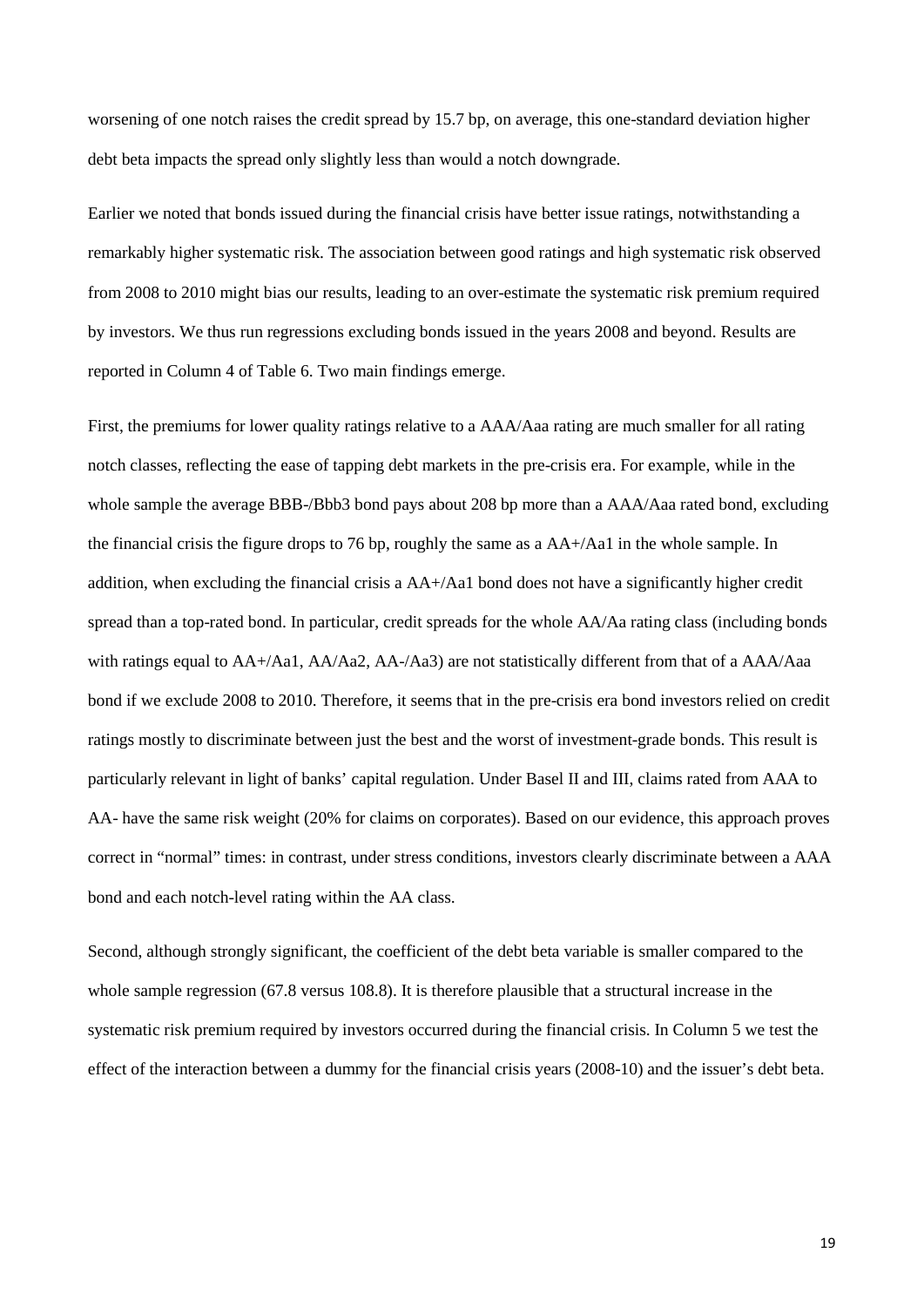worsening of one notch raises the credit spread by 15.7 bp, on average, this one-standard deviation higher debt beta impacts the spread only slightly less than would a notch downgrade.

Earlier we noted that bonds issued during the financial crisis have better issue ratings, notwithstanding a remarkably higher systematic risk. The association between good ratings and high systematic risk observed from 2008 to 2010 might bias our results, leading to an over-estimate the systematic risk premium required by investors. We thus run regressions excluding bonds issued in the years 2008 and beyond. Results are reported in Column 4 of Table 6. Two main findings emerge.

First, the premiums for lower quality ratings relative to a AAA/Aaa rating are much smaller for all rating notch classes, reflecting the ease of tapping debt markets in the pre-crisis era. For example, while in the whole sample the average BBB-/Bbb3 bond pays about 208 bp more than a AAA/Aaa rated bond, excluding the financial crisis the figure drops to 76 bp, roughly the same as a AA+/Aa1 in the whole sample. In addition, when excluding the financial crisis a AA+/Aa1 bond does not have a significantly higher credit spread than a top-rated bond. In particular, credit spreads for the whole AA/Aa rating class (including bonds with ratings equal to AA+/Aa1, AA/Aa2, AA-/Aa3) are not statistically different from that of a AAA/Aaa bond if we exclude 2008 to 2010. Therefore, it seems that in the pre-crisis era bond investors relied on credit ratings mostly to discriminate between just the best and the worst of investment-grade bonds. This result is particularly relevant in light of banks' capital regulation. Under Basel II and III, claims rated from AAA to AA- have the same risk weight (20% for claims on corporates). Based on our evidence, this approach proves correct in "normal" times: in contrast, under stress conditions, investors clearly discriminate between a AAA bond and each notch-level rating within the AA class.

Second, although strongly significant, the coefficient of the debt beta variable is smaller compared to the whole sample regression (67.8 versus 108.8). It is therefore plausible that a structural increase in the systematic risk premium required by investors occurred during the financial crisis. In Column 5 we test the effect of the interaction between a dummy for the financial crisis years (2008-10) and the issuer's debt beta.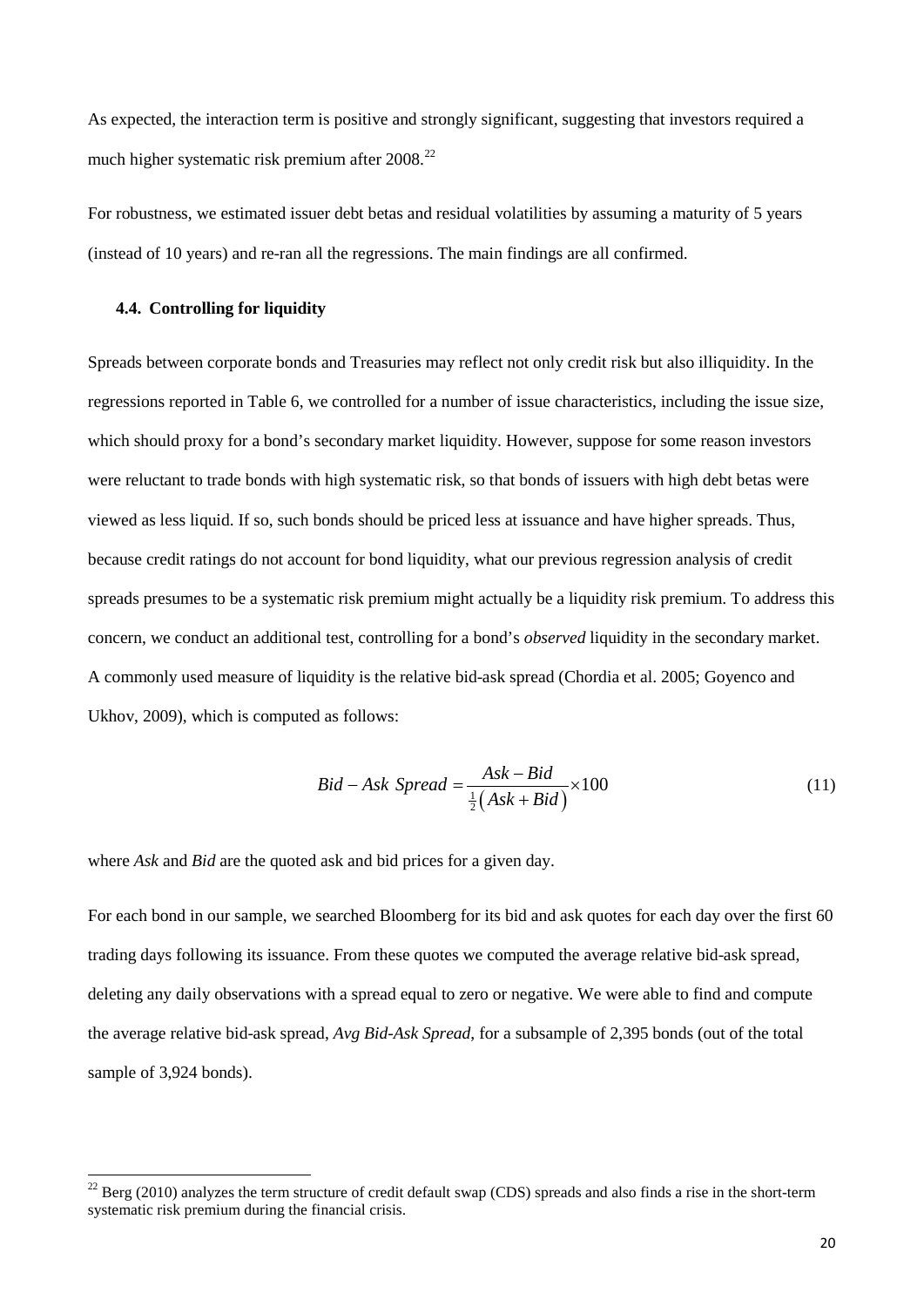As expected, the interaction term is positive and strongly significant, suggesting that investors required a much higher systematic risk premium after 2008.[22]

For robustness, we estimated issuer debt betas and residual volatilities by assuming a maturity of 5 years (instead of 10 years) and re-ran all the regressions. The main findings are all confirmed.

### 4.4. Controlling for liquidity

Spreads between corporate bonds and Treasuries may reflect not only credit risk but also illiquidity. In the regressions reported in Table 6, we controlled for a number of issue characteristics, including the issue size, which should proxy for a bond's secondary market liquidity. However, suppose for some reason investors were reluctant to trade bonds with high systematic risk, so that bonds of issuers with high debt betas were viewed as less liquid. If so, such bonds should be priced less at issuance and have higher spreads. Thus, because credit ratings do not account for bond liquidity, what our previous regression analysis of credit spreads presumes to be a systematic risk premium might actually be a liquidity risk premium. To address this concern, we conduct an additional test, controlling for a bond's *observed* liquidity in the secondary market. A commonly used measure of liquidity is the relative bid-ask spread (Chordia et al. 2005; Goyenco and Ukhov, 2009), which is computed as follows:

$$Bid - Ask\ Spread = \frac{Ask - Bid}{\frac{1}{2}\left(Ask + Bid\right)} \times 100 \tag{11}$$

where *Ask* and *Bid* are the quoted ask and bid prices for a given day.

For each bond in our sample, we searched Bloomberg for its bid and ask quotes for each day over the first 60 trading days following its issuance. From these quotes we computed the average relative bid-ask spread, deleting any daily observations with a spread equal to zero or negative. We were able to find and compute the average relative bid-ask spread, *Avg Bid-Ask Spread*, for a subsample of 2,395 bonds (out of the total sample of 3,924 bonds).

---

[22] Berg (2010) analyzes the term structure of credit default swap (CDS) spreads and also finds a rise in the short-term systematic risk premium during the financial crisis.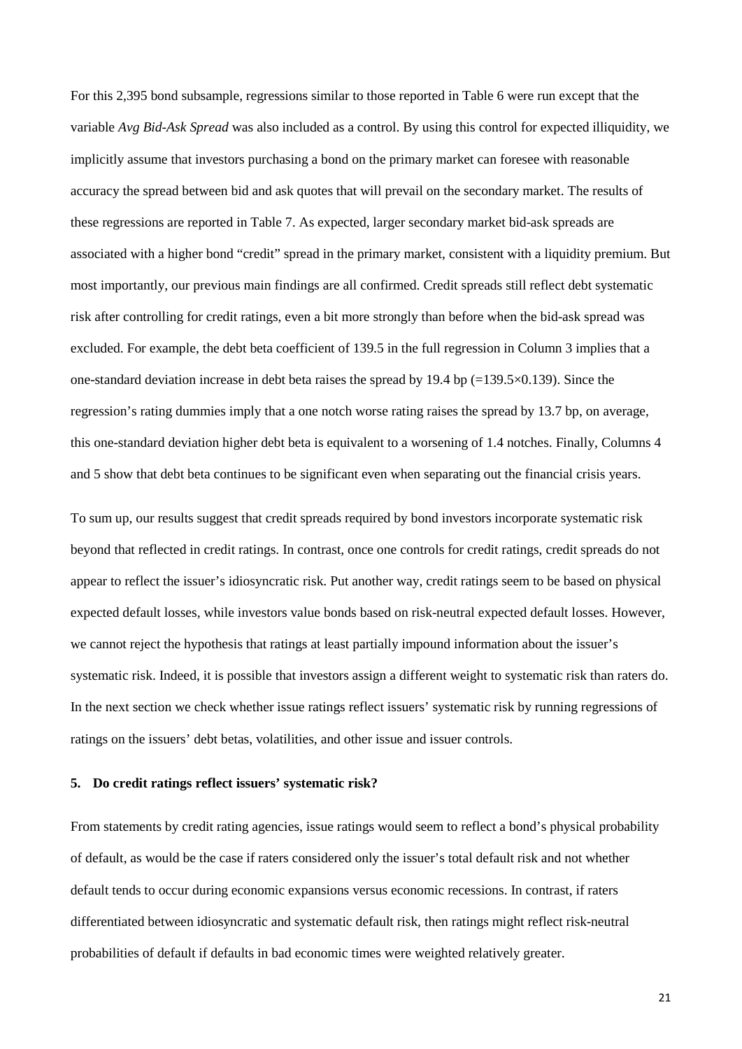For this 2,395 bond subsample, regressions similar to those reported in Table 6 were run except that the variable *Avg Bid-Ask Spread* was also included as a control. By using this control for expected illiquidity, we implicitly assume that investors purchasing a bond on the primary market can foresee with reasonable accuracy the spread between bid and ask quotes that will prevail on the secondary market. The results of these regressions are reported in Table 7. As expected, larger secondary market bid-ask spreads are associated with a higher bond "credit" spread in the primary market, consistent with a liquidity premium. But most importantly, our previous main findings are all confirmed. Credit spreads still reflect debt systematic risk after controlling for credit ratings, even a bit more strongly than before when the bid-ask spread was excluded. For example, the debt beta coefficient of 139.5 in the full regression in Column 3 implies that a one-standard deviation increase in debt beta raises the spread by 19.4 bp ($=139.5 \times 0.139$). Since the regression's rating dummies imply that a one notch worse rating raises the spread by 13.7 bp, on average, this one-standard deviation higher debt beta is equivalent to a worsening of 1.4 notches. Finally, Columns 4 and 5 show that debt beta continues to be significant even when separating out the financial crisis years.

To sum up, our results suggest that credit spreads required by bond investors incorporate systematic risk beyond that reflected in credit ratings. In contrast, once one controls for credit ratings, credit spreads do not appear to reflect the issuer's idiosyncratic risk. Put another way, credit ratings seem to be based on physical expected default losses, while investors value bonds based on risk-neutral expected default losses. However, we cannot reject the hypothesis that ratings at least partially impound information about the issuer's systematic risk. Indeed, it is possible that investors assign a different weight to systematic risk than raters do. In the next section we check whether issue ratings reflect issuers' systematic risk by running regressions of ratings on the issuers' debt betas, volatilities, and other issue and issuer controls.

## 5. Do credit ratings reflect issuers' systematic risk?

From statements by credit rating agencies, issue ratings would seem to reflect a bond's physical probability of default, as would be the case if raters considered only the issuer's total default risk and not whether default tends to occur during economic expansions versus economic recessions. In contrast, if raters differentiated between idiosyncratic and systematic default risk, then ratings might reflect risk-neutral probabilities of default if defaults in bad economic times were weighted relatively greater.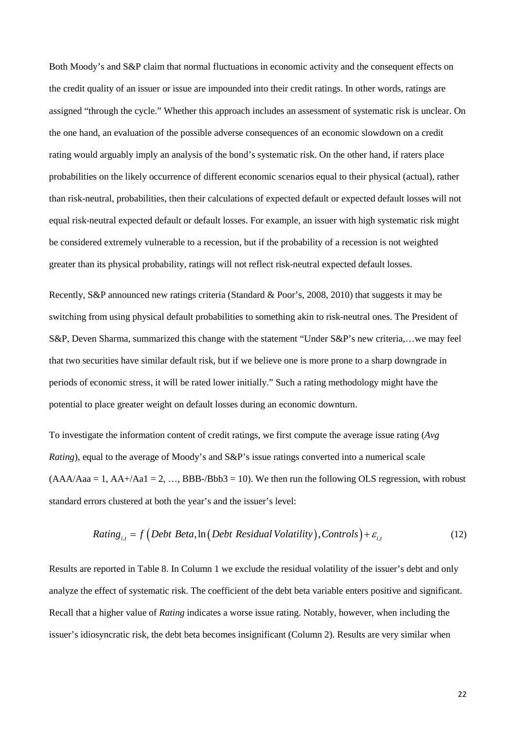Both Moody's and S&P claim that normal fluctuations in economic activity and the consequent effects on the credit quality of an issuer or issue are impounded into their credit ratings. In other words, ratings are assigned "through the cycle." Whether this approach includes an assessment of systematic risk is unclear. On the one hand, an evaluation of the possible adverse consequences of an economic slowdown on a credit rating would arguably imply an analysis of the bond's systematic risk. On the other hand, if raters place probabilities on the likely occurrence of different economic scenarios equal to their physical (actual), rather than risk-neutral, probabilities, then their calculations of expected default or expected default losses will not equal risk-neutral expected default or default losses. For example, an issuer with high systematic risk might be considered extremely vulnerable to a recession, but if the probability of a recession is not weighted greater than its physical probability, ratings will not reflect risk-neutral expected default losses.

Recently, S&P announced new ratings criteria (Standard & Poor's, 2008, 2010) that suggests it may be switching from using physical default probabilities to something akin to risk-neutral ones. The President of S&P, Deven Sharma, summarized this change with the statement "Under S&P's new criteria,…we may feel that two securities have similar default risk, but if we believe one is more prone to a sharp downgrade in periods of economic stress, it will be rated lower initially." Such a rating methodology might have the potential to place greater weight on default losses during an economic downturn.

To investigate the information content of credit ratings, we first compute the average issue rating (*Avg Rating*), equal to the average of Moody's and S&P's issue ratings converted into a numerical scale (AAA/Aaa = 1, AA+/Aa1 = 2, …, BBB-/Bbb3 = 10). We then run the following OLS regression, with robust standard errors clustered at both the year's and the issuer's level:

$$Rating_{i,t} = f\left(Debt\ Beta, \ln\left(Debt\ Residual\ Volatility\right), Controls\right) + \varepsilon_{i,t} \tag{12}$$

Results are reported in Table 8. In Column 1 we exclude the residual volatility of the issuer's debt and only analyze the effect of systematic risk. The coefficient of the debt beta variable enters positive and significant. Recall that a higher value of *Rating* indicates a worse issue rating. Notably, however, when including the issuer's idiosyncratic risk, the debt beta becomes insignificant (Column 2). Results are very similar when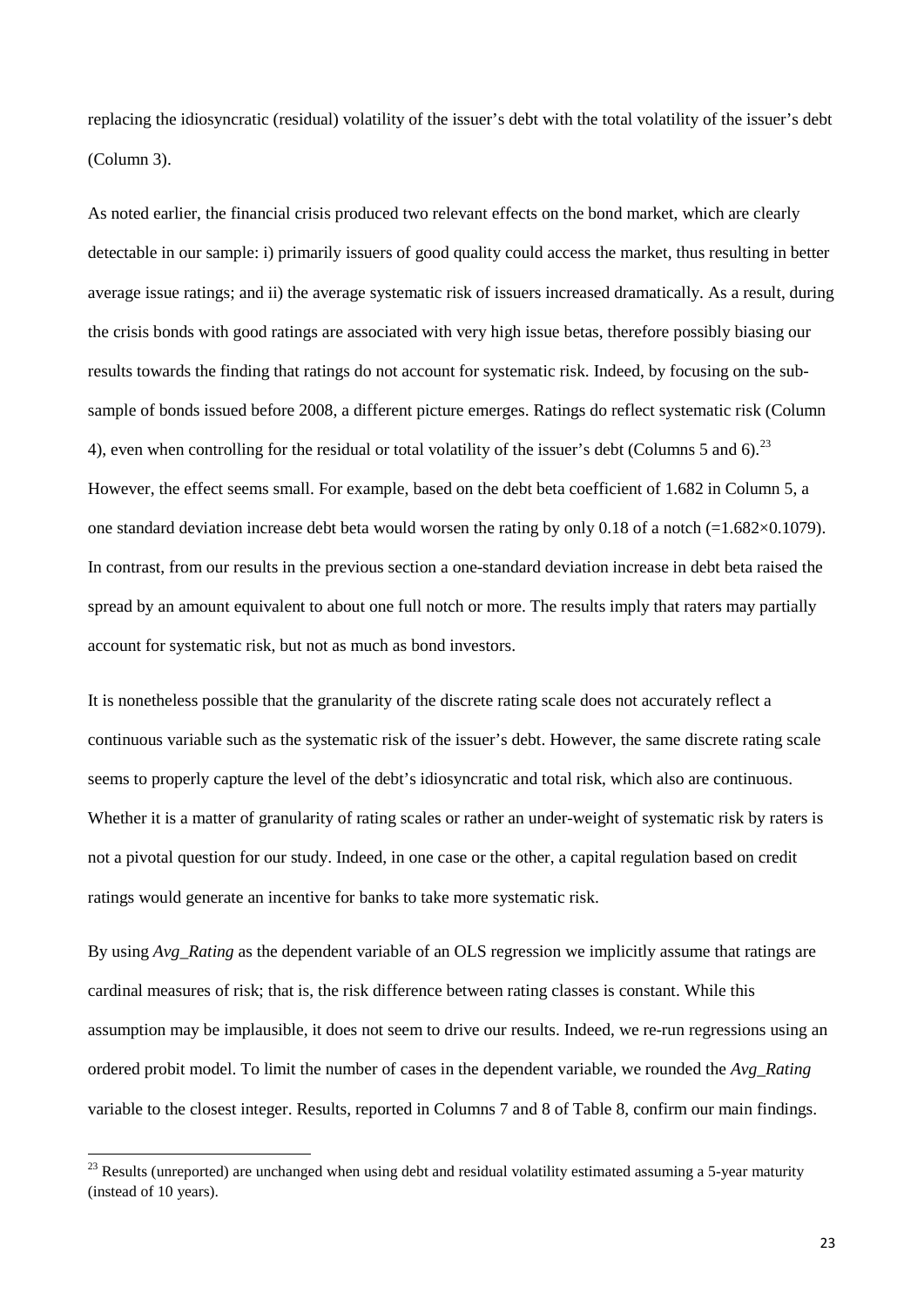replacing the idiosyncratic (residual) volatility of the issuer's debt with the total volatility of the issuer's debt (Column 3).

As noted earlier, the financial crisis produced two relevant effects on the bond market, which are clearly detectable in our sample: i) primarily issuers of good quality could access the market, thus resulting in better average issue ratings; and ii) the average systematic risk of issuers increased dramatically. As a result, during the crisis bonds with good ratings are associated with very high issue betas, therefore possibly biasing our results towards the finding that ratings do not account for systematic risk. Indeed, by focusing on the sub-sample of bonds issued before 2008, a different picture emerges. Ratings do reflect systematic risk (Column 4), even when controlling for the residual or total volatility of the issuer's debt (Columns 5 and 6).[23] However, the effect seems small. For example, based on the debt beta coefficient of 1.682 in Column 5, a one standard deviation increase debt beta would worsen the rating by only 0.18 of a notch ($=1.682\times0.1079$). In contrast, from our results in the previous section a one-standard deviation increase in debt beta raised the spread by an amount equivalent to about one full notch or more. The results imply that raters may partially account for systematic risk, but not as much as bond investors.

It is nonetheless possible that the granularity of the discrete rating scale does not accurately reflect a continuous variable such as the systematic risk of the issuer's debt. However, the same discrete rating scale seems to properly capture the level of the debt's idiosyncratic and total risk, which also are continuous. Whether it is a matter of granularity of rating scales or rather an under-weight of systematic risk by raters is not a pivotal question for our study. Indeed, in one case or the other, a capital regulation based on credit ratings would generate an incentive for banks to take more systematic risk.

By using *Avg_Rating* as the dependent variable of an OLS regression we implicitly assume that ratings are cardinal measures of risk; that is, the risk difference between rating classes is constant. While this assumption may be implausible, it does not seem to drive our results. Indeed, we re-run regressions using an ordered probit model. To limit the number of cases in the dependent variable, we rounded the *Avg_Rating* variable to the closest integer. Results, reported in Columns 7 and 8 of Table 8, confirm our main findings.

[23] Results (unreported) are unchanged when using debt and residual volatility estimated assuming a 5-year maturity (instead of 10 years).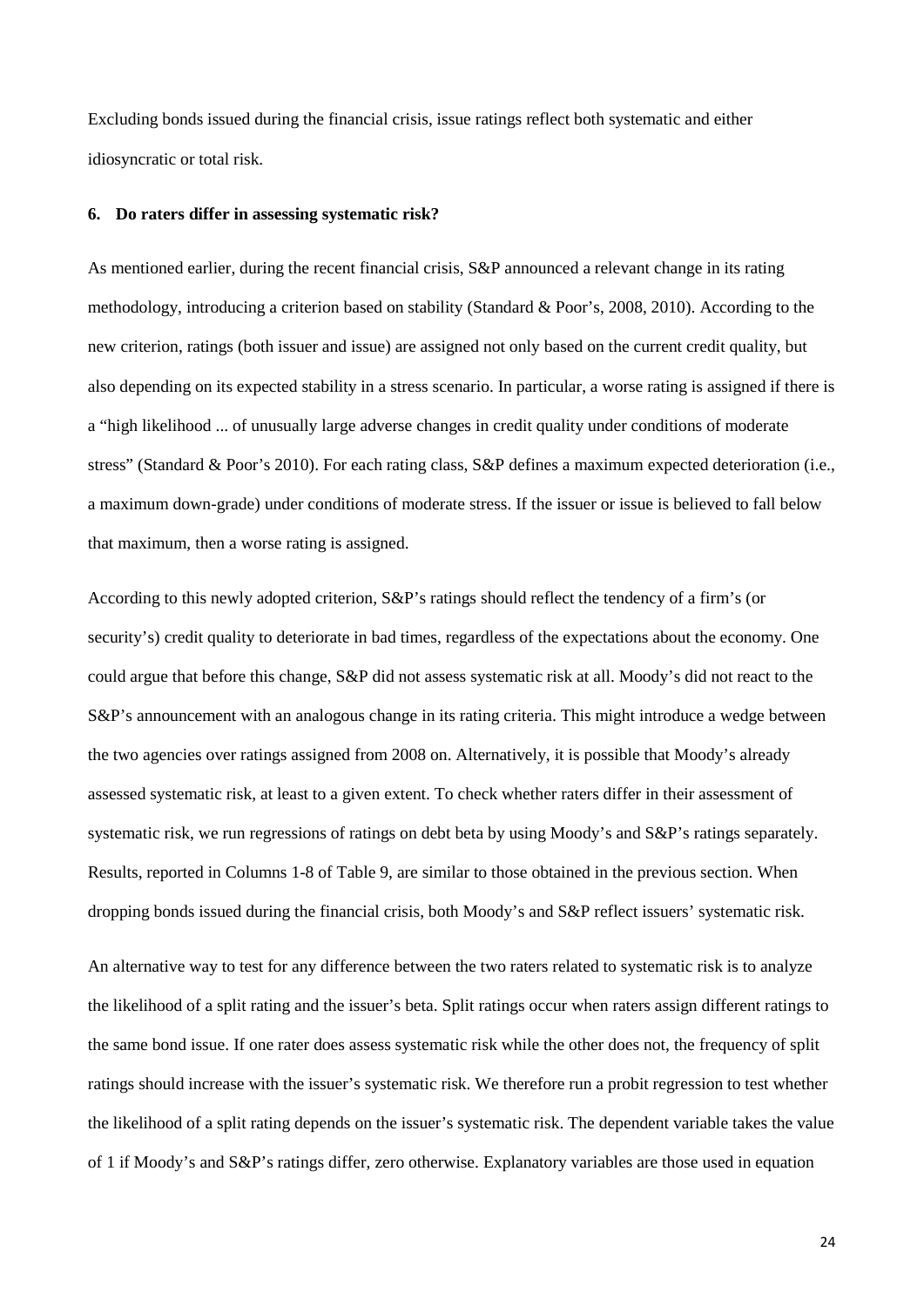Excluding bonds issued during the financial crisis, issue ratings reflect both systematic and either idiosyncratic or total risk.

## 6. Do raters differ in assessing systematic risk?

As mentioned earlier, during the recent financial crisis, S&P announced a relevant change in its rating methodology, introducing a criterion based on stability (Standard & Poor's, 2008, 2010). According to the new criterion, ratings (both issuer and issue) are assigned not only based on the current credit quality, but also depending on its expected stability in a stress scenario. In particular, a worse rating is assigned if there is a "high likelihood ... of unusually large adverse changes in credit quality under conditions of moderate stress" (Standard & Poor's 2010). For each rating class, S&P defines a maximum expected deterioration (i.e., a maximum down-grade) under conditions of moderate stress. If the issuer or issue is believed to fall below that maximum, then a worse rating is assigned.

According to this newly adopted criterion, S&P's ratings should reflect the tendency of a firm's (or security's) credit quality to deteriorate in bad times, regardless of the expectations about the economy. One could argue that before this change, S&P did not assess systematic risk at all. Moody's did not react to the S&P's announcement with an analogous change in its rating criteria. This might introduce a wedge between the two agencies over ratings assigned from 2008 on. Alternatively, it is possible that Moody's already assessed systematic risk, at least to a given extent. To check whether raters differ in their assessment of systematic risk, we run regressions of ratings on debt beta by using Moody's and S&P's ratings separately. Results, reported in Columns 1-8 of Table 9, are similar to those obtained in the previous section. When dropping bonds issued during the financial crisis, both Moody's and S&P reflect issuers' systematic risk.

An alternative way to test for any difference between the two raters related to systematic risk is to analyze the likelihood of a split rating and the issuer's beta. Split ratings occur when raters assign different ratings to the same bond issue. If one rater does assess systematic risk while the other does not, the frequency of split ratings should increase with the issuer's systematic risk. We therefore run a probit regression to test whether the likelihood of a split rating depends on the issuer's systematic risk. The dependent variable takes the value of 1 if Moody's and S&P's ratings differ, zero otherwise. Explanatory variables are those used in equation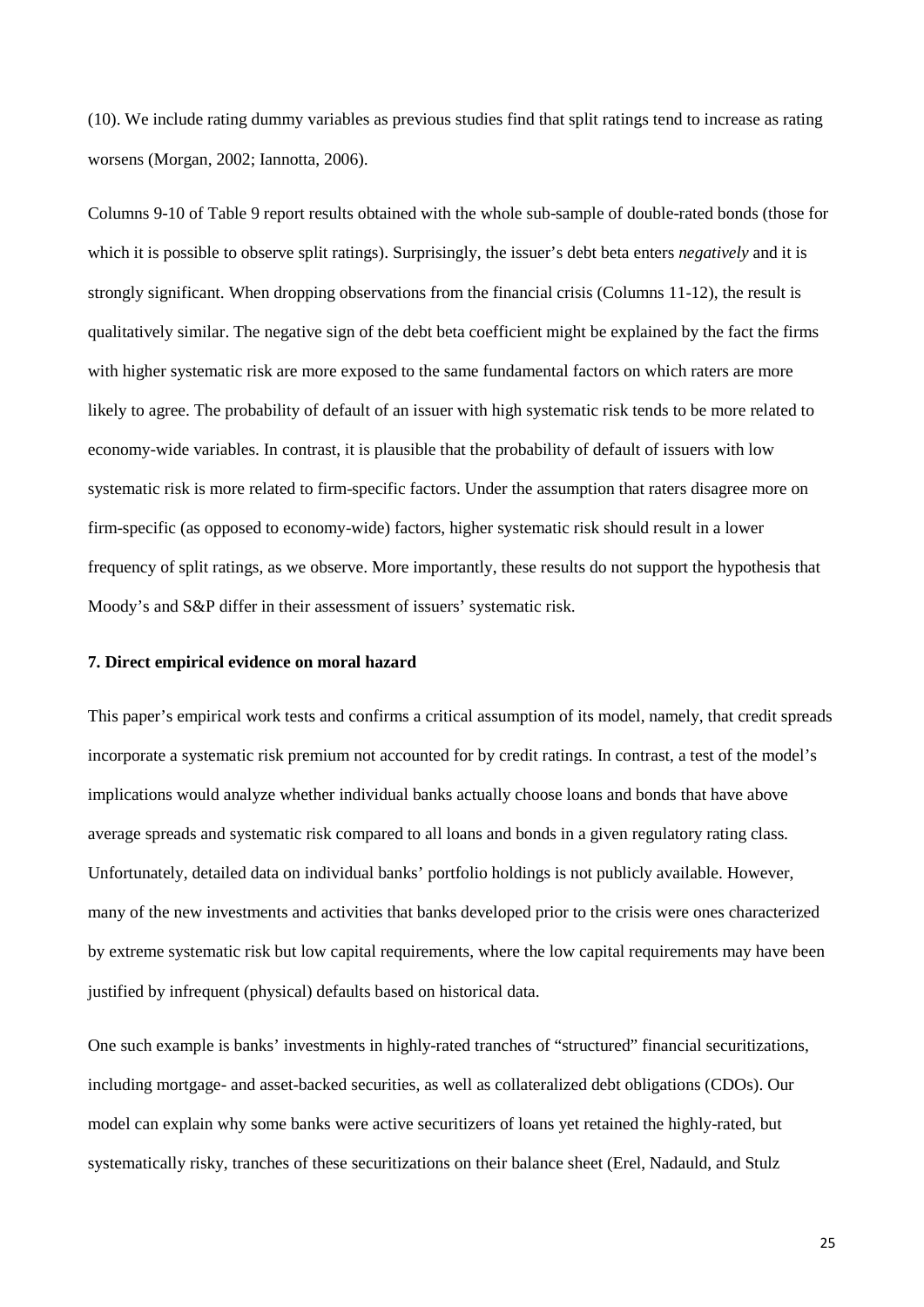(10). We include rating dummy variables as previous studies find that split ratings tend to increase as rating worsens (Morgan, 2002; Iannotta, 2006).

Columns 9-10 of Table 9 report results obtained with the whole sub-sample of double-rated bonds (those for which it is possible to observe split ratings). Surprisingly, the issuer's debt beta enters *negatively* and it is strongly significant. When dropping observations from the financial crisis (Columns 11-12), the result is qualitatively similar. The negative sign of the debt beta coefficient might be explained by the fact the firms with higher systematic risk are more exposed to the same fundamental factors on which raters are more likely to agree. The probability of default of an issuer with high systematic risk tends to be more related to economy-wide variables. In contrast, it is plausible that the probability of default of issuers with low systematic risk is more related to firm-specific factors. Under the assumption that raters disagree more on firm-specific (as opposed to economy-wide) factors, higher systematic risk should result in a lower frequency of split ratings, as we observe. More importantly, these results do not support the hypothesis that Moody's and S&P differ in their assessment of issuers' systematic risk.

**7. Direct empirical evidence on moral hazard**

This paper's empirical work tests and confirms a critical assumption of its model, namely, that credit spreads incorporate a systematic risk premium not accounted for by credit ratings. In contrast, a test of the model's implications would analyze whether individual banks actually choose loans and bonds that have above average spreads and systematic risk compared to all loans and bonds in a given regulatory rating class. Unfortunately, detailed data on individual banks' portfolio holdings is not publicly available. However, many of the new investments and activities that banks developed prior to the crisis were ones characterized by extreme systematic risk but low capital requirements, where the low capital requirements may have been justified by infrequent (physical) defaults based on historical data.

One such example is banks' investments in highly-rated tranches of "structured" financial securitizations, including mortgage- and asset-backed securities, as well as collateralized debt obligations (CDOs). Our model can explain why some banks were active securitizers of loans yet retained the highly-rated, but systematically risky, tranches of these securitizations on their balance sheet (Erel, Nadauld, and Stulz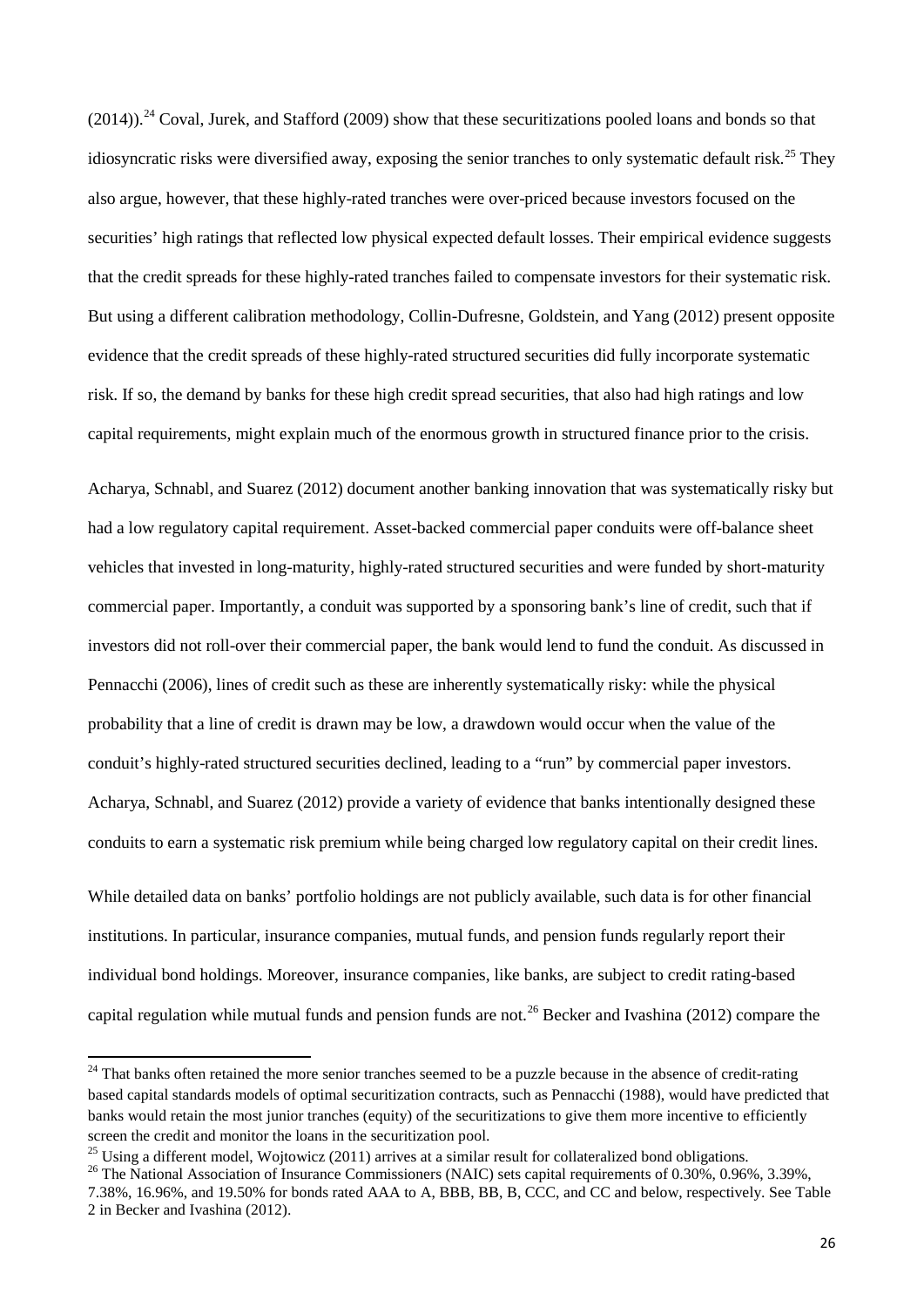(2014)).[24] Coval, Jurek, and Stafford (2009) show that these securitizations pooled loans and bonds so that idiosyncratic risks were diversified away, exposing the senior tranches to only systematic default risk.[25] They also argue, however, that these highly-rated tranches were over-priced because investors focused on the securities' high ratings that reflected low physical expected default losses. Their empirical evidence suggests that the credit spreads for these highly-rated tranches failed to compensate investors for their systematic risk. But using a different calibration methodology, Collin-Dufresne, Goldstein, and Yang (2012) present opposite evidence that the credit spreads of these highly-rated structured securities did fully incorporate systematic risk. If so, the demand by banks for these high credit spread securities, that also had high ratings and low capital requirements, might explain much of the enormous growth in structured finance prior to the crisis.

Acharya, Schnabl, and Suarez (2012) document another banking innovation that was systematically risky but had a low regulatory capital requirement. Asset-backed commercial paper conduits were off-balance sheet vehicles that invested in long-maturity, highly-rated structured securities and were funded by short-maturity commercial paper. Importantly, a conduit was supported by a sponsoring bank's line of credit, such that if investors did not roll-over their commercial paper, the bank would lend to fund the conduit. As discussed in Pennacchi (2006), lines of credit such as these are inherently systematically risky: while the physical probability that a line of credit is drawn may be low, a drawdown would occur when the value of the conduit's highly-rated structured securities declined, leading to a "run" by commercial paper investors. Acharya, Schnabl, and Suarez (2012) provide a variety of evidence that banks intentionally designed these conduits to earn a systematic risk premium while being charged low regulatory capital on their credit lines.

While detailed data on banks' portfolio holdings are not publicly available, such data is for other financial institutions. In particular, insurance companies, mutual funds, and pension funds regularly report their individual bond holdings. Moreover, insurance companies, like banks, are subject to credit rating-based capital regulation while mutual funds and pension funds are not.[26] Becker and Ivashina (2012) compare the

---

[24] That banks often retained the more senior tranches seemed to be a puzzle because in the absence of credit-rating based capital standards models of optimal securitization contracts, such as Pennacchi (1988), would have predicted that banks would retain the most junior tranches (equity) of the securitizations to give them more incentive to efficiently screen the credit and monitor the loans in the securitization pool.

[25] Using a different model, Wojtowicz (2011) arrives at a similar result for collateralized bond obligations.

[26] The National Association of Insurance Commissioners (NAIC) sets capital requirements of 0.30%, 0.96%, 3.39%, 7.38%, 16.96%, and 19.50% for bonds rated AAA to A, BBB, BB, B, CCC, and CC and below, respectively. See Table 2 in Becker and Ivashina (2012).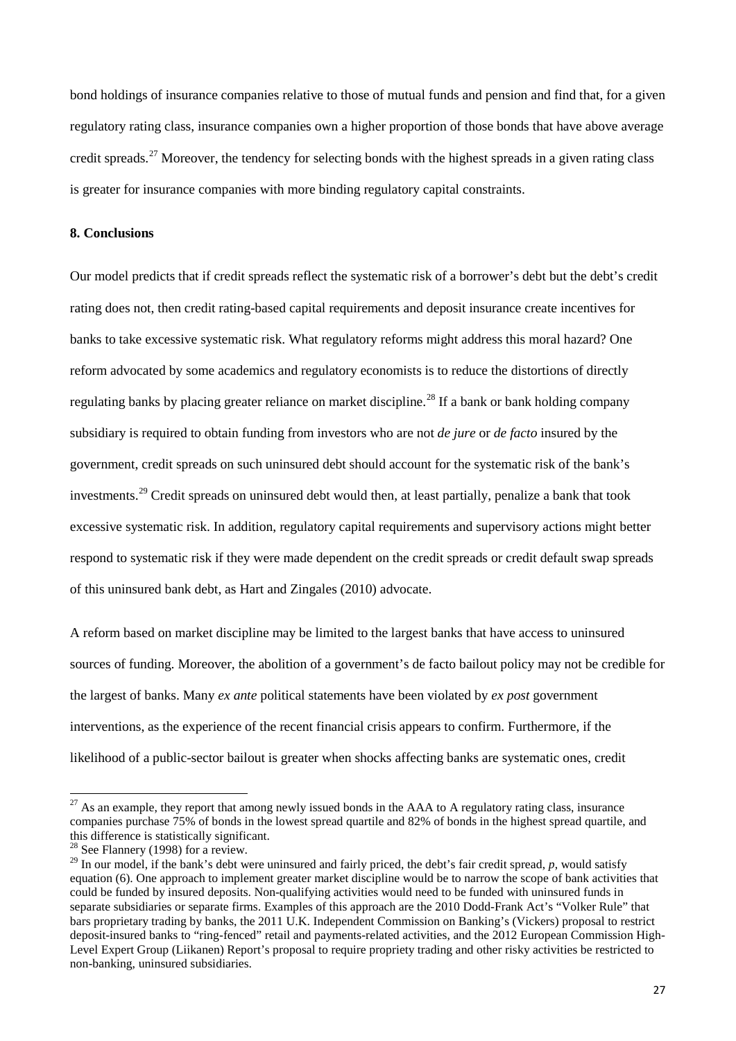bond holdings of insurance companies relative to those of mutual funds and pension and find that, for a given regulatory rating class, insurance companies own a higher proportion of those bonds that have above average credit spreads.[27] Moreover, the tendency for selecting bonds with the highest spreads in a given rating class is greater for insurance companies with more binding regulatory capital constraints.

**8. Conclusions**

Our model predicts that if credit spreads reflect the systematic risk of a borrower's debt but the debt's credit rating does not, then credit rating-based capital requirements and deposit insurance create incentives for banks to take excessive systematic risk. What regulatory reforms might address this moral hazard? One reform advocated by some academics and regulatory economists is to reduce the distortions of directly regulating banks by placing greater reliance on market discipline.[28] If a bank or bank holding company subsidiary is required to obtain funding from investors who are not *de jure* or *de facto* insured by the government, credit spreads on such uninsured debt should account for the systematic risk of the bank's investments.[29] Credit spreads on uninsured debt would then, at least partially, penalize a bank that took excessive systematic risk. In addition, regulatory capital requirements and supervisory actions might better respond to systematic risk if they were made dependent on the credit spreads or credit default swap spreads of this uninsured bank debt, as Hart and Zingales (2010) advocate.

A reform based on market discipline may be limited to the largest banks that have access to uninsured sources of funding. Moreover, the abolition of a government's de facto bailout policy may not be credible for the largest of banks. Many *ex ante* political statements have been violated by *ex post* government interventions, as the experience of the recent financial crisis appears to confirm. Furthermore, if the likelihood of a public-sector bailout is greater when shocks affecting banks are systematic ones, credit

---

[27] As an example, they report that among newly issued bonds in the AAA to A regulatory rating class, insurance companies purchase 75% of bonds in the lowest spread quartile and 82% of bonds in the highest spread quartile, and this difference is statistically significant.

[28] See Flannery (1998) for a review.

[29] In our model, if the bank's debt were uninsured and fairly priced, the debt's fair credit spread, $p$, would satisfy equation (6). One approach to implement greater market discipline would be to narrow the scope of bank activities that could be funded by insured deposits. Non-qualifying activities would need to be funded with uninsured funds in separate subsidiaries or separate firms. Examples of this approach are the 2010 Dodd-Frank Act's "Volker Rule" that bars proprietary trading by banks, the 2011 U.K. Independent Commission on Banking's (Vickers) proposal to restrict deposit-insured banks to "ring-fenced" retail and payments-related activities, and the 2012 European Commission High-Level Expert Group (Liikanen) Report's proposal to require propriety trading and other risky activities be restricted to non-banking, uninsured subsidiaries.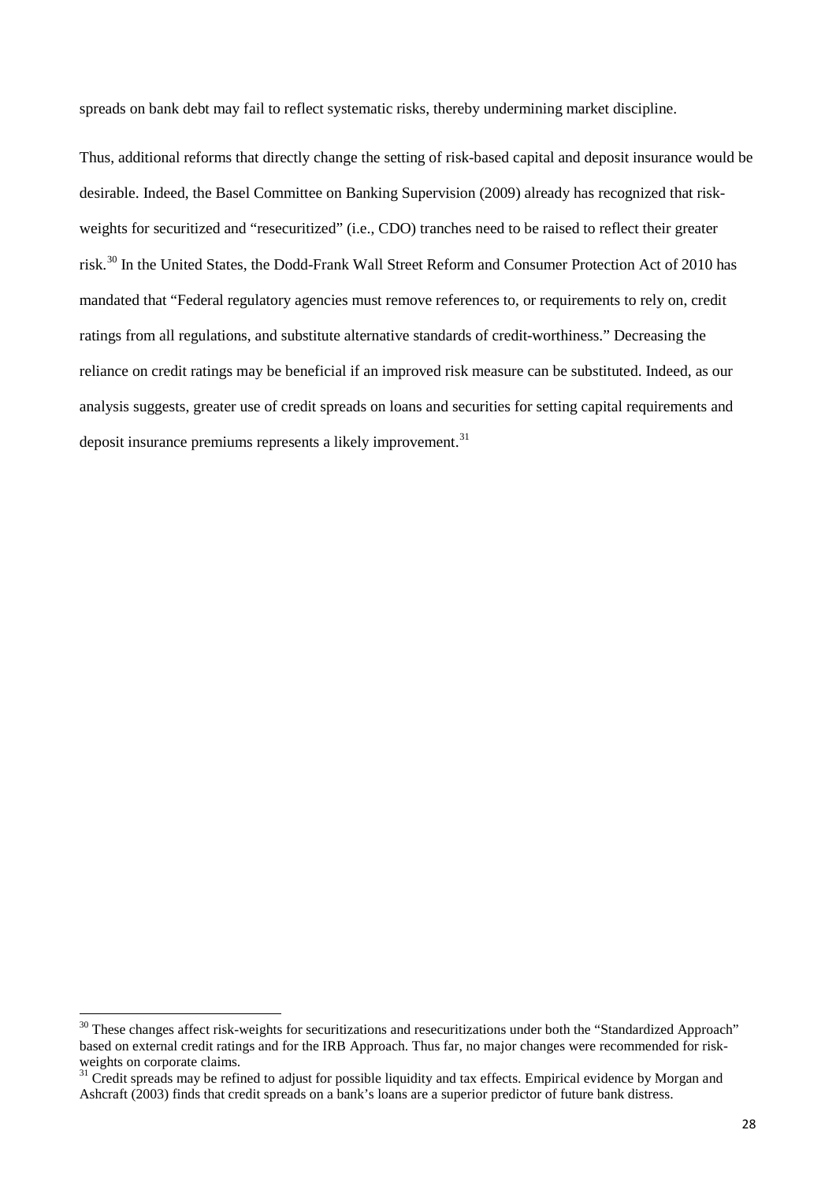spreads on bank debt may fail to reflect systematic risks, thereby undermining market discipline.

Thus, additional reforms that directly change the setting of risk-based capital and deposit insurance would be desirable. Indeed, the Basel Committee on Banking Supervision (2009) already has recognized that risk-weights for securitized and "resecuritized" (i.e., CDO) tranches need to be raised to reflect their greater risk.[30] In the United States, the Dodd-Frank Wall Street Reform and Consumer Protection Act of 2010 has mandated that "Federal regulatory agencies must remove references to, or requirements to rely on, credit ratings from all regulations, and substitute alternative standards of credit-worthiness." Decreasing the reliance on credit ratings may be beneficial if an improved risk measure can be substituted. Indeed, as our analysis suggests, greater use of credit spreads on loans and securities for setting capital requirements and deposit insurance premiums represents a likely improvement.[31]

---

[30] These changes affect risk-weights for securitizations and resecuritizations under both the "Standardized Approach" based on external credit ratings and for the IRB Approach. Thus far, no major changes were recommended for risk-weights on corporate claims.

[31] Credit spreads may be refined to adjust for possible liquidity and tax effects. Empirical evidence by Morgan and Ashcraft (2003) finds that credit spreads on a bank's loans are a superior predictor of future bank distress.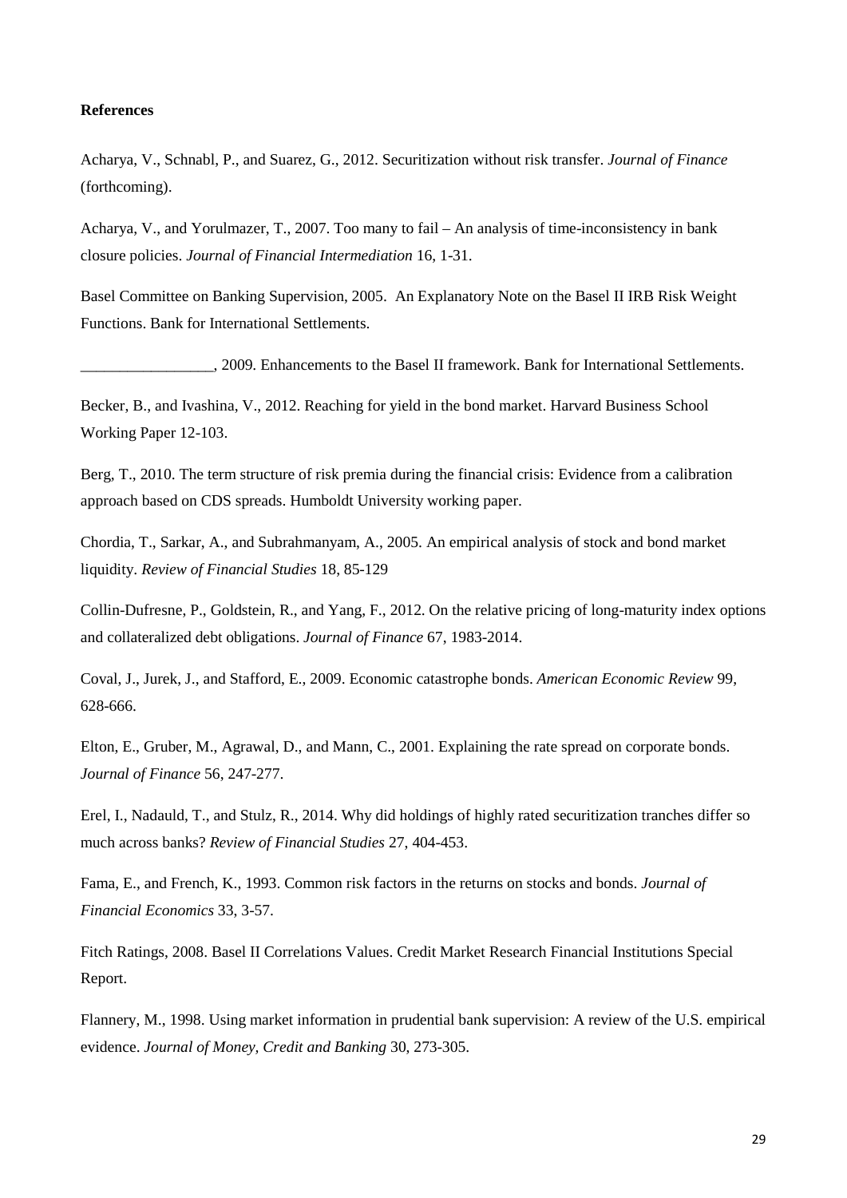**References**

Acharya, V., Schnabl, P., and Suarez, G., 2012. Securitization without risk transfer. *Journal of Finance* (forthcoming).

Acharya, V., and Yorulmazer, T., 2007. Too many to fail – An analysis of time-inconsistency in bank closure policies. *Journal of Financial Intermediation* 16, 1-31.

Basel Committee on Banking Supervision, 2005. An Explanatory Note on the Basel II IRB Risk Weight Functions. Bank for International Settlements.

_________________, 2009. Enhancements to the Basel II framework. Bank for International Settlements.

Becker, B., and Ivashina, V., 2012. Reaching for yield in the bond market. Harvard Business School Working Paper 12-103.

Berg, T., 2010. The term structure of risk premia during the financial crisis: Evidence from a calibration approach based on CDS spreads. Humboldt University working paper.

Chordia, T., Sarkar, A., and Subrahmanyam, A., 2005. An empirical analysis of stock and bond market liquidity. *Review of Financial Studies* 18, 85-129

Collin-Dufresne, P., Goldstein, R., and Yang, F., 2012. On the relative pricing of long-maturity index options and collateralized debt obligations. *Journal of Finance* 67, 1983-2014.

Coval, J., Jurek, J., and Stafford, E., 2009. Economic catastrophe bonds. *American Economic Review* 99, 628-666.

Elton, E., Gruber, M., Agrawal, D., and Mann, C., 2001. Explaining the rate spread on corporate bonds. *Journal of Finance* 56, 247-277.

Erel, I., Nadauld, T., and Stulz, R., 2014. Why did holdings of highly rated securitization tranches differ so much across banks? *Review of Financial Studies* 27, 404-453.

Fama, E., and French, K., 1993. Common risk factors in the returns on stocks and bonds. *Journal of Financial Economics* 33, 3-57.

Fitch Ratings, 2008. Basel II Correlations Values. Credit Market Research Financial Institutions Special Report.

Flannery, M., 1998. Using market information in prudential bank supervision: A review of the U.S. empirical evidence. *Journal of Money, Credit and Banking* 30, 273-305.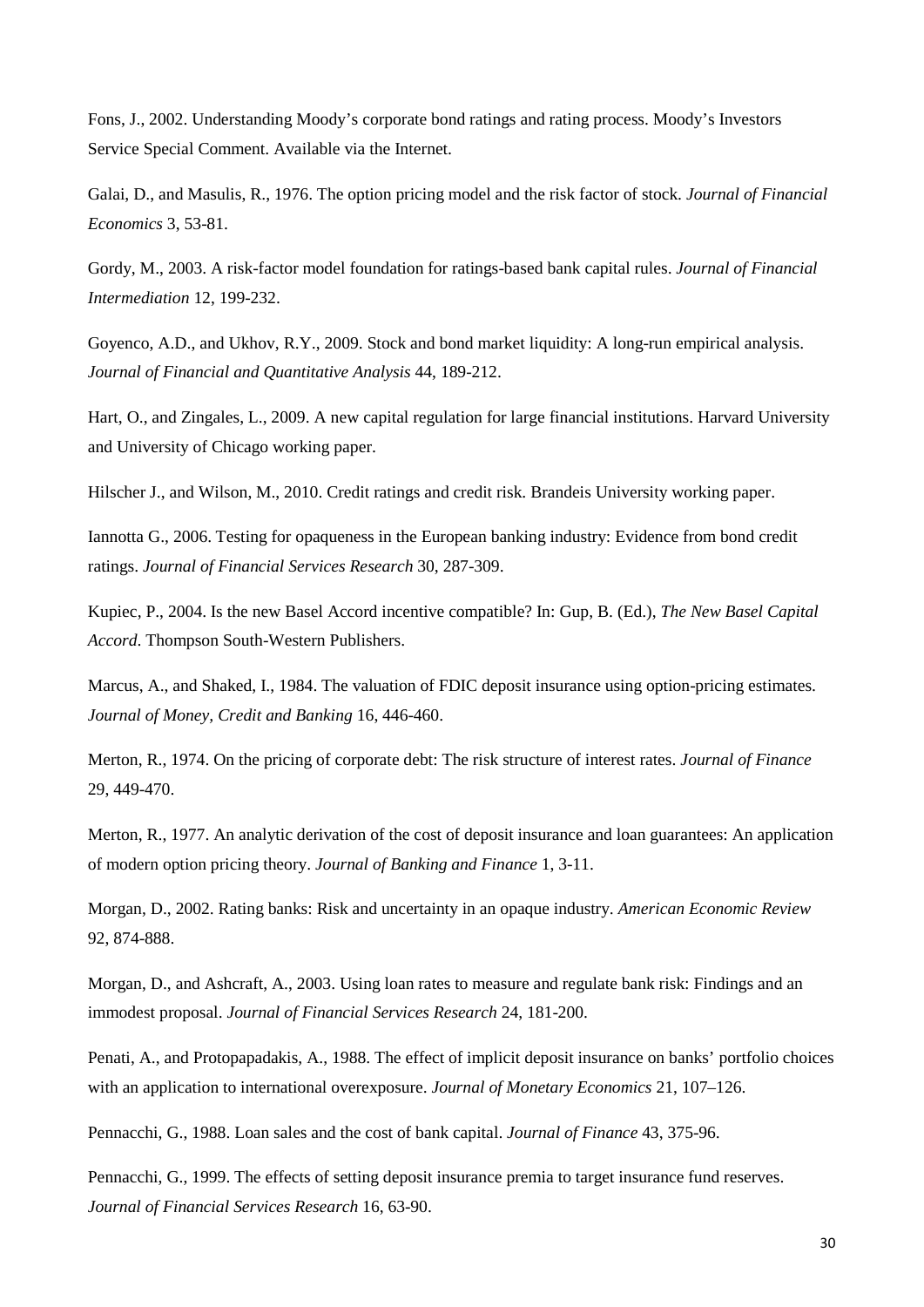Fons, J., 2002. Understanding Moody's corporate bond ratings and rating process. Moody's Investors Service Special Comment. Available via the Internet.

Galai, D., and Masulis, R., 1976. The option pricing model and the risk factor of stock. *Journal of Financial Economics* 3, 53-81.

Gordy, M., 2003. A risk-factor model foundation for ratings-based bank capital rules. *Journal of Financial Intermediation* 12, 199-232.

Goyenco, A.D., and Ukhov, R.Y., 2009. Stock and bond market liquidity: A long-run empirical analysis. *Journal of Financial and Quantitative Analysis* 44, 189-212.

Hart, O., and Zingales, L., 2009. A new capital regulation for large financial institutions. Harvard University and University of Chicago working paper.

Hilscher J., and Wilson, M., 2010. Credit ratings and credit risk. Brandeis University working paper.

Iannotta G., 2006. Testing for opaqueness in the European banking industry: Evidence from bond credit ratings. *Journal of Financial Services Research* 30, 287-309.

Kupiec, P., 2004. Is the new Basel Accord incentive compatible? In: Gup, B. (Ed.), *The New Basel Capital Accord*. Thompson South-Western Publishers.

Marcus, A., and Shaked, I., 1984. The valuation of FDIC deposit insurance using option-pricing estimates. *Journal of Money, Credit and Banking* 16, 446-460.

Merton, R., 1974. On the pricing of corporate debt: The risk structure of interest rates. *Journal of Finance* 29, 449-470.

Merton, R., 1977. An analytic derivation of the cost of deposit insurance and loan guarantees: An application of modern option pricing theory. *Journal of Banking and Finance* 1, 3-11.

Morgan, D., 2002. Rating banks: Risk and uncertainty in an opaque industry. *American Economic Review* 92, 874-888.

Morgan, D., and Ashcraft, A., 2003. Using loan rates to measure and regulate bank risk: Findings and an immodest proposal. *Journal of Financial Services Research* 24, 181-200.

Penati, A., and Protopapadakis, A., 1988. The effect of implicit deposit insurance on banks' portfolio choices with an application to international overexposure. *Journal of Monetary Economics* 21, 107–126.

Pennacchi, G., 1988. Loan sales and the cost of bank capital. *Journal of Finance* 43, 375-96.

Pennacchi, G., 1999. The effects of setting deposit insurance premia to target insurance fund reserves. *Journal of Financial Services Research* 16, 63-90.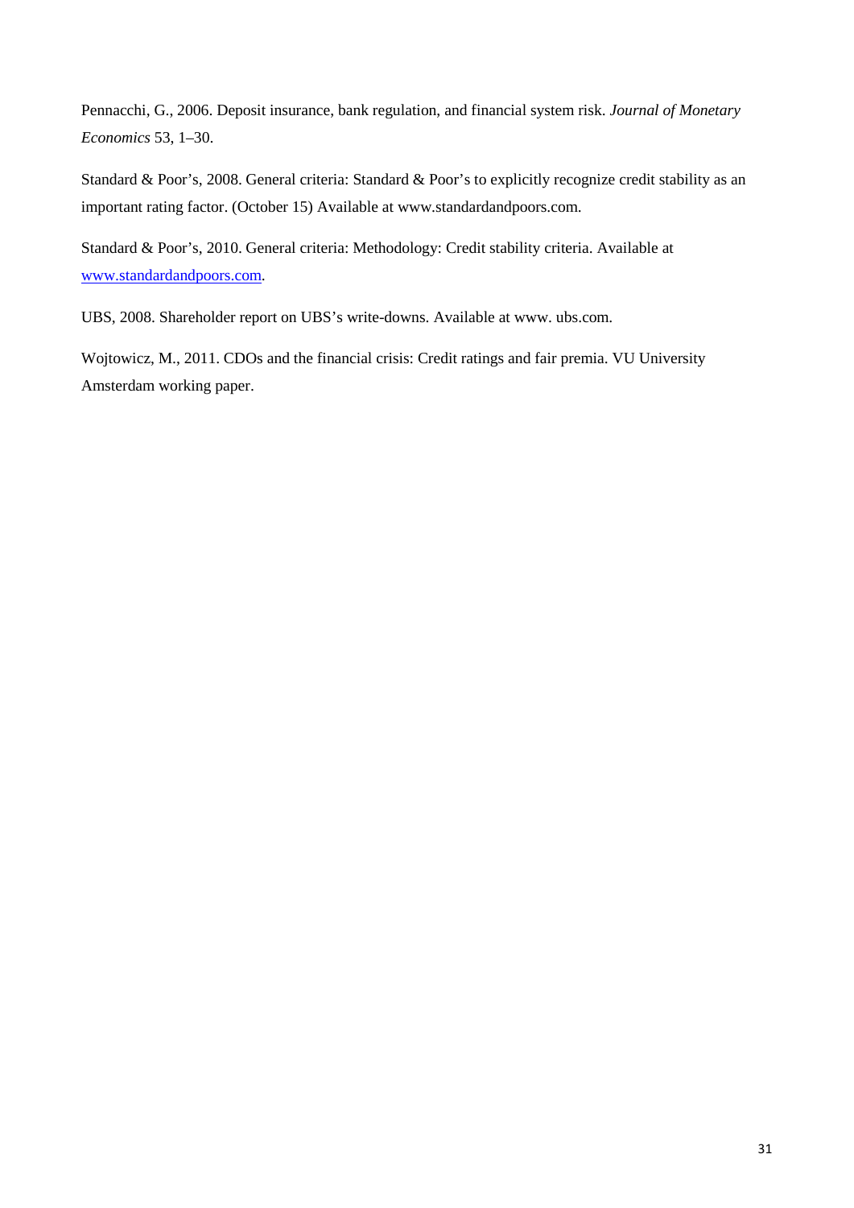Pennacchi, G., 2006. Deposit insurance, bank regulation, and financial system risk. *Journal of Monetary Economics* 53, 1–30.

Standard & Poor's, 2008. General criteria: Standard & Poor's to explicitly recognize credit stability as an important rating factor. (October 15) Available at www.standardandpoors.com.

Standard & Poor's, 2010. General criteria: Methodology: Credit stability criteria. Available at www.standardandpoors.com.

UBS, 2008. Shareholder report on UBS's write-downs. Available at www. ubs.com.

Wojtowicz, M., 2011. CDOs and the financial crisis: Credit ratings and fair premia. VU University Amsterdam working paper.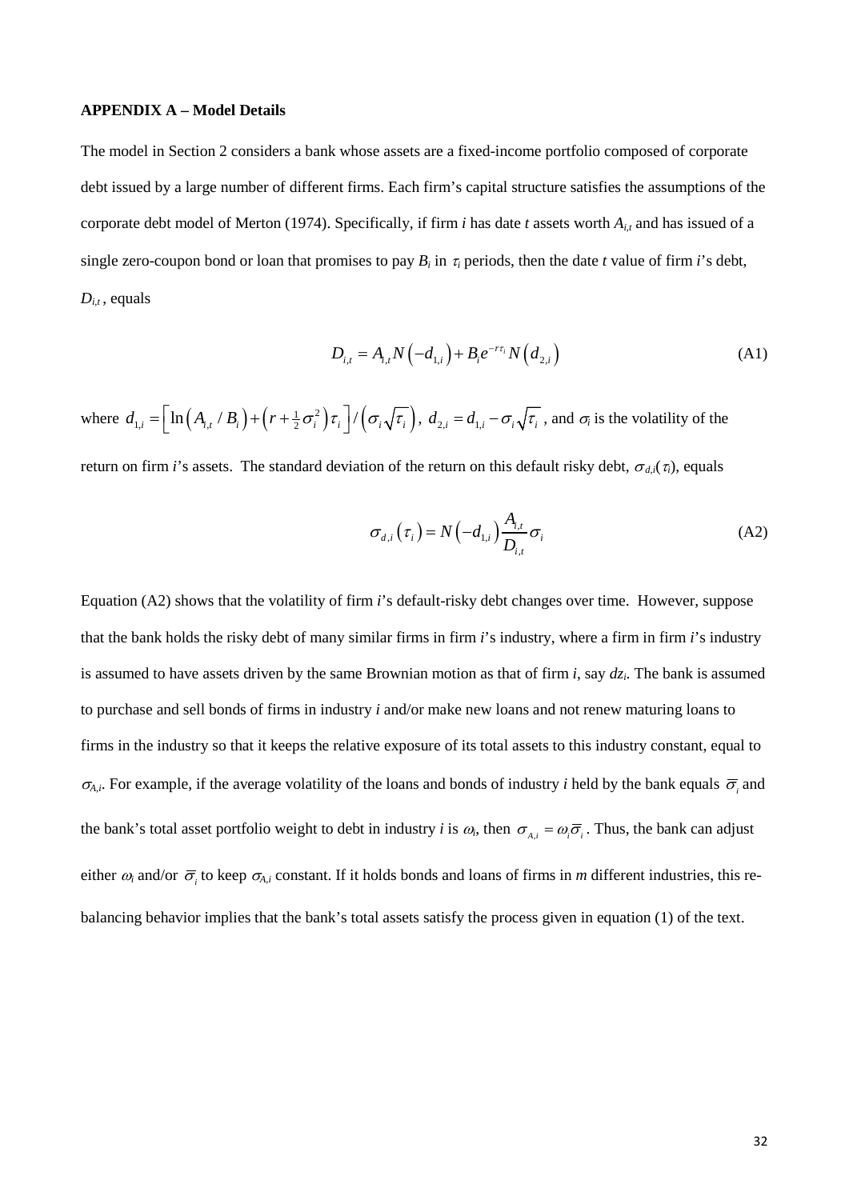**APPENDIX A – Model Details**

The model in Section 2 considers a bank whose assets are a fixed-income portfolio composed of corporate debt issued by a large number of different firms. Each firm's capital structure satisfies the assumptions of the corporate debt model of Merton (1974). Specifically, if firm *i* has date *t* assets worth $A_{i,t}$ and has issued of a single zero-coupon bond or loan that promises to pay $B_i$ in $\tau_i$ periods, then the date *t* value of firm *i*'s debt, $D_{i,t}$, equals

$$D_{i,t} = A_{i,t} N\left(-d_{1,i}\right) + B_i e^{-r\tau_i} N\left(d_{2,i}\right) \tag{A1}$$

where $d_{1,i} = \left[\ln\left(A_{i,t} / B_i\right) + \left(r + \frac{1}{2}\sigma_i^2\right)\tau_i\right] / \left(\sigma_i \sqrt{\tau_i}\right)$, $d_{2,i} = d_{1,i} - \sigma_i \sqrt{\tau_i}$, and $\sigma_i$ is the volatility of the return on firm *i*'s assets. The standard deviation of the return on this default risky debt, $\sigma_{d,i}(\tau_i)$, equals

$$\sigma_{d,i}\left(\tau_i\right) = N\left(-d_{1,i}\right) \frac{A_{i,t}}{D_{i,t}} \sigma_i \tag{A2}$$

Equation (A2) shows that the volatility of firm *i*'s default-risky debt changes over time. However, suppose that the bank holds the risky debt of many similar firms in firm *i*'s industry, where a firm in firm *i*'s industry is assumed to have assets driven by the same Brownian motion as that of firm *i*, say $dz_i$. The bank is assumed to purchase and sell bonds of firms in industry *i* and/or make new loans and not renew maturing loans to firms in the industry so that it keeps the relative exposure of its total assets to this industry constant, equal to $\sigma_{A,i}$. For example, if the average volatility of the loans and bonds of industry *i* held by the bank equals $\overline{\sigma}_i$ and the bank's total asset portfolio weight to debt in industry *i* is $\omega_i$, then $\sigma_{A,i} = \omega_i \overline{\sigma}_i$. Thus, the bank can adjust either $\omega_i$ and/or $\overline{\sigma}_i$ to keep $\sigma_{A,i}$ constant. If it holds bonds and loans of firms in *m* different industries, this re-balancing behavior implies that the bank's total assets satisfy the process given in equation (1) of the text.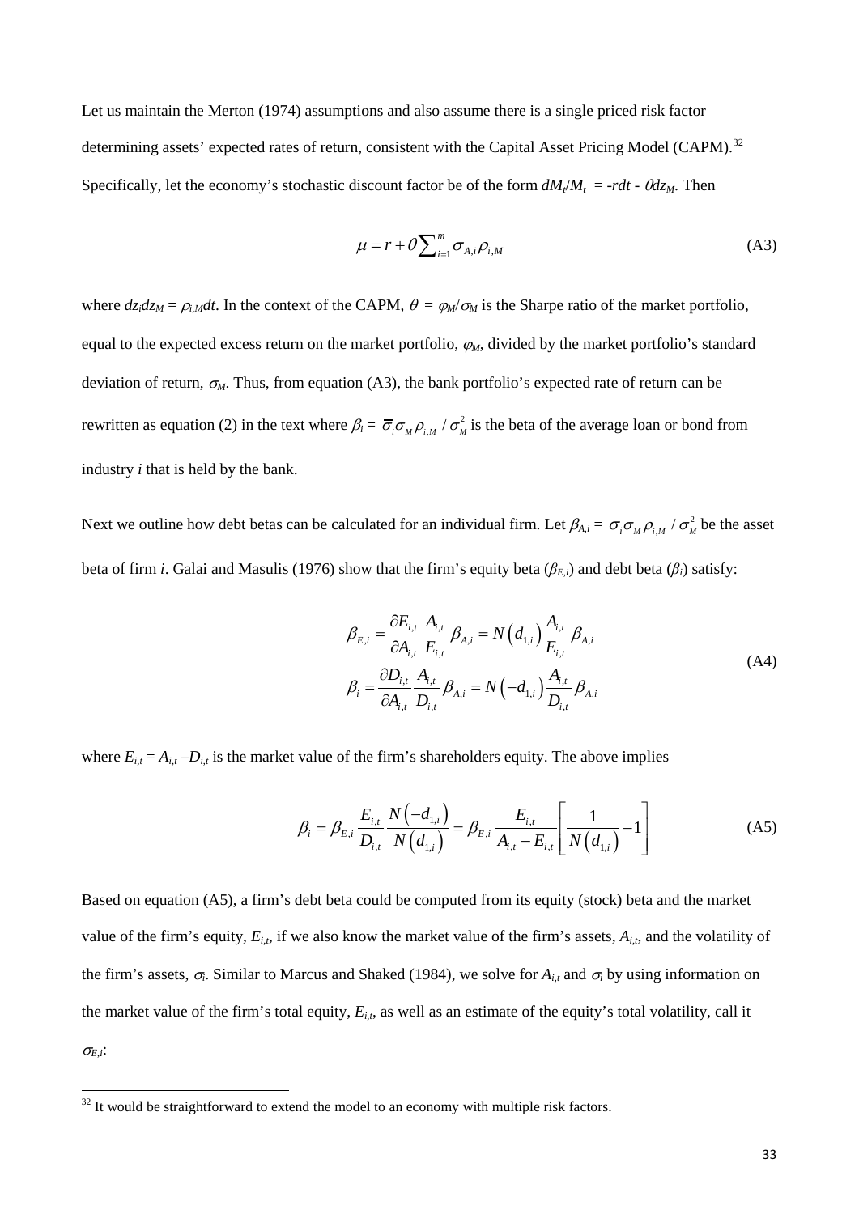Let us maintain the Merton (1974) assumptions and also assume there is a single priced risk factor determining assets' expected rates of return, consistent with the Capital Asset Pricing Model (CAPM).[32] Specifically, let the economy's stochastic discount factor be of the form $dM_t/M_t = -rdt - \theta dz_M$. Then

$$\mu = r + \theta \sum_{i=1}^{m} \sigma_{A,i} \rho_{i,M} \tag{A3}$$

where $dz_i dz_M = \rho_{i,M} dt$. In the context of the CAPM, $\theta = \varphi_M/\sigma_M$ is the Sharpe ratio of the market portfolio, equal to the expected excess return on the market portfolio, $\varphi_M$, divided by the market portfolio's standard deviation of return, $\sigma_M$. Thus, from equation (A3), the bank portfolio's expected rate of return can be rewritten as equation (2) in the text where $\beta_i = \overline{\sigma}_i \sigma_M \rho_{i,M} / \sigma_M^2$ is the beta of the average loan or bond from industry *i* that is held by the bank.

Next we outline how debt betas can be calculated for an individual firm. Let $\beta_{A,i} = \sigma_i \sigma_M \rho_{i,M} / \sigma_M^2$ be the asset beta of firm *i*. Galai and Masulis (1976) show that the firm's equity beta ($\beta_{E,i}$) and debt beta ($\beta_i$) satisfy:

$$\begin{aligned} \beta_{E,i} &= \frac{\partial E_{i,t}}{\partial A_{i,t}} \frac{A_{i,t}}{E_{i,t}} \beta_{A,i} = N\left(d_{1,i}\right) \frac{A_{i,t}}{E_{i,t}} \beta_{A,i} \\ \beta_i &= \frac{\partial D_{i,t}}{\partial A_{i,t}} \frac{A_{i,t}}{D_{i,t}} \beta_{A,i} = N\left(-d_{1,i}\right) \frac{A_{i,t}}{D_{i,t}} \beta_{A,i} \end{aligned} \tag{A4}$$

where $E_{i,t} = A_{i,t} - D_{i,t}$ is the market value of the firm's shareholders equity. The above implies

$$\beta_i = \beta_{E,i} \frac{E_{i,t}}{D_{i,t}} \frac{N\left(-d_{1,i}\right)}{N\left(d_{1,i}\right)} = \beta_{E,i} \frac{E_{i,t}}{A_{i,t} - E_{i,t}} \left[ \frac{1}{N\left(d_{1,i}\right)} - 1 \right] \tag{A5}$$

Based on equation (A5), a firm's debt beta could be computed from its equity (stock) beta and the market value of the firm's equity, $E_{i,t}$, if we also know the market value of the firm's assets, $A_{i,t}$, and the volatility of the firm's assets, $\sigma_i$. Similar to Marcus and Shaked (1984), we solve for $A_{i,t}$ and $\sigma_i$ by using information on the market value of the firm's total equity, $E_{i,t}$, as well as an estimate of the equity's total volatility, call it $\sigma_{E,i}$:

[32] It would be straightforward to extend the model to an economy with multiple risk factors.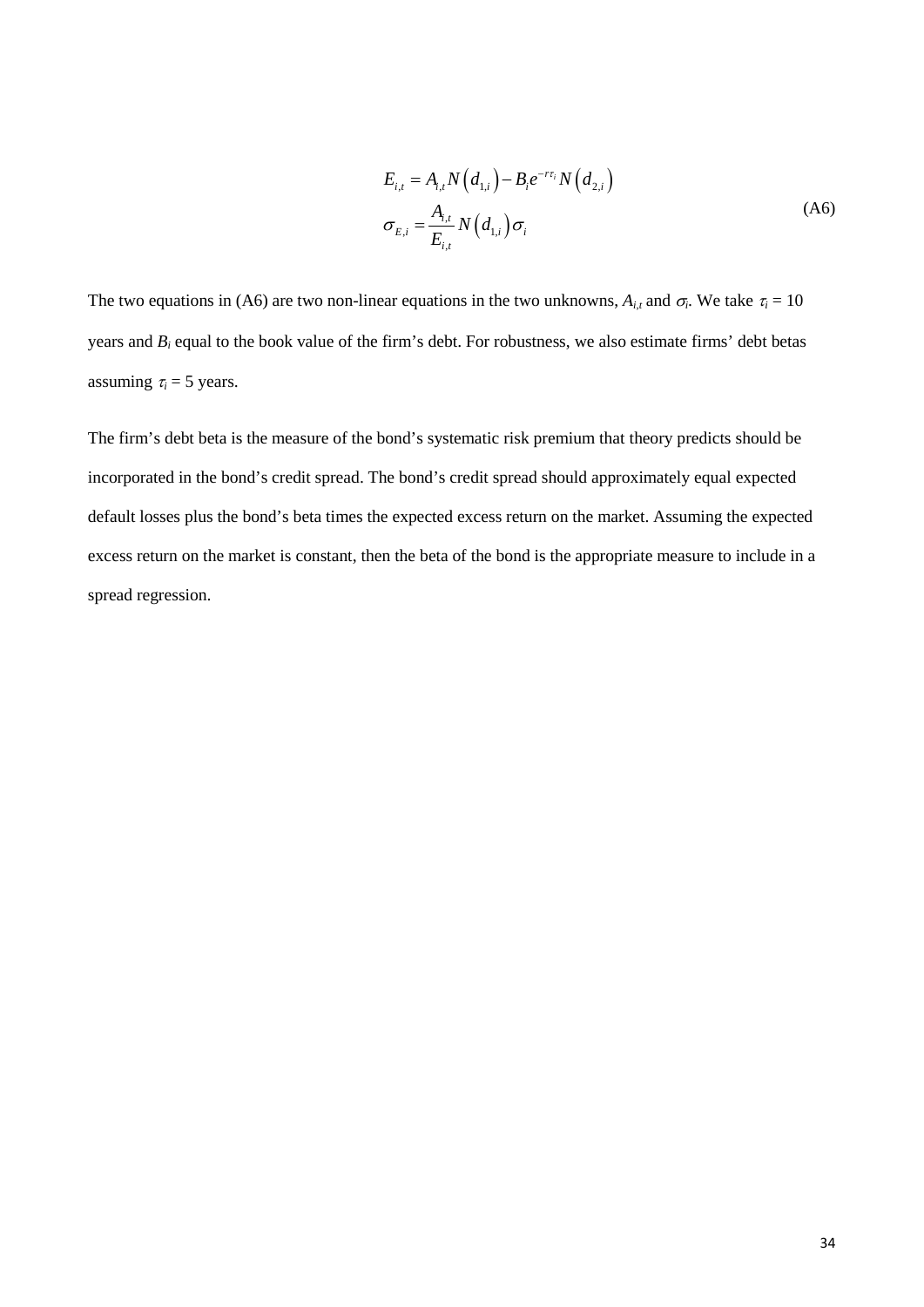$$
\begin{aligned}
E_{i,t} &= A_{i,t} N\left(d_{1,i}\right) - B_i e^{-r\tau_i} N\left(d_{2,i}\right) \\
\sigma_{E,i} &= \frac{A_{i,t}}{E_{i,t}} N\left(d_{1,i}\right) \sigma_i
\end{aligned}
\tag{A6}
$$

The two equations in (A6) are two non-linear equations in the two unknowns, $A_{i,t}$ and $\sigma_i$. We take $\tau_i = 10$ years and $B_i$ equal to the book value of the firm's debt. For robustness, we also estimate firms' debt betas assuming $\tau_i = 5$ years.

The firm's debt beta is the measure of the bond's systematic risk premium that theory predicts should be incorporated in the bond's credit spread. The bond's credit spread should approximately equal expected default losses plus the bond's beta times the expected excess return on the market. Assuming the expected excess return on the market is constant, then the beta of the bond is the appropriate measure to include in a spread regression.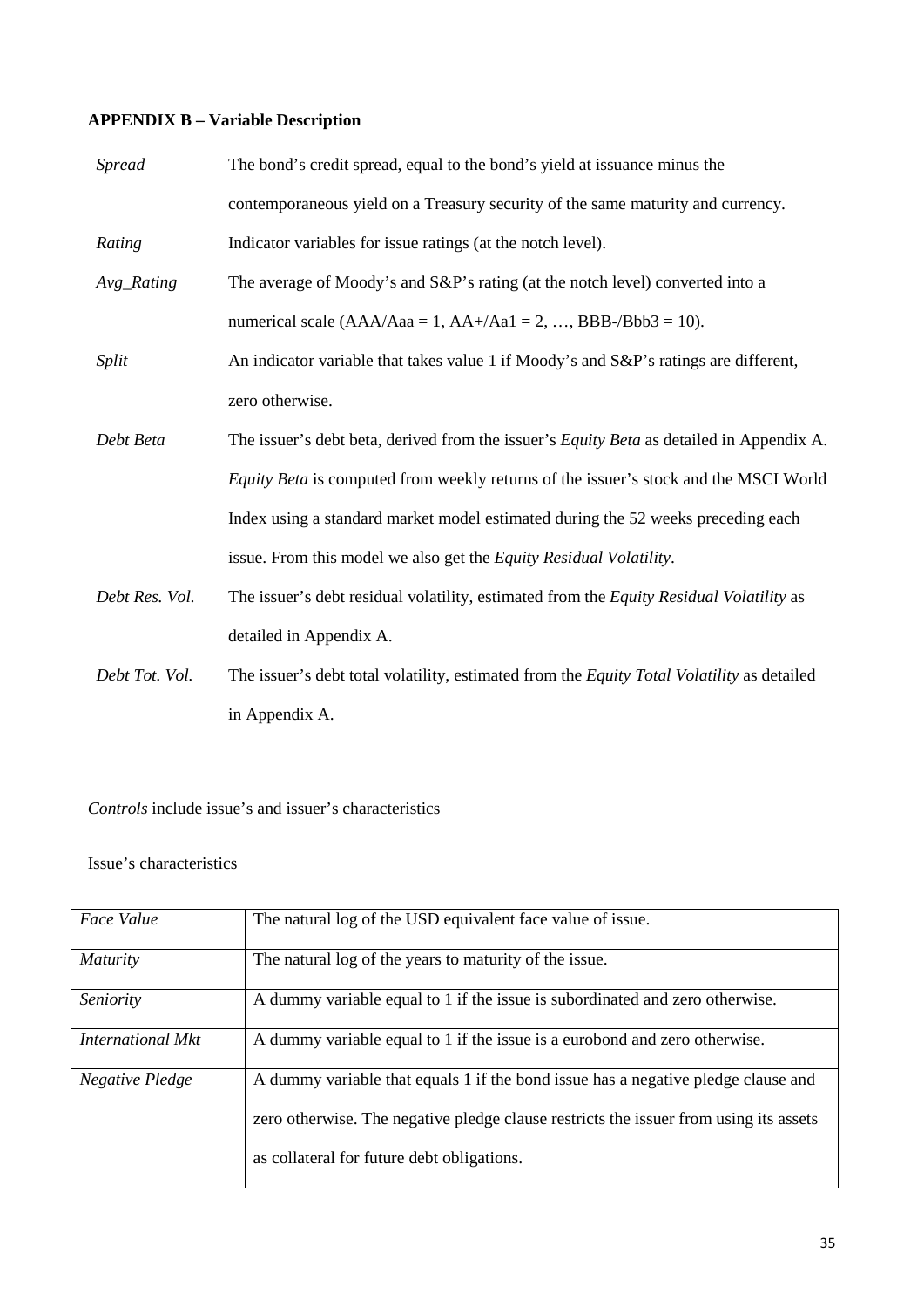### APPENDIX B – Variable Description

| | |
|---|---|
| *Spread* | The bond's credit spread, equal to the bond's yield at issuance minus the contemporaneous yield on a Treasury security of the same maturity and currency. |
| *Rating* | Indicator variables for issue ratings (at the notch level). |
| *Avg_Rating* | The average of Moody's and S&P's rating (at the notch level) converted into a numerical scale (AAA/Aaa = 1, AA+/Aa1 = 2, …, BBB-/Bbb3 = 10). |
| *Split* | An indicator variable that takes value 1 if Moody's and S&P's ratings are different, zero otherwise. |
| *Debt Beta* | The issuer's debt beta, derived from the issuer's *Equity Beta* as detailed in Appendix A. *Equity Beta* is computed from weekly returns of the issuer's stock and the MSCI World Index using a standard market model estimated during the 52 weeks preceding each issue. From this model we also get the *Equity Residual Volatility*. |
| *Debt Res. Vol.* | The issuer's debt residual volatility, estimated from the *Equity Residual Volatility* as detailed in Appendix A. |
| *Debt Tot. Vol.* | The issuer's debt total volatility, estimated from the *Equity Total Volatility* as detailed in Appendix A. |

*Controls* include issue's and issuer's characteristics

Issue's characteristics

| | |
|---|---|
| *Face Value* | The natural log of the USD equivalent face value of issue. |
| *Maturity* | The natural log of the years to maturity of the issue. |
| *Seniority* | A dummy variable equal to 1 if the issue is subordinated and zero otherwise. |
| *International Mkt* | A dummy variable equal to 1 if the issue is a eurobond and zero otherwise. |
| *Negative Pledge* | A dummy variable that equals 1 if the bond issue has a negative pledge clause and zero otherwise. The negative pledge clause restricts the issuer from using its assets as collateral for future debt obligations. |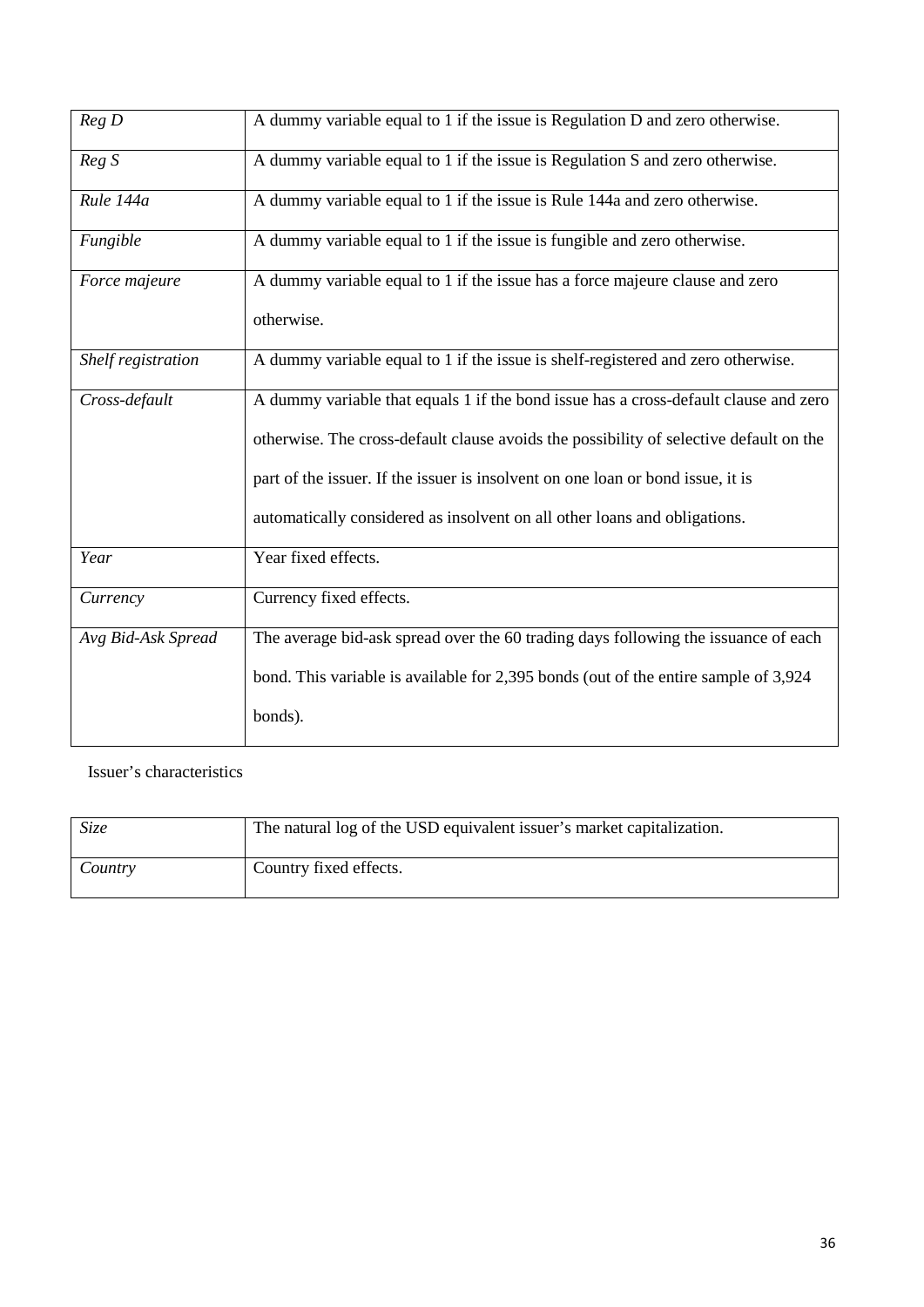| | |
|---|---|
| *Reg D* | A dummy variable equal to 1 if the issue is Regulation D and zero otherwise. |
| *Reg S* | A dummy variable equal to 1 if the issue is Regulation S and zero otherwise. |
| *Rule 144a* | A dummy variable equal to 1 if the issue is Rule 144a and zero otherwise. |
| *Fungible* | A dummy variable equal to 1 if the issue is fungible and zero otherwise. |
| *Force majeure* | A dummy variable equal to 1 if the issue has a force majeure clause and zero otherwise. |
| *Shelf registration* | A dummy variable equal to 1 if the issue is shelf-registered and zero otherwise. |
| *Cross-default* | A dummy variable that equals 1 if the bond issue has a cross-default clause and zero otherwise. The cross-default clause avoids the possibility of selective default on the part of the issuer. If the issuer is insolvent on one loan or bond issue, it is automatically considered as insolvent on all other loans and obligations. |
| *Year* | Year fixed effects. |
| *Currency* | Currency fixed effects. |
| *Avg Bid-Ask Spread* | The average bid-ask spread over the 60 trading days following the issuance of each bond. This variable is available for 2,395 bonds (out of the entire sample of 3,924 bonds). |

Issuer's characteristics

| | |
|---|---|
| *Size* | The natural log of the USD equivalent issuer's market capitalization. |
| *Country* | Country fixed effects. |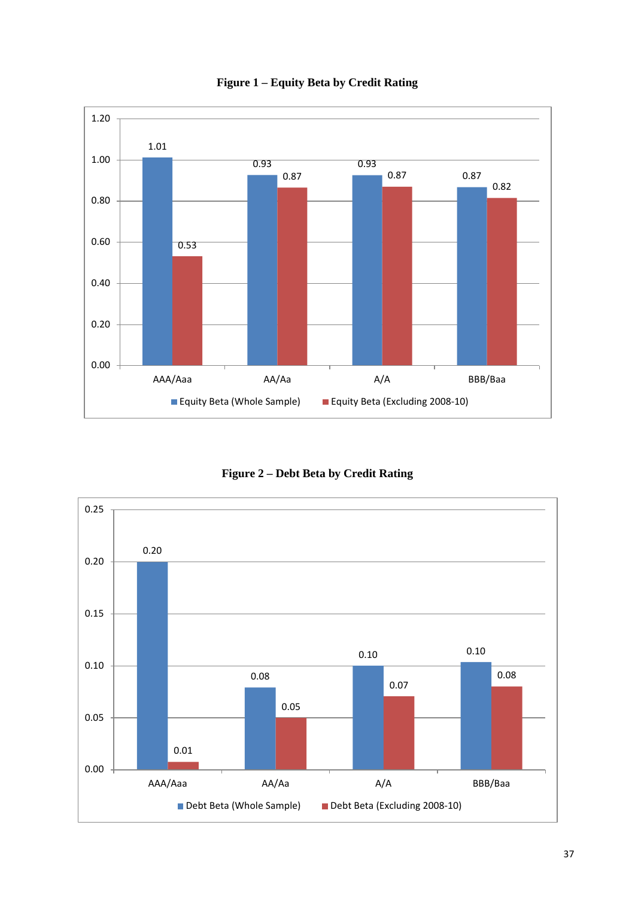**Figure 1 – Equity Beta by Credit Rating**

1.20
1.00
0.80
0.60
0.40
0.20
0.00

1.01
0.53
0.93
0.87
0.93
0.87
0.87
0.82

AAA/Aaa
AA/Aa
A/A
BBB/Baa

Equity Beta (Whole Sample)
Equity Beta (Excluding 2008-10)

**Figure 2 – Debt Beta by Credit Rating**

0.25
0.20
0.15
0.10
0.05
0.00

0.20
0.01
0.08
0.05
0.10
0.07
0.10
0.08

AAA/Aaa
AA/Aa
A/A
BBB/Baa

Debt Beta (Whole Sample)
Debt Beta (Excluding 2008-10)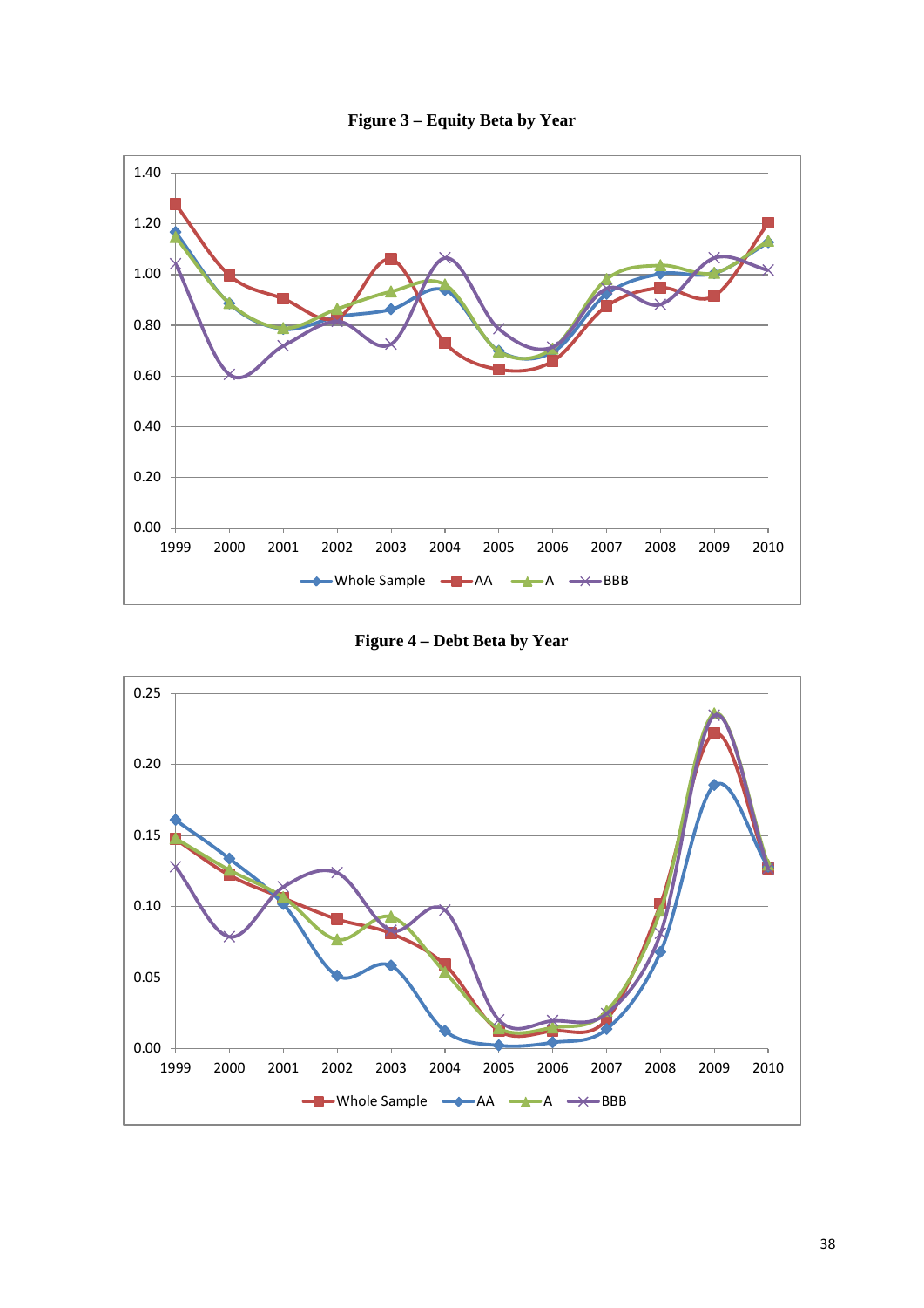**Figure 3 – Equity Beta by Year**

1.40
1.20
1.00
0.80
0.60
0.40
0.20
0.00

1999 2000 2001 2002 2003 2004 2005 2006 2007 2008 2009 2010

Whole Sample AA A BBB

**Figure 4 – Debt Beta by Year**

0.25
0.20
0.15
0.10
0.05
0.00

1999 2000 2001 2002 2003 2004 2005 2006 2007 2008 2009 2010

Whole Sample AA A BBB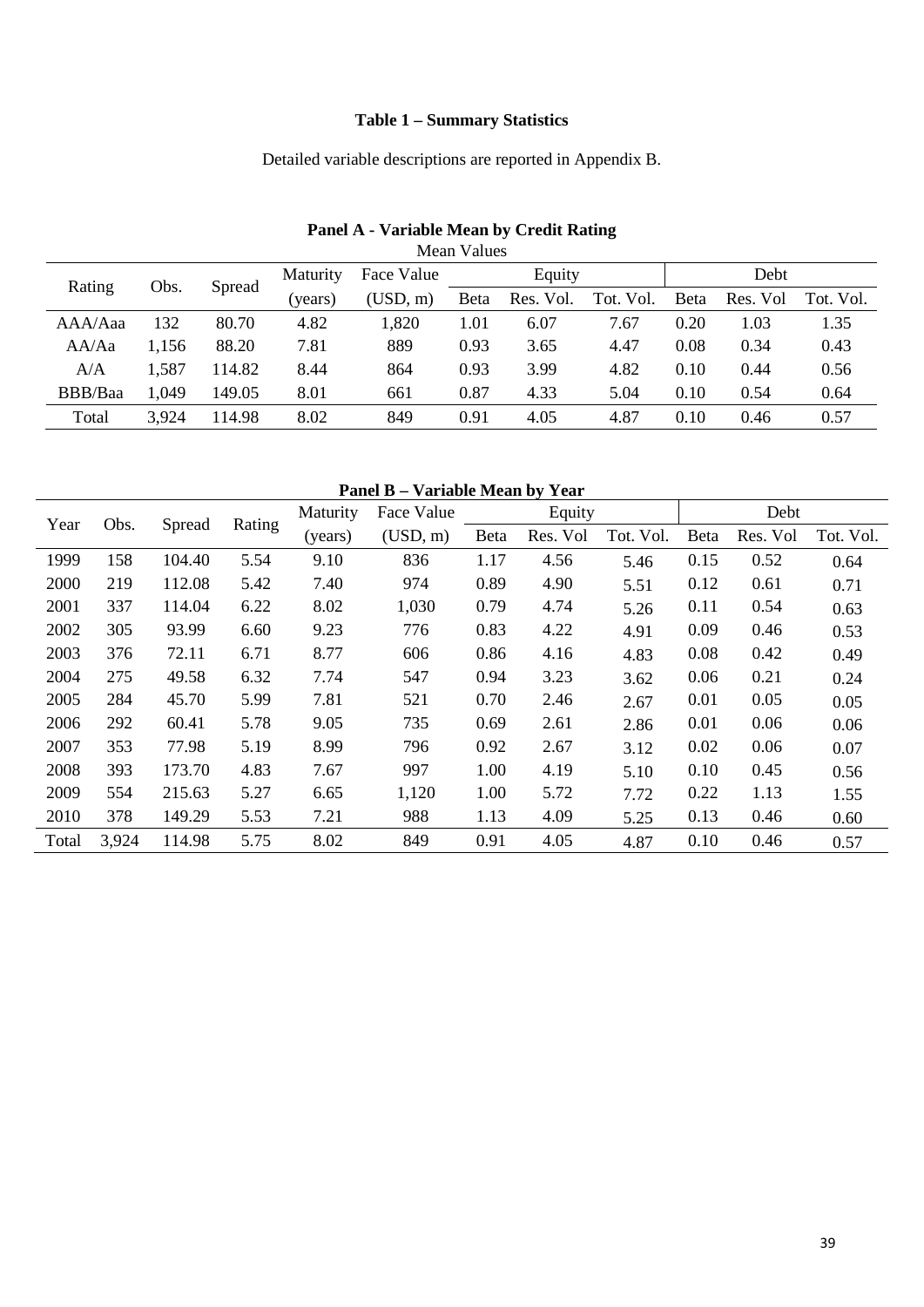# Table 1 – Summary Statistics

Detailed variable descriptions are reported in Appendix B.

**Panel A - Variable Mean by Credit Rating**

Mean Values

| Rating | Obs. | Spread | Maturity | Face Value | Equity | | | Debt | | |
|---|---|---|---|---|---|---|---|---|---|---|
| | | | (years) | (USD, m) | Beta | Res. Vol. | Tot. Vol. | Beta | Res. Vol | Tot. Vol. |
| AAA/Aaa | 132 | 80.70 | 4.82 | 1,820 | 1.01 | 6.07 | 7.67 | 0.20 | 1.03 | 1.35 |
| AA/Aa | 1,156 | 88.20 | 7.81 | 889 | 0.93 | 3.65 | 4.47 | 0.08 | 0.34 | 0.43 |
| A/A | 1,587 | 114.82 | 8.44 | 864 | 0.93 | 3.99 | 4.82 | 0.10 | 0.44 | 0.56 |
| BBB/Baa | 1,049 | 149.05 | 8.01 | 661 | 0.87 | 4.33 | 5.04 | 0.10 | 0.54 | 0.64 |
| Total | 3,924 | 114.98 | 8.02 | 849 | 0.91 | 4.05 | 4.87 | 0.10 | 0.46 | 0.57 |

**Panel B – Variable Mean by Year**

| Year | Obs. | Spread | Rating | Maturity | Face Value | Equity | | | Debt | | |
|---|---|---|---|---|---|---|---|---|---|---|---|
| | | | | (years) | (USD, m) | Beta | Res. Vol | Tot. Vol. | Beta | Res. Vol | Tot. Vol. |
| 1999 | 158 | 104.40 | 5.54 | 9.10 | 836 | 1.17 | 4.56 | 5.46 | 0.15 | 0.52 | 0.64 |
| 2000 | 219 | 112.08 | 5.42 | 7.40 | 974 | 0.89 | 4.90 | 5.51 | 0.12 | 0.61 | 0.71 |
| 2001 | 337 | 114.04 | 6.22 | 8.02 | 1,030 | 0.79 | 4.74 | 5.26 | 0.11 | 0.54 | 0.63 |
| 2002 | 305 | 93.99 | 6.60 | 9.23 | 776 | 0.83 | 4.22 | 4.91 | 0.09 | 0.46 | 0.53 |
| 2003 | 376 | 72.11 | 6.71 | 8.77 | 606 | 0.86 | 4.16 | 4.83 | 0.08 | 0.42 | 0.49 |
| 2004 | 275 | 49.58 | 6.32 | 7.74 | 547 | 0.94 | 3.23 | 3.62 | 0.06 | 0.21 | 0.24 |
| 2005 | 284 | 45.70 | 5.99 | 7.81 | 521 | 0.70 | 2.46 | 2.67 | 0.01 | 0.05 | 0.05 |
| 2006 | 292 | 60.41 | 5.78 | 9.05 | 735 | 0.69 | 2.61 | 2.86 | 0.01 | 0.06 | 0.06 |
| 2007 | 353 | 77.98 | 5.19 | 8.99 | 796 | 0.92 | 2.67 | 3.12 | 0.02 | 0.06 | 0.07 |
| 2008 | 393 | 173.70 | 4.83 | 7.67 | 997 | 1.00 | 4.19 | 5.10 | 0.10 | 0.45 | 0.56 |
| 2009 | 554 | 215.63 | 5.27 | 6.65 | 1,120 | 1.00 | 5.72 | 7.72 | 0.22 | 1.13 | 1.55 |
| 2010 | 378 | 149.29 | 5.53 | 7.21 | 988 | 1.13 | 4.09 | 5.25 | 0.13 | 0.46 | 0.60 |
| Total | 3,924 | 114.98 | 5.75 | 8.02 | 849 | 0.91 | 4.05 | 4.87 | 0.10 | 0.46 | 0.57 |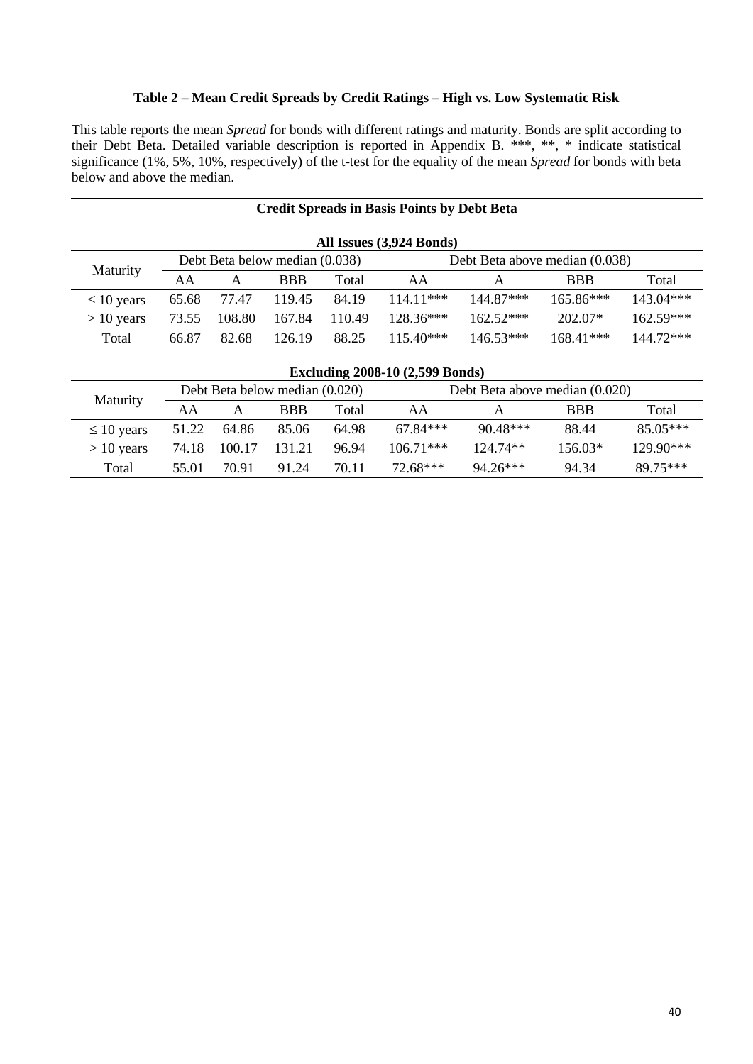**Table 2 – Mean Credit Spreads by Credit Ratings – High vs. Low Systematic Risk**

This table reports the mean *Spread* for bonds with different ratings and maturity. Bonds are split according to their Debt Beta. Detailed variable description is reported in Appendix B. ***, **, * indicate statistical significance (1%, 5%, 10%, respectively) of the t-test for the equality of the mean *Spread* for bonds with beta below and above the median.

**Credit Spreads in Basis Points by Debt Beta**

**All Issues (3,924 Bonds)**

| Maturity | Debt Beta below median (0.038) | | | | Debt Beta above median (0.038) | | | |
|---|---|---|---|---|---|---|---|---|
| | AA | A | BBB | Total | AA | A | BBB | Total |
| ≤ 10 years | 65.68 | 77.47 | 119.45 | 84.19 | 114.11*** | 144.87*** | 165.86*** | 143.04*** |
| > 10 years | 73.55 | 108.80 | 167.84 | 110.49 | 128.36*** | 162.52*** | 202.07* | 162.59*** |
| Total | 66.87 | 82.68 | 126.19 | 88.25 | 115.40*** | 146.53*** | 168.41*** | 144.72*** |

**Excluding 2008-10 (2,599 Bonds)**

| Maturity | Debt Beta below median (0.020) | | | | Debt Beta above median (0.020) | | | |
|---|---|---|---|---|---|---|---|---|
| | AA | A | BBB | Total | AA | A | BBB | Total |
| ≤ 10 years | 51.22 | 64.86 | 85.06 | 64.98 | 67.84*** | 90.48*** | 88.44 | 85.05*** |
| > 10 years | 74.18 | 100.17 | 131.21 | 96.94 | 106.71*** | 124.74** | 156.03* | 129.90*** |
| Total | 55.01 | 70.91 | 91.24 | 70.11 | 72.68*** | 94.26*** | 94.34 | 89.75*** |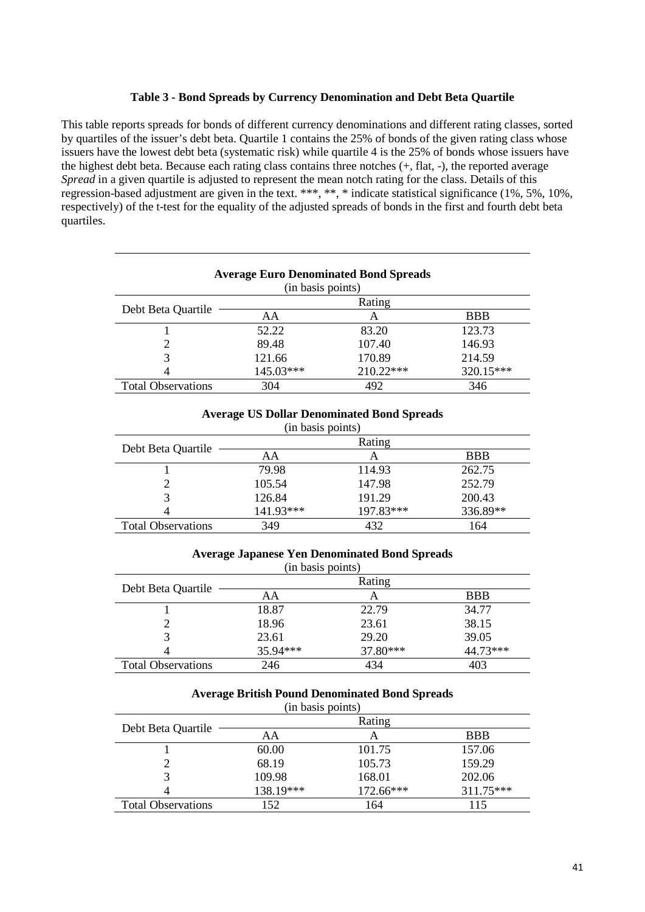**Table 3 - Bond Spreads by Currency Denomination and Debt Beta Quartile**

This table reports spreads for bonds of different currency denominations and different rating classes, sorted by quartiles of the issuer's debt beta. Quartile 1 contains the 25% of bonds of the given rating class whose issuers have the lowest debt beta (systematic risk) while quartile 4 is the 25% of bonds whose issuers have the highest debt beta. Because each rating class contains three notches (+, flat, -), the reported average *Spread* in a given quartile is adjusted to represent the mean notch rating for the class. Details of this regression-based adjustment are given in the text. ***, **, * indicate statistical significance (1%, 5%, 10%, respectively) of the t-test for the equality of the adjusted spreads of bonds in the first and fourth debt beta quartiles.

**Average Euro Denominated Bond Spreads**
(in basis points)

| Debt Beta Quartile | Rating | | |
|---|---|---|---|
| | AA | A | BBB |
| 1 | 52.22 | 83.20 | 123.73 |
| 2 | 89.48 | 107.40 | 146.93 |
| 3 | 121.66 | 170.89 | 214.59 |
| 4 | 145.03*** | 210.22*** | 320.15*** |
| Total Observations | 304 | 492 | 346 |

**Average US Dollar Denominated Bond Spreads**
(in basis points)

| Debt Beta Quartile | Rating | | |
|---|---|---|---|
| | AA | A | BBB |
| 1 | 79.98 | 114.93 | 262.75 |
| 2 | 105.54 | 147.98 | 252.79 |
| 3 | 126.84 | 191.29 | 200.43 |
| 4 | 141.93*** | 197.83*** | 336.89** |
| Total Observations | 349 | 432 | 164 |

**Average Japanese Yen Denominated Bond Spreads**
(in basis points)

| Debt Beta Quartile | Rating | | |
|---|---|---|---|
| | AA | A | BBB |
| 1 | 18.87 | 22.79 | 34.77 |
| 2 | 18.96 | 23.61 | 38.15 |
| 3 | 23.61 | 29.20 | 39.05 |
| 4 | 35.94*** | 37.80*** | 44.73*** |
| Total Observations | 246 | 434 | 403 |

**Average British Pound Denominated Bond Spreads**
(in basis points)

| Debt Beta Quartile | Rating | | |
|---|---|---|---|
| | AA | A | BBB |
| 1 | 60.00 | 101.75 | 157.06 |
| 2 | 68.19 | 105.73 | 159.29 |
| 3 | 109.98 | 168.01 | 202.06 |
| 4 | 138.19*** | 172.66*** | 311.75*** |
| Total Observations | 152 | 164 | 115 |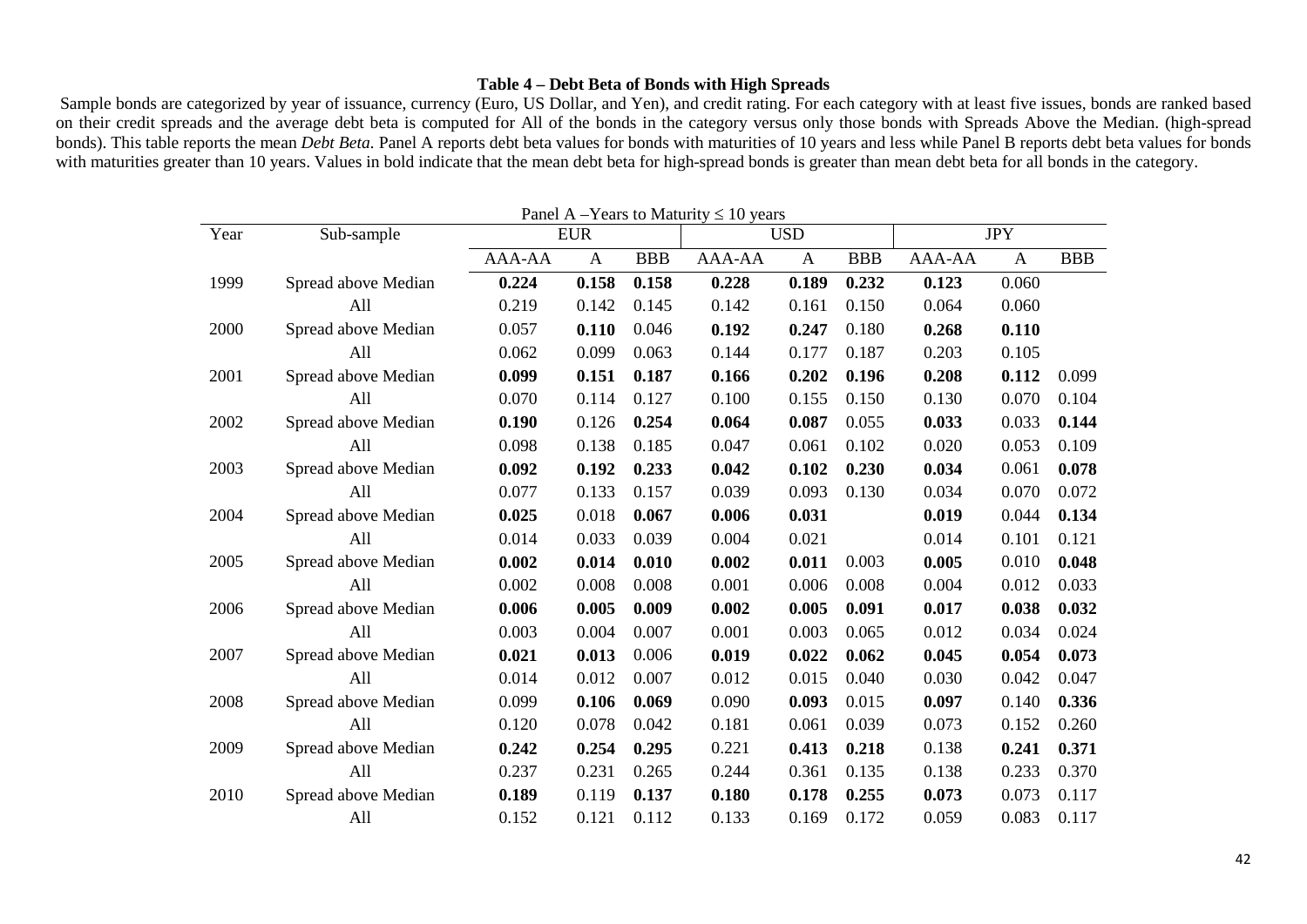### Table 4 – Debt Beta of Bonds with High Spreads

Sample bonds are categorized by year of issuance, currency (Euro, US Dollar, and Yen), and credit rating. For each category with at least five issues, bonds are ranked based on their credit spreads and the average debt beta is computed for All of the bonds in the category versus only those bonds with Spreads Above the Median. (high-spread bonds). This table reports the mean *Debt Beta.* Panel A reports debt beta values for bonds with maturities of 10 years and less while Panel B reports debt beta values for bonds with maturities greater than 10 years. Values in bold indicate that the mean debt beta for high-spread bonds is greater than mean debt beta for all bonds in the category.

Panel A –Years to Maturity ≤ 10 years

| Year | Sub-sample | EUR | | | USD | | | JPY | | |
|---|---|---|---|---|---|---|---|---|---|---|
| | | AAA-AA | A | BBB | AAA-AA | A | BBB | AAA-AA | A | BBB |
| 1999 | Spread above Median | **0.224** | **0.158** | **0.158** | **0.228** | **0.189** | **0.232** | **0.123** | 0.060 | |
| | All | 0.219 | 0.142 | 0.145 | 0.142 | 0.161 | 0.150 | 0.064 | 0.060 | |
| 2000 | Spread above Median | 0.057 | **0.110** | 0.046 | **0.192** | **0.247** | 0.180 | **0.268** | **0.110** | |
| | All | 0.062 | 0.099 | 0.063 | 0.144 | 0.177 | 0.187 | 0.203 | 0.105 | |
| 2001 | Spread above Median | **0.099** | **0.151** | **0.187** | **0.166** | **0.202** | **0.196** | **0.208** | **0.112** | 0.099 |
| | All | 0.070 | 0.114 | 0.127 | 0.100 | 0.155 | 0.150 | 0.130 | 0.070 | 0.104 |
| 2002 | Spread above Median | **0.190** | 0.126 | **0.254** | **0.064** | **0.087** | 0.055 | **0.033** | 0.033 | **0.144** |
| | All | 0.098 | 0.138 | 0.185 | 0.047 | 0.061 | 0.102 | 0.020 | 0.053 | 0.109 |
| 2003 | Spread above Median | **0.092** | **0.192** | **0.233** | **0.042** | **0.102** | **0.230** | **0.034** | 0.061 | **0.078** |
| | All | 0.077 | 0.133 | 0.157 | 0.039 | 0.093 | 0.130 | 0.034 | 0.070 | 0.072 |
| 2004 | Spread above Median | **0.025** | 0.018 | **0.067** | **0.006** | **0.031** | | **0.019** | 0.044 | **0.134** |
| | All | 0.014 | 0.033 | 0.039 | 0.004 | 0.021 | | 0.014 | 0.101 | 0.121 |
| 2005 | Spread above Median | **0.002** | **0.014** | **0.010** | **0.002** | **0.011** | 0.003 | **0.005** | 0.010 | **0.048** |
| | All | 0.002 | 0.008 | 0.008 | 0.001 | 0.006 | 0.008 | 0.004 | 0.012 | 0.033 |
| 2006 | Spread above Median | **0.006** | **0.005** | **0.009** | **0.002** | **0.005** | **0.091** | **0.017** | **0.038** | **0.032** |
| | All | 0.003 | 0.004 | 0.007 | 0.001 | 0.003 | 0.065 | 0.012 | 0.034 | 0.024 |
| 2007 | Spread above Median | **0.021** | **0.013** | 0.006 | **0.019** | **0.022** | **0.062** | **0.045** | **0.054** | **0.073** |
| | All | 0.014 | 0.012 | 0.007 | 0.012 | 0.015 | 0.040 | 0.030 | 0.042 | 0.047 |
| 2008 | Spread above Median | 0.099 | **0.106** | **0.069** | 0.090 | **0.093** | 0.015 | **0.097** | 0.140 | **0.336** |
| | All | 0.120 | 0.078 | 0.042 | 0.181 | 0.061 | 0.039 | 0.073 | 0.152 | 0.260 |
| 2009 | Spread above Median | **0.242** | **0.254** | **0.295** | 0.221 | **0.413** | **0.218** | 0.138 | **0.241** | **0.371** |
| | All | 0.237 | 0.231 | 0.265 | 0.244 | 0.361 | 0.135 | 0.138 | 0.233 | 0.370 |
| 2010 | Spread above Median | **0.189** | 0.119 | **0.137** | **0.180** | **0.178** | **0.255** | **0.073** | 0.073 | 0.117 |
| | All | 0.152 | 0.121 | 0.112 | 0.133 | 0.169 | 0.172 | 0.059 | 0.083 | 0.117 |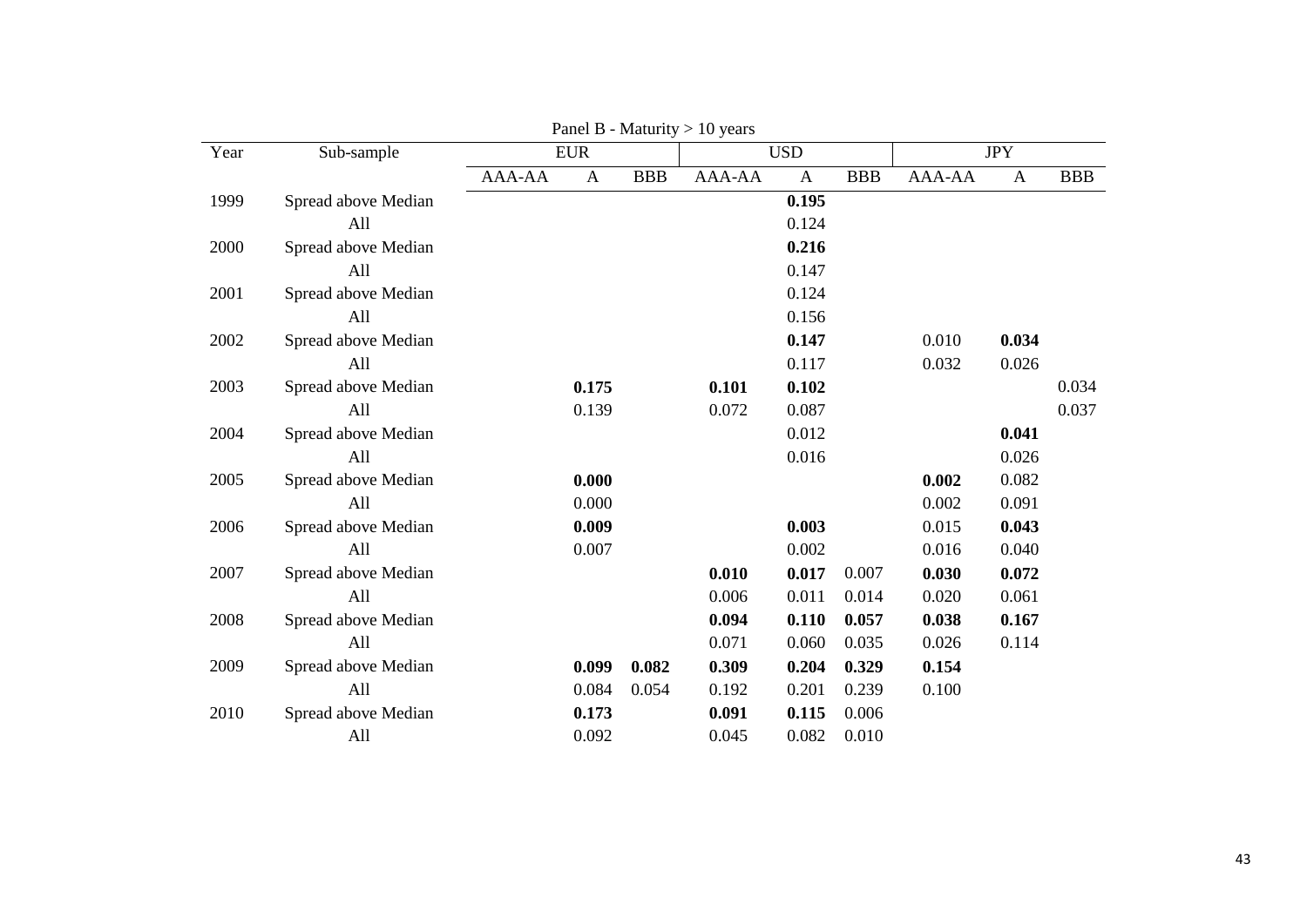Panel B - Maturity > 10 years

| Year | Sub-sample | EUR | | | USD | | | JPY | | |
|---|---|---|---|---|---|---|---|---|---|---|
| | | AAA-AA | A | BBB | AAA-AA | A | BBB | AAA-AA | A | BBB |
| 1999 | Spread above Median | | | | | **0.195** | | | | |
| | All | | | | | 0.124 | | | | |
| 2000 | Spread above Median | | | | | **0.216** | | | | |
| | All | | | | | 0.147 | | | | |
| 2001 | Spread above Median | | | | | 0.124 | | | | |
| | All | | | | | 0.156 | | | | |
| 2002 | Spread above Median | | | | | **0.147** | | 0.010 | **0.034** | |
| | All | | | | | 0.117 | | 0.032 | 0.026 | |
| 2003 | Spread above Median | | **0.175** | | **0.101** | **0.102** | | | | 0.034 |
| | All | | 0.139 | | 0.072 | 0.087 | | | | 0.037 |
| 2004 | Spread above Median | | | | | 0.012 | | | **0.041** | |
| | All | | | | | 0.016 | | | 0.026 | |
| 2005 | Spread above Median | | **0.000** | | | | | **0.002** | 0.082 | |
| | All | | 0.000 | | | | | 0.002 | 0.091 | |
| 2006 | Spread above Median | | **0.009** | | | **0.003** | | 0.015 | **0.043** | |
| | All | | 0.007 | | | 0.002 | | 0.016 | 0.040 | |
| 2007 | Spread above Median | | | | **0.010** | **0.017** | 0.007 | **0.030** | **0.072** | |
| | All | | | | 0.006 | 0.011 | 0.014 | 0.020 | 0.061 | |
| 2008 | Spread above Median | | | | **0.094** | **0.110** | **0.057** | **0.038** | **0.167** | |
| | All | | | | 0.071 | 0.060 | 0.035 | 0.026 | 0.114 | |
| 2009 | Spread above Median | | **0.099** | **0.082** | **0.309** | **0.204** | **0.329** | **0.154** | | |
| | All | | 0.084 | 0.054 | 0.192 | 0.201 | 0.239 | 0.100 | | |
| 2010 | Spread above Median | | **0.173** | | **0.091** | **0.115** | 0.006 | | | |
| | All | | 0.092 | | 0.045 | 0.082 | 0.010 | | | |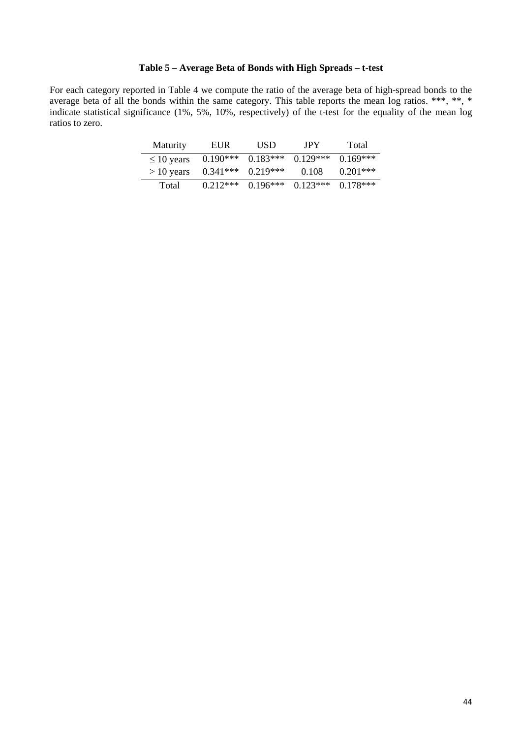### Table 5 – Average Beta of Bonds with High Spreads – t-test

For each category reported in Table 4 we compute the ratio of the average beta of high-spread bonds to the average beta of all the bonds within the same category. This table reports the mean log ratios. ***, **, * indicate statistical significance (1%, 5%, 10%, respectively) of the t-test for the equality of the mean log ratios to zero.

| Maturity | EUR | USD | JPY | Total |
|---|---|---|---|---|
| $\leq$ 10 years | 0.190*** | 0.183*** | 0.129*** | 0.169*** |
| > 10 years | 0.341*** | 0.219*** | 0.108 | 0.201*** |
| Total | 0.212*** | 0.196*** | 0.123*** | 0.178*** |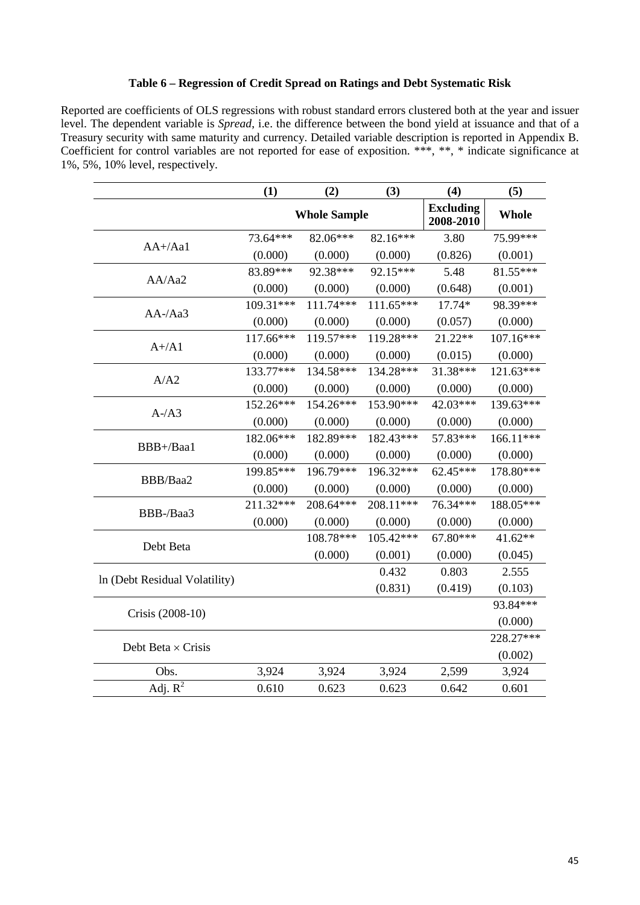**Table 6 – Regression of Credit Spread on Ratings and Debt Systematic Risk**

Reported are coefficients of OLS regressions with robust standard errors clustered both at the year and issuer level. The dependent variable is *Spread*, i.e. the difference between the bond yield at issuance and that of a Treasury security with same maturity and currency. Detailed variable description is reported in Appendix B. Coefficient for control variables are not reported for ease of exposition. ***, **, * indicate significance at 1%, 5%, 10% level, respectively.

| | (1) | (2) | (3) | (4) | (5) |
|---|---|---|---|---|---|
| | Whole Sample | | | Excluding 2008-2010 | Whole |
| AA+/Aa1 | 73.64*** | 82.06*** | 82.16*** | 3.80 | 75.99*** |
| | (0.000) | (0.000) | (0.000) | (0.826) | (0.001) |
| AA/Aa2 | 83.89*** | 92.38*** | 92.15*** | 5.48 | 81.55*** |
| | (0.000) | (0.000) | (0.000) | (0.648) | (0.001) |
| AA-/Aa3 | 109.31*** | 111.74*** | 111.65*** | 17.74* | 98.39*** |
| | (0.000) | (0.000) | (0.000) | (0.057) | (0.000) |
| A+/A1 | 117.66*** | 119.57*** | 119.28*** | 21.22** | 107.16*** |
| | (0.000) | (0.000) | (0.000) | (0.015) | (0.000) |
| A/A2 | 133.77*** | 134.58*** | 134.28*** | 31.38*** | 121.63*** |
| | (0.000) | (0.000) | (0.000) | (0.000) | (0.000) |
| A-/A3 | 152.26*** | 154.26*** | 153.90*** | 42.03*** | 139.63*** |
| | (0.000) | (0.000) | (0.000) | (0.000) | (0.000) |
| BBB+/Baa1 | 182.06*** | 182.89*** | 182.43*** | 57.83*** | 166.11*** |
| | (0.000) | (0.000) | (0.000) | (0.000) | (0.000) |
| BBB/Baa2 | 199.85*** | 196.79*** | 196.32*** | 62.45*** | 178.80*** |
| | (0.000) | (0.000) | (0.000) | (0.000) | (0.000) |
| BBB-/Baa3 | 211.32*** | 208.64*** | 208.11*** | 76.34*** | 188.05*** |
| | (0.000) | (0.000) | (0.000) | (0.000) | (0.000) |
| Debt Beta | | 108.78*** | 105.42*** | 67.80*** | 41.62** |
| | | (0.000) | (0.001) | (0.000) | (0.045) |
| ln (Debt Residual Volatility) | | | 0.432 | 0.803 | 2.555 |
| | | | (0.831) | (0.419) | (0.103) |
| Crisis (2008-10) | | | | | 93.84*** |
| | | | | | (0.000) |
| Debt Beta × Crisis | | | | | 228.27*** |
| | | | | | (0.002) |
| Obs. | 3,924 | 3,924 | 3,924 | 2,599 | 3,924 |
| Adj. $R^2$ | 0.610 | 0.623 | 0.623 | 0.642 | 0.601 |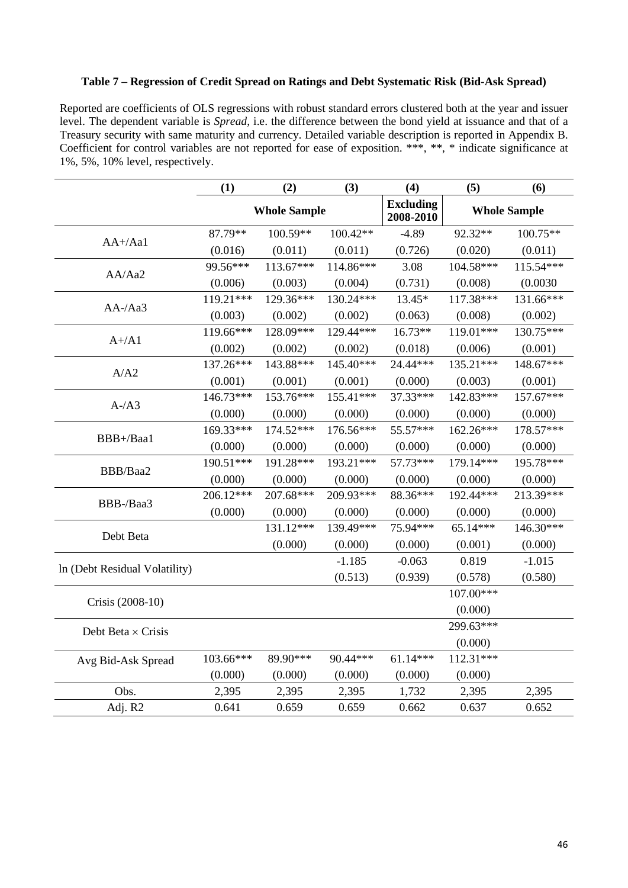**Table 7 – Regression of Credit Spread on Ratings and Debt Systematic Risk (Bid-Ask Spread)**

Reported are coefficients of OLS regressions with robust standard errors clustered both at the year and issuer level. The dependent variable is *Spread*, i.e. the difference between the bond yield at issuance and that of a Treasury security with same maturity and currency. Detailed variable description is reported in Appendix B. Coefficient for control variables are not reported for ease of exposition. ***, **, * indicate significance at 1%, 5%, 10% level, respectively.

| | (1) | (2) | (3) | (4) | (5) | (6) |
|---|---|---|---|---|---|---|
| | Whole Sample | | | Excluding 2008-2010 | Whole Sample | |
| AA+/Aa1 | 87.79** | 100.59** | 100.42** | -4.89 | 92.32** | 100.75** |
| | (0.016) | (0.011) | (0.011) | (0.726) | (0.020) | (0.011) |
| AA/Aa2 | 99.56*** | 113.67*** | 114.86*** | 3.08 | 104.58*** | 115.54*** |
| | (0.006) | (0.003) | (0.004) | (0.731) | (0.008) | (0.0030 |
| AA-/Aa3 | 119.21*** | 129.36*** | 130.24*** | 13.45* | 117.38*** | 131.66*** |
| | (0.003) | (0.002) | (0.002) | (0.063) | (0.008) | (0.002) |
| A+/A1 | 119.66*** | 128.09*** | 129.44*** | 16.73** | 119.01*** | 130.75*** |
| | (0.002) | (0.002) | (0.002) | (0.018) | (0.006) | (0.001) |
| A/A2 | 137.26*** | 143.88*** | 145.40*** | 24.44*** | 135.21*** | 148.67*** |
| | (0.001) | (0.001) | (0.001) | (0.000) | (0.003) | (0.001) |
| A-/A3 | 146.73*** | 153.76*** | 155.41*** | 37.33*** | 142.83*** | 157.67*** |
| | (0.000) | (0.000) | (0.000) | (0.000) | (0.000) | (0.000) |
| BBB+/Baa1 | 169.33*** | 174.52*** | 176.56*** | 55.57*** | 162.26*** | 178.57*** |
| | (0.000) | (0.000) | (0.000) | (0.000) | (0.000) | (0.000) |
| BBB/Baa2 | 190.51*** | 191.28*** | 193.21*** | 57.73*** | 179.14*** | 195.78*** |
| | (0.000) | (0.000) | (0.000) | (0.000) | (0.000) | (0.000) |
| BBB-/Baa3 | 206.12*** | 207.68*** | 209.93*** | 88.36*** | 192.44*** | 213.39*** |
| | (0.000) | (0.000) | (0.000) | (0.000) | (0.000) | (0.000) |
| Debt Beta | | 131.12*** | 139.49*** | 75.94*** | 65.14*** | 146.30*** |
| | | (0.000) | (0.000) | (0.000) | (0.001) | (0.000) |
| ln (Debt Residual Volatility) | | | -1.185 | -0.063 | 0.819 | -1.015 |
| | | | (0.513) | (0.939) | (0.578) | (0.580) |
| Crisis (2008-10) | | | | | 107.00*** | |
| | | | | | (0.000) | |
| Debt Beta × Crisis | | | | | 299.63*** | |
| | | | | | (0.000) | |
| Avg Bid-Ask Spread | 103.66*** | 89.90*** | 90.44*** | 61.14*** | 112.31*** | |
| | (0.000) | (0.000) | (0.000) | (0.000) | (0.000) | |
| Obs. | 2,395 | 2,395 | 2,395 | 1,732 | 2,395 | 2,395 |
| Adj. R2 | 0.641 | 0.659 | 0.659 | 0.662 | 0.637 | 0.652 |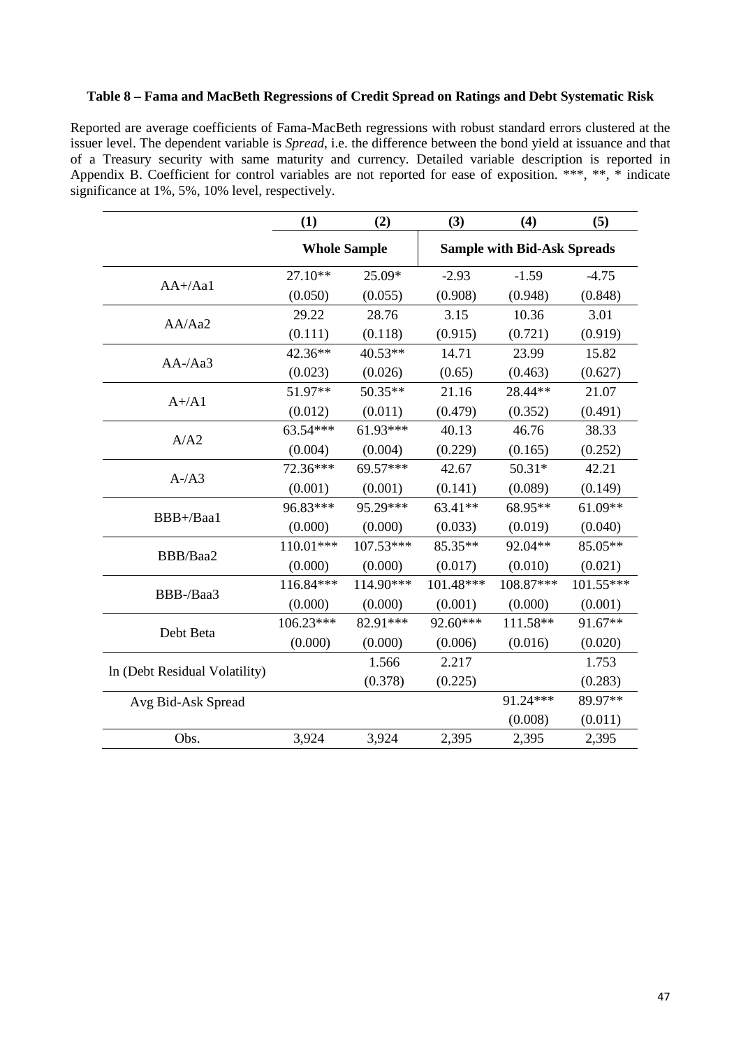**Table 8 – Fama and MacBeth Regressions of Credit Spread on Ratings and Debt Systematic Risk**

Reported are average coefficients of Fama-MacBeth regressions with robust standard errors clustered at the issuer level. The dependent variable is *Spread*, i.e. the difference between the bond yield at issuance and that of a Treasury security with same maturity and currency. Detailed variable description is reported in Appendix B. Coefficient for control variables are not reported for ease of exposition. ***, **, * indicate significance at 1%, 5%, 10% level, respectively.

| | (1) | (2) | (3) | (4) | (5) |
|---|---|---|---|---|---|
| | Whole Sample | | Sample with Bid-Ask Spreads | | |
| AA+/Aa1 | 27.10** | 25.09* | -2.93 | -1.59 | -4.75 |
| | (0.050) | (0.055) | (0.908) | (0.948) | (0.848) |
| AA/Aa2 | 29.22 | 28.76 | 3.15 | 10.36 | 3.01 |
| | (0.111) | (0.118) | (0.915) | (0.721) | (0.919) |
| AA-/Aa3 | 42.36** | 40.53** | 14.71 | 23.99 | 15.82 |
| | (0.023) | (0.026) | (0.65) | (0.463) | (0.627) |
| A+/A1 | 51.97** | 50.35** | 21.16 | 28.44** | 21.07 |
| | (0.012) | (0.011) | (0.479) | (0.352) | (0.491) |
| A/A2 | 63.54*** | 61.93*** | 40.13 | 46.76 | 38.33 |
| | (0.004) | (0.004) | (0.229) | (0.165) | (0.252) |
| A-/A3 | 72.36*** | 69.57*** | 42.67 | 50.31* | 42.21 |
| | (0.001) | (0.001) | (0.141) | (0.089) | (0.149) |
| BBB+/Baa1 | 96.83*** | 95.29*** | 63.41** | 68.95** | 61.09** |
| | (0.000) | (0.000) | (0.033) | (0.019) | (0.040) |
| BBB/Baa2 | 110.01*** | 107.53*** | 85.35** | 92.04** | 85.05** |
| | (0.000) | (0.000) | (0.017) | (0.010) | (0.021) |
| BBB-/Baa3 | 116.84*** | 114.90*** | 101.48*** | 108.87*** | 101.55*** |
| | (0.000) | (0.000) | (0.001) | (0.000) | (0.001) |
| Debt Beta | 106.23*** | 82.91*** | 92.60*** | 111.58** | 91.67** |
| | (0.000) | (0.000) | (0.006) | (0.016) | (0.020) |
| ln (Debt Residual Volatility) | | 1.566 | 2.217 | | 1.753 |
| | | (0.378) | (0.225) | | (0.283) |
| Avg Bid-Ask Spread | | | | 91.24*** | 89.97** |
| | | | | (0.008) | (0.011) |
| Obs. | 3,924 | 3,924 | 2,395 | 2,395 | 2,395 |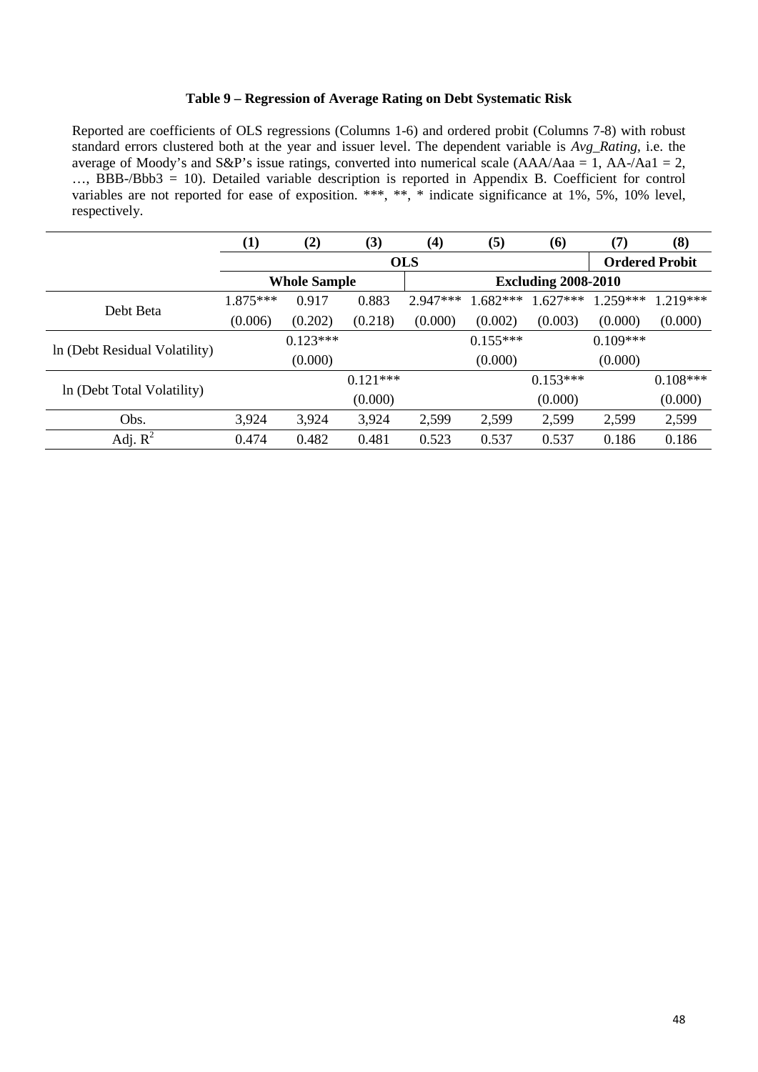### Table 9 – Regression of Average Rating on Debt Systematic Risk

Reported are coefficients of OLS regressions (Columns 1-6) and ordered probit (Columns 7-8) with robust standard errors clustered both at the year and issuer level. The dependent variable is *Avg_Rating*, i.e. the average of Moody's and S&P's issue ratings, converted into numerical scale (AAA/Aaa = 1, AA-/Aa1 = 2, …, BBB-/Bbb3 = 10). Detailed variable description is reported in Appendix B. Coefficient for control variables are not reported for ease of exposition. ***, **, * indicate significance at 1%, 5%, 10% level, respectively.

| | (1) | (2) | (3) | (4) | (5) | (6) | (7) | (8) |
|---|---|---|---|---|---|---|---|---|
| | OLS | | | | | | Ordered Probit | |
| | Whole Sample | | | Excluding 2008-2010 | | | | |
| Debt Beta | 1.875*** | 0.917 | 0.883 | 2.947*** | 1.682*** | 1.627*** | 1.259*** | 1.219*** |
| | (0.006) | (0.202) | (0.218) | (0.000) | (0.002) | (0.003) | (0.000) | (0.000) |
| ln (Debt Residual Volatility) | | 0.123*** | | | 0.155*** | | 0.109*** | |
| | | (0.000) | | | (0.000) | | (0.000) | |
| ln (Debt Total Volatility) | | | 0.121*** | | | 0.153*** | | 0.108*** |
| | | | (0.000) | | | (0.000) | | (0.000) |
| Obs. | 3,924 | 3,924 | 3,924 | 2,599 | 2,599 | 2,599 | 2,599 | 2,599 |
| Adj. $R^2$ | 0.474 | 0.482 | 0.481 | 0.523 | 0.537 | 0.537 | 0.186 | 0.186 |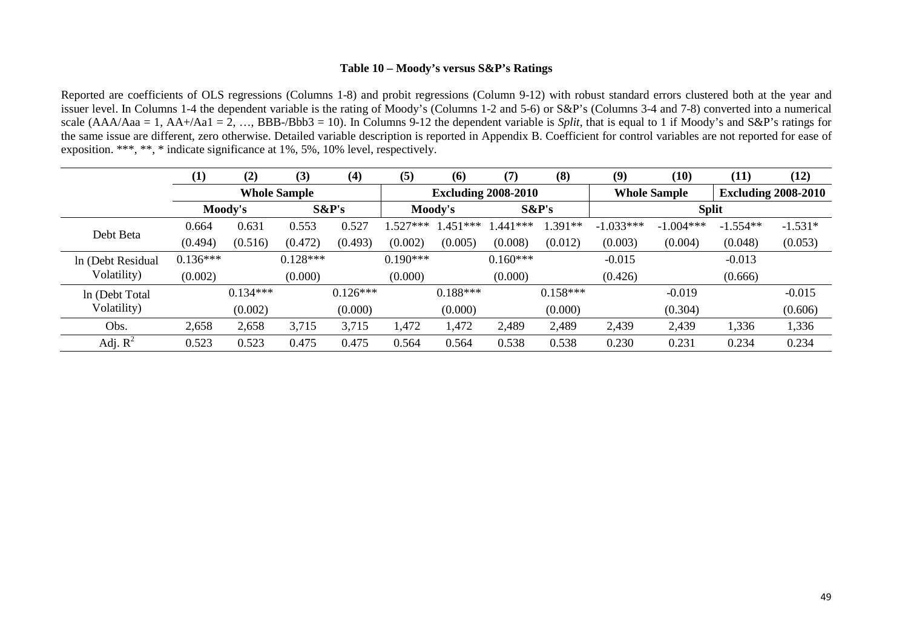### Table 10 – Moody's versus S&P's Ratings

Reported are coefficients of OLS regressions (Columns 1-8) and probit regressions (Column 9-12) with robust standard errors clustered both at the year and issuer level. In Columns 1-4 the dependent variable is the rating of Moody's (Columns 1-2 and 5-6) or S&P's (Columns 3-4 and 7-8) converted into a numerical scale (AAA/Aaa = 1, AA+/Aa1 = 2, …, BBB-/Bbb3 = 10). In Columns 9-12 the dependent variable is *Split*, that is equal to 1 if Moody's and S&P's ratings for the same issue are different, zero otherwise. Detailed variable description is reported in Appendix B. Coefficient for control variables are not reported for ease of exposition. ***, **, * indicate significance at 1%, 5%, 10% level, respectively.

| | (1) | (2) | (3) | (4) | (5) | (6) | (7) | (8) | (9) | (10) | (11) | (12) |
|---|---|---|---|---|---|---|---|---|---|---|---|---|
| | Whole Sample | | | | Excluding 2008-2010 | | | | Whole Sample | | Excluding 2008-2010 | |
| | Moody's | | S&P's | | Moody's | | S&P's | | Split | | | |
| Debt Beta | 0.664 | 0.631 | 0.553 | 0.527 | 1.527*** | 1.451*** | 1.441*** | 1.391** | -1.033*** | -1.004*** | -1.554** | -1.531* |
| | (0.494) | (0.516) | (0.472) | (0.493) | (0.002) | (0.005) | (0.008) | (0.012) | (0.003) | (0.004) | (0.048) | (0.053) |
| ln (Debt Residual Volatility) | 0.136*** | | 0.128*** | | 0.190*** | | 0.160*** | | -0.015 | | -0.013 | |
| | (0.002) | | (0.000) | | (0.000) | | (0.000) | | (0.426) | | (0.666) | |
| ln (Debt Total Volatility) | | 0.134*** | | 0.126*** | | 0.188*** | | 0.158*** | | -0.019 | | -0.015 |
| | | (0.002) | | (0.000) | | (0.000) | | (0.000) | | (0.304) | | (0.606) |
| Obs. | 2,658 | 2,658 | 3,715 | 3,715 | 1,472 | 1,472 | 2,489 | 2,489 | 2,439 | 2,439 | 1,336 | 1,336 |
| Adj. $R^2$ | 0.523 | 0.523 | 0.475 | 0.475 | 0.564 | 0.564 | 0.538 | 0.538 | 0.230 | 0.231 | 0.234 | 0.234 |